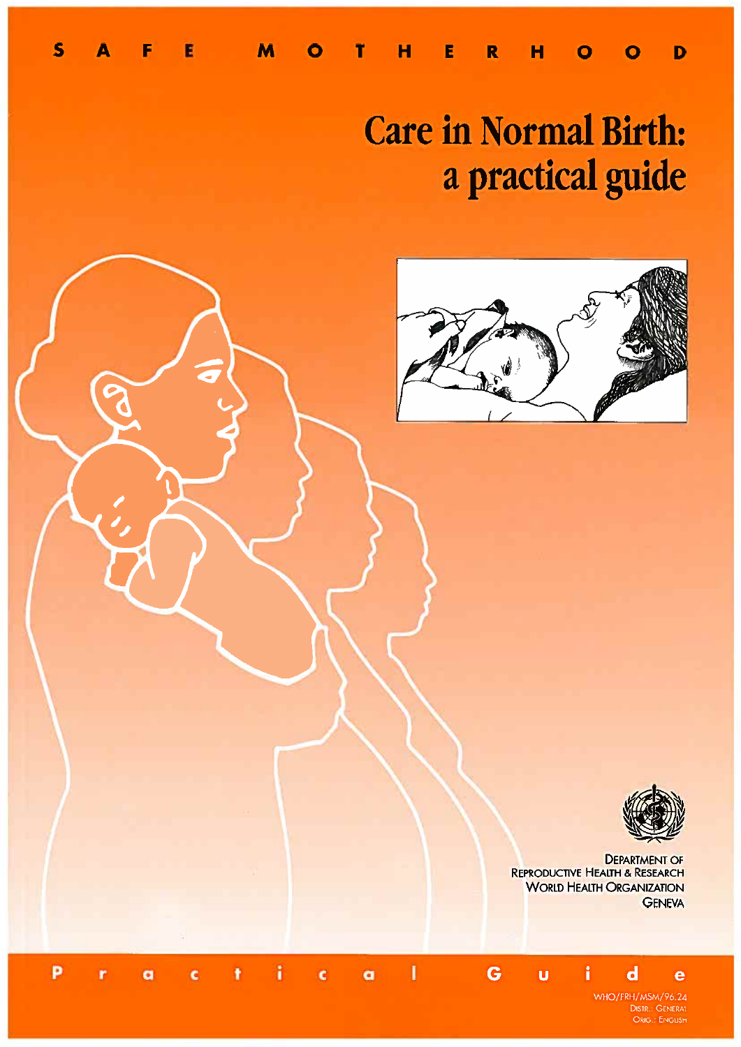SAFE MOTHERHOOD

# Care in Normal Birth: a practical guide

DEPARTMENT OF REPRODUCTIVE HEALTH & RESEARCH
WORLD HEALTH ORGANIZATION
GENEVA

Practical Guide

WHO/FRH/MSM/96.24
DISTR.: GENERAL
ORIG.: ENGLISH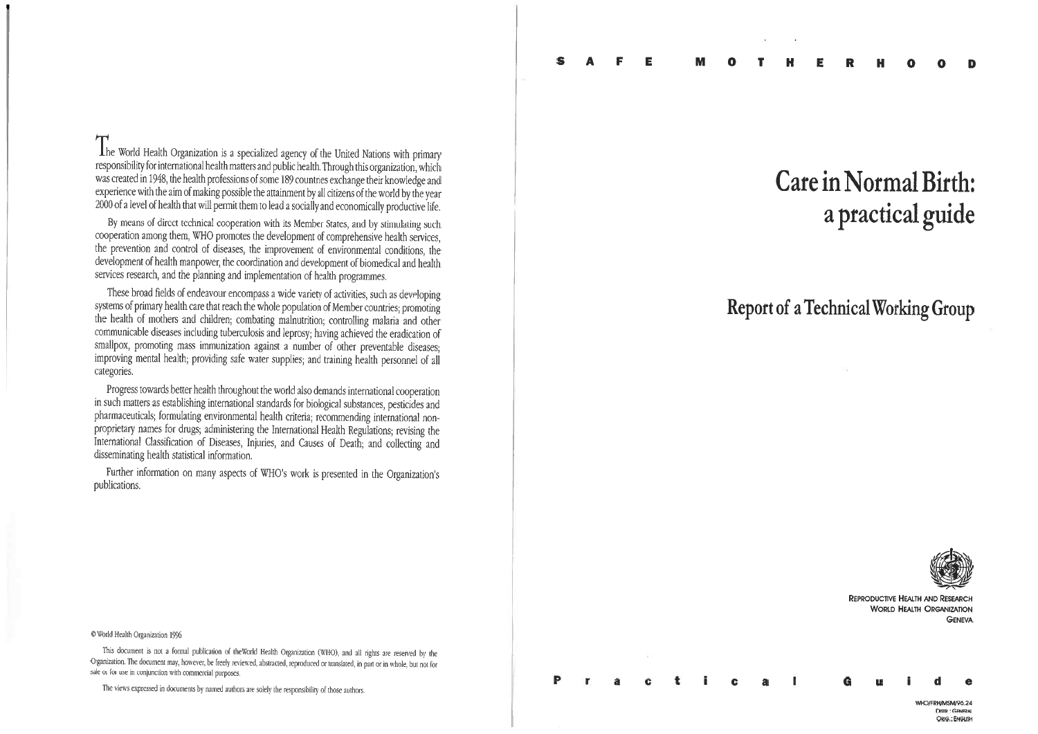The World Health Organization is a specialized agency of the United Nations with primary responsibility for international health matters and public health. Through this organization, which was created in 1948, the health professions of some 189 countries exchange their knowledge and experience with the aim of making possible the attainment by all citizens of the world by the year 2000 of a level of health that will permit them to lead a socially and economically productive life.

By means of direct technical cooperation with its Member States, and by stimulating such cooperation among them, WHO promotes the development of comprehensive health services, the prevention and control of diseases, the improvement of environmental conditions, the development of health manpower, the coordination and development of biomedical and health services research, and the planning and implementation of health programmes.

These broad fields of endeavour encompass a wide variety of activities, such as developing systems of primary health care that reach the whole population of Member countries; promoting the health of mothers and children; combating malnutrition; controlling malaria and other communicable diseases including tuberculosis and leprosy; having achieved the eradication of smallpox, promoting mass immunization against a number of other preventable diseases; improving mental health; providing safe water supplies; and training health personnel of all categories.

Progress towards better health throughout the world also demands international cooperation in such matters as establishing international standards for biological substances, pesticides and pharmaceuticals; formulating environmental health criteria; recommending international non-proprietary names for drugs; administering the International Health Regulations; revising the International Classification of Diseases, Injuries, and Causes of Death; and collecting and disseminating health statistical information.

Further information on many aspects of WHO's work is presented in the Organization's publications.

© World Health Organization 1996

This document is not a formal publication of the World Health Organization (WHO), and all rights are reserved by the Organization. The document may, however, be freely reviewed, abstracted, reproduced or translated, in part or in whole, but not for sale or for use in conjunction with commercial purposes.

The views expressed in documents by named authors are solely the responsibility of those authors.

S A F E M O T H E R H O O D

# Care in Normal Birth: a practical guide

## Report of a Technical Working Group

REPRODUCTIVE HEALTH AND RESEARCH
WORLD HEALTH ORGANIZATION
GENEVA

P r a c t i c a l G u i d e

WHO/FRH/MSM/96.24
DISTR.: GENERAL
ORIG.: ENGLISH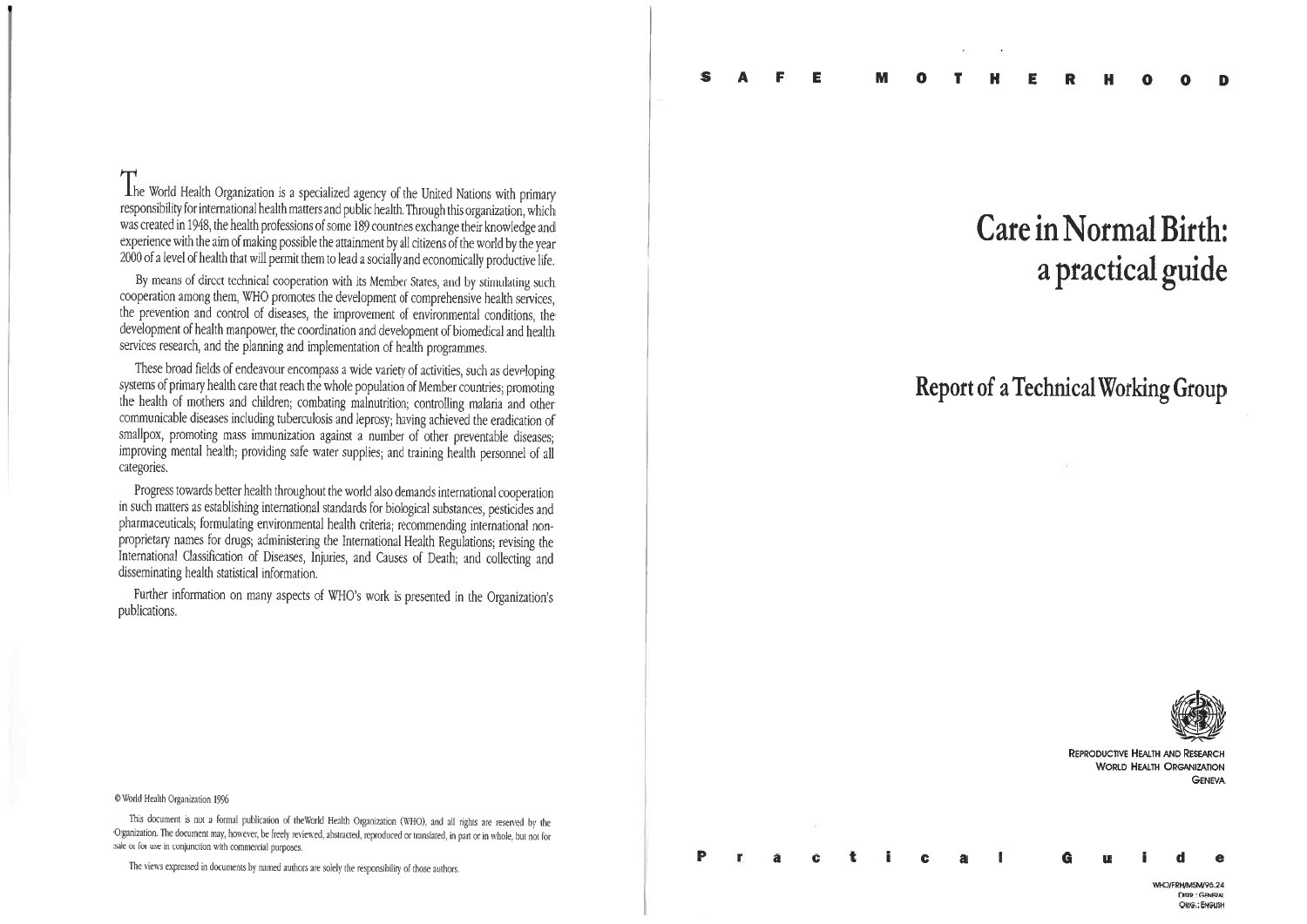The World Health Organization is a specialized agency of the United Nations with primary responsibility for international health matters and public health. Through this organization, which was created in 1948, the health professions of some 189 countries exchange their knowledge and experience with the aim of making possible the attainment by all citizens of the world by the year 2000 of a level of health that will permit them to lead a socially and economically productive life.

By means of direct technical cooperation with its Member States, and by stimulating such cooperation among them, WHO promotes the development of comprehensive health services, the prevention and control of diseases, the improvement of environmental conditions, the development of health manpower, the coordination and development of biomedical and health services research, and the planning and implementation of health programmes.

These broad fields of endeavour encompass a wide variety of activities, such as developing systems of primary health care that reach the whole population of Member countries; promoting the health of mothers and children; combating malnutrition; controlling malaria and other communicable diseases including tuberculosis and leprosy; having achieved the eradication of smallpox, promoting mass immunization against a number of other preventable diseases; improving mental health; providing safe water supplies; and training health personnel of all categories.

Progress towards better health throughout the world also demands international cooperation in such matters as establishing international standards for biological substances, pesticides and pharmaceuticals; formulating environmental health criteria; recommending international non-proprietary names for drugs; administering the International Health Regulations; revising the International Classification of Diseases, Injuries, and Causes of Death; and collecting and disseminating health statistical information.

Further information on many aspects of WHO's work is presented in the Organization's publications.

© World Health Organization 1996

This document is not a formal publication of the World Health Organization (WHO), and all rights are reserved by the Organization. The document may, however, be freely reviewed, abstracted, reproduced or translated, in part or in whole, but not for sale or for use in conjunction with commercial purposes.

The views expressed in documents by named authors are solely the responsibility of those authors.

SAFE MOTHERHOOD

# Care in Normal Birth: a practical guide

## Report of a Technical Working Group

REPRODUCTIVE HEALTH AND RESEARCH
WORLD HEALTH ORGANIZATION
GENEVA

Practical Guide

WHO/FRH/MSM/96.24
DISTR.: GENERAL
ORIG.: ENGLISH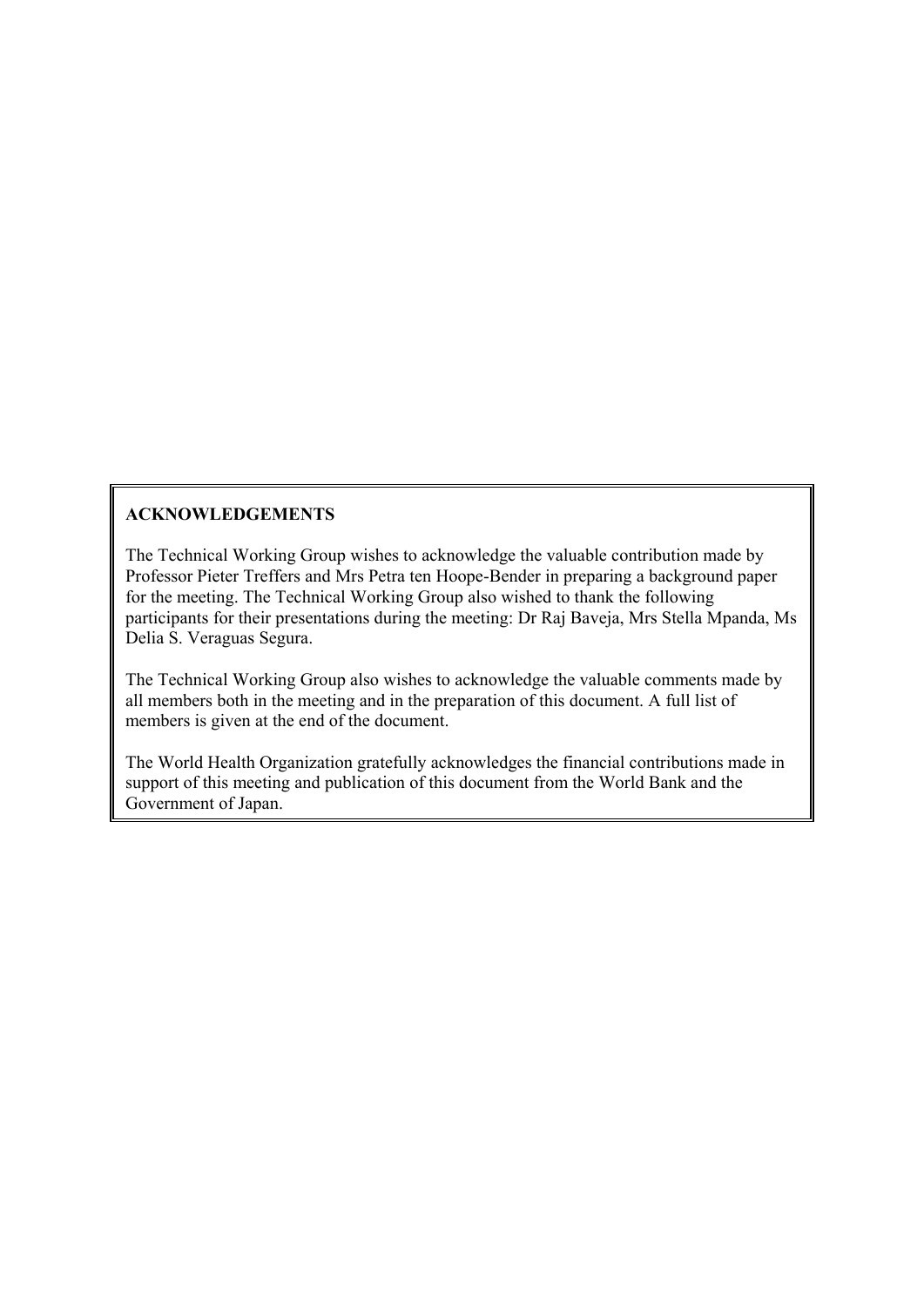## ACKNOWLEDGEMENTS

The Technical Working Group wishes to acknowledge the valuable contribution made by Professor Pieter Treffers and Mrs Petra ten Hoope-Bender in preparing a background paper for the meeting. The Technical Working Group also wished to thank the following participants for their presentations during the meeting: Dr Raj Baveja, Mrs Stella Mpanda, Ms Delia S. Veraguas Segura.

The Technical Working Group also wishes to acknowledge the valuable comments made by all members both in the meeting and in the preparation of this document. A full list of members is given at the end of the document.

The World Health Organization gratefully acknowledges the financial contributions made in support of this meeting and publication of this document from the World Bank and the Government of Japan.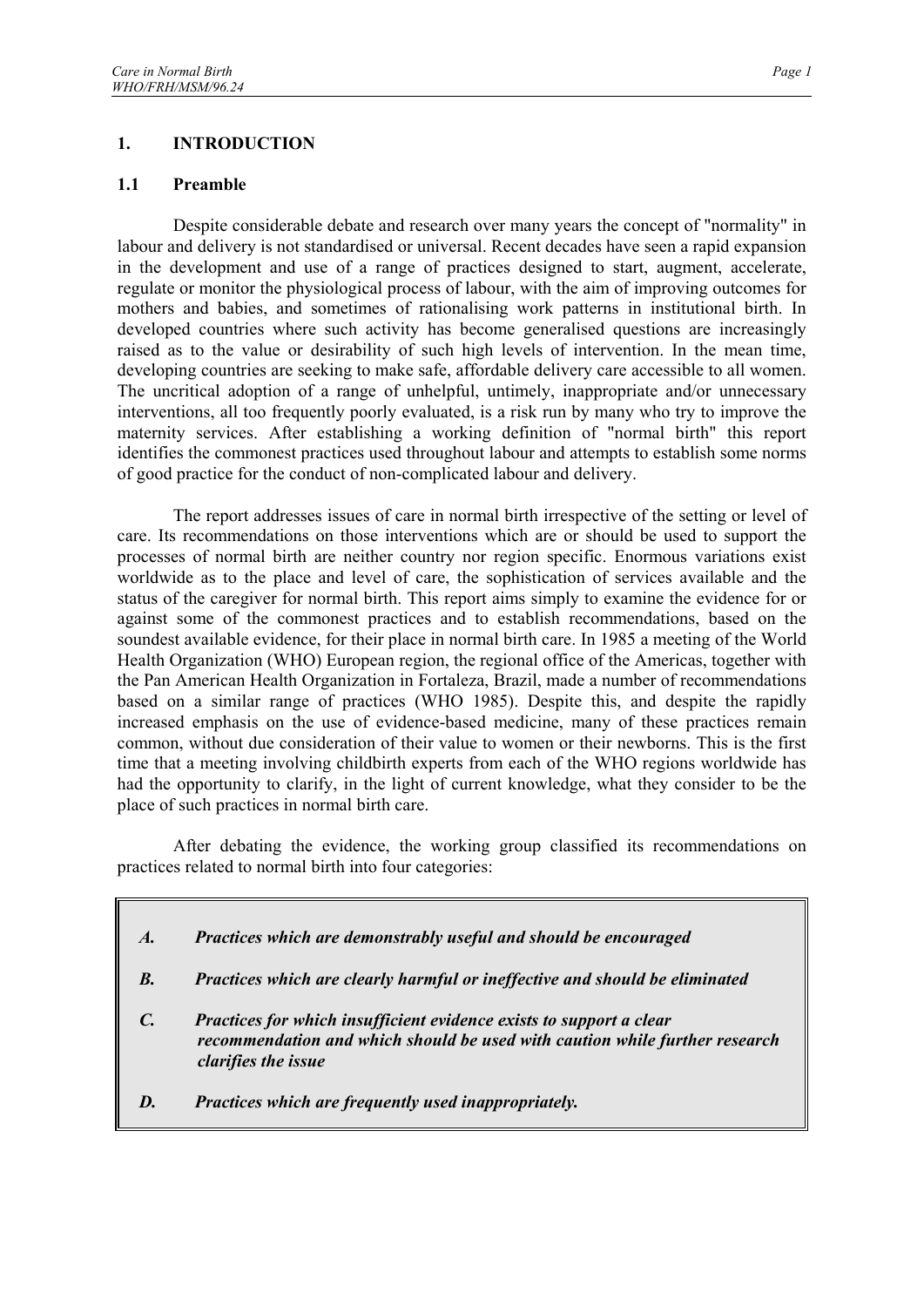## 1. INTRODUCTION

### 1.1 Preamble

Despite considerable debate and research over many years the concept of "normality" in labour and delivery is not standardised or universal. Recent decades have seen a rapid expansion in the development and use of a range of practices designed to start, augment, accelerate, regulate or monitor the physiological process of labour, with the aim of improving outcomes for mothers and babies, and sometimes of rationalising work patterns in institutional birth. In developed countries where such activity has become generalised questions are increasingly raised as to the value or desirability of such high levels of intervention. In the mean time, developing countries are seeking to make safe, affordable delivery care accessible to all women. The uncritical adoption of a range of unhelpful, untimely, inappropriate and/or unnecessary interventions, all too frequently poorly evaluated, is a risk run by many who try to improve the maternity services. After establishing a working definition of "normal birth" this report identifies the commonest practices used throughout labour and attempts to establish some norms of good practice for the conduct of non-complicated labour and delivery.

The report addresses issues of care in normal birth irrespective of the setting or level of care. Its recommendations on those interventions which are or should be used to support the processes of normal birth are neither country nor region specific. Enormous variations exist worldwide as to the place and level of care, the sophistication of services available and the status of the caregiver for normal birth. This report aims simply to examine the evidence for or against some of the commonest practices and to establish recommendations, based on the soundest available evidence, for their place in normal birth care. In 1985 a meeting of the World Health Organization (WHO) European region, the regional office of the Americas, together with the Pan American Health Organization in Fortaleza, Brazil, made a number of recommendations based on a similar range of practices (WHO 1985). Despite this, and despite the rapidly increased emphasis on the use of evidence-based medicine, many of these practices remain common, without due consideration of their value to women or their newborns. This is the first time that a meeting involving childbirth experts from each of the WHO regions worldwide has had the opportunity to clarify, in the light of current knowledge, what they consider to be the place of such practices in normal birth care.

After debating the evidence, the working group classified its recommendations on practices related to normal birth into four categories:

- ***A. Practices which are demonstrably useful and should be encouraged***
- ***B. Practices which are clearly harmful or ineffective and should be eliminated***
- ***C. Practices for which insufficient evidence exists to support a clear recommendation and which should be used with caution while further research clarifies the issue***
- ***D. Practices which are frequently used inappropriately.***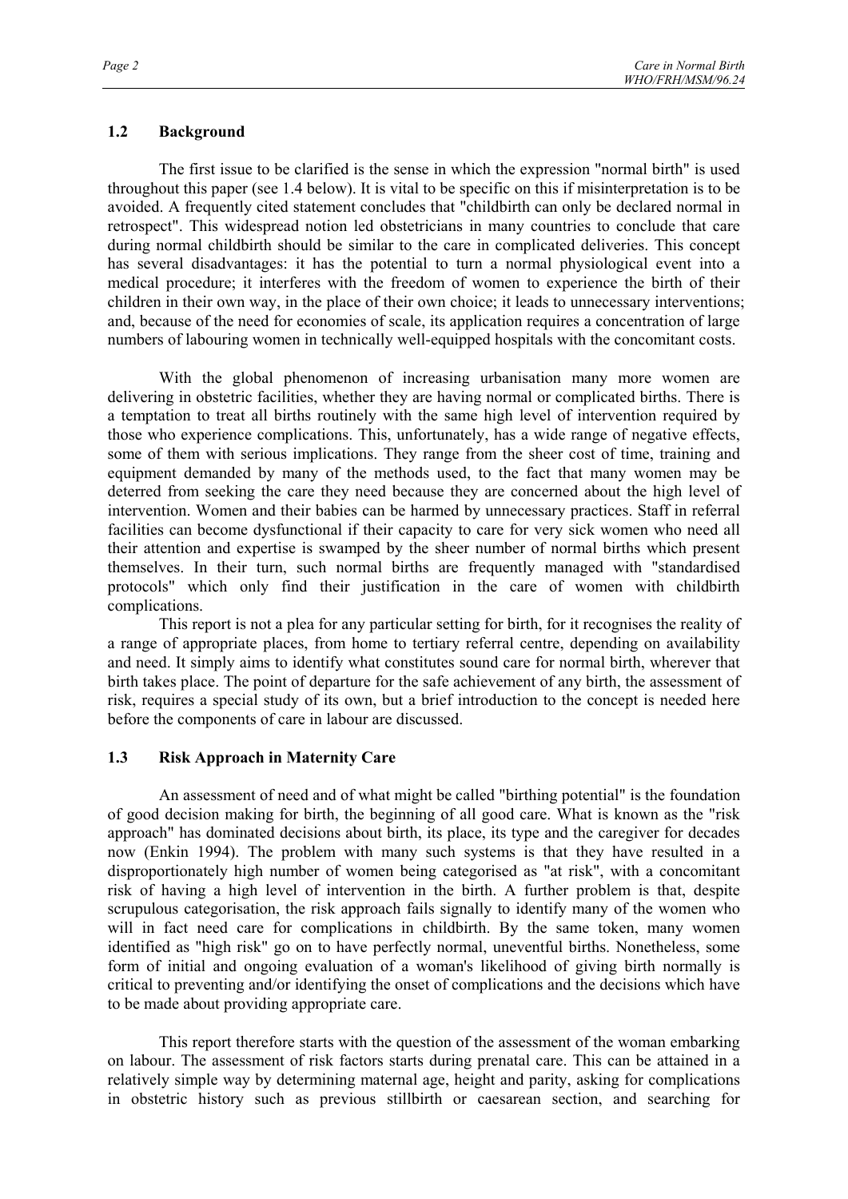### 1.2 Background

The first issue to be clarified is the sense in which the expression "normal birth" is used throughout this paper (see 1.4 below). It is vital to be specific on this if misinterpretation is to be avoided. A frequently cited statement concludes that "childbirth can only be declared normal in retrospect". This widespread notion led obstetricians in many countries to conclude that care during normal childbirth should be similar to the care in complicated deliveries. This concept has several disadvantages: it has the potential to turn a normal physiological event into a medical procedure; it interferes with the freedom of women to experience the birth of their children in their own way, in the place of their own choice; it leads to unnecessary interventions; and, because of the need for economies of scale, its application requires a concentration of large numbers of labouring women in technically well-equipped hospitals with the concomitant costs.

With the global phenomenon of increasing urbanisation many more women are delivering in obstetric facilities, whether they are having normal or complicated births. There is a temptation to treat all births routinely with the same high level of intervention required by those who experience complications. This, unfortunately, has a wide range of negative effects, some of them with serious implications. They range from the sheer cost of time, training and equipment demanded by many of the methods used, to the fact that many women may be deterred from seeking the care they need because they are concerned about the high level of intervention. Women and their babies can be harmed by unnecessary practices. Staff in referral facilities can become dysfunctional if their capacity to care for very sick women who need all their attention and expertise is swamped by the sheer number of normal births which present themselves. In their turn, such normal births are frequently managed with "standardised protocols" which only find their justification in the care of women with childbirth complications.

This report is not a plea for any particular setting for birth, for it recognises the reality of a range of appropriate places, from home to tertiary referral centre, depending on availability and need. It simply aims to identify what constitutes sound care for normal birth, wherever that birth takes place. The point of departure for the safe achievement of any birth, the assessment of risk, requires a special study of its own, but a brief introduction to the concept is needed here before the components of care in labour are discussed.

### 1.3 Risk Approach in Maternity Care

An assessment of need and of what might be called "birthing potential" is the foundation of good decision making for birth, the beginning of all good care. What is known as the "risk approach" has dominated decisions about birth, its place, its type and the caregiver for decades now (Enkin 1994). The problem with many such systems is that they have resulted in a disproportionately high number of women being categorised as "at risk", with a concomitant risk of having a high level of intervention in the birth. A further problem is that, despite scrupulous categorisation, the risk approach fails signally to identify many of the women who will in fact need care for complications in childbirth. By the same token, many women identified as "high risk" go on to have perfectly normal, uneventful births. Nonetheless, some form of initial and ongoing evaluation of a woman's likelihood of giving birth normally is critical to preventing and/or identifying the onset of complications and the decisions which have to be made about providing appropriate care.

This report therefore starts with the question of the assessment of the woman embarking on labour. The assessment of risk factors starts during prenatal care. This can be attained in a relatively simple way by determining maternal age, height and parity, asking for complications in obstetric history such as previous stillbirth or caesarean section, and searching for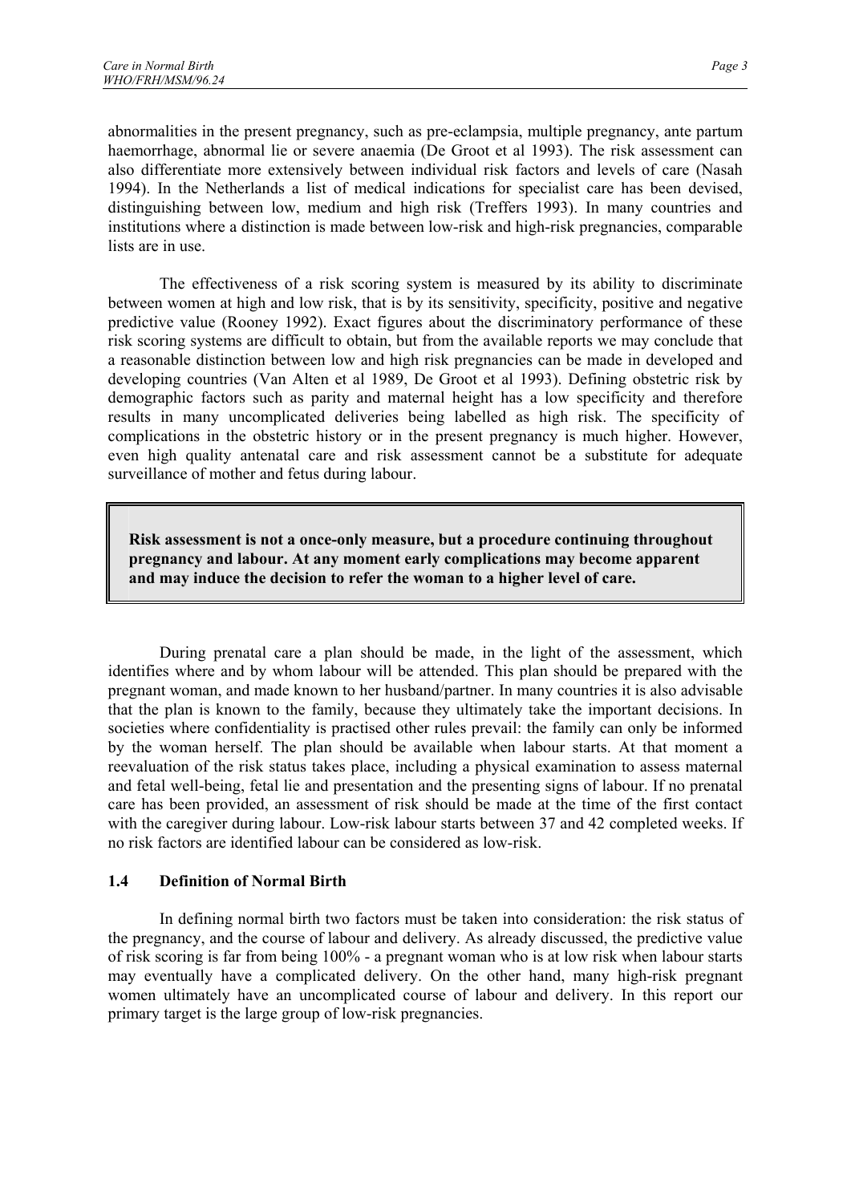abnormalities in the present pregnancy, such as pre-eclampsia, multiple pregnancy, ante partum haemorrhage, abnormal lie or severe anaemia (De Groot et al 1993). The risk assessment can also differentiate more extensively between individual risk factors and levels of care (Nasah 1994). In the Netherlands a list of medical indications for specialist care has been devised, distinguishing between low, medium and high risk (Treffers 1993). In many countries and institutions where a distinction is made between low-risk and high-risk pregnancies, comparable lists are in use.

The effectiveness of a risk scoring system is measured by its ability to discriminate between women at high and low risk, that is by its sensitivity, specificity, positive and negative predictive value (Rooney 1992). Exact figures about the discriminatory performance of these risk scoring systems are difficult to obtain, but from the available reports we may conclude that a reasonable distinction between low and high risk pregnancies can be made in developed and developing countries (Van Alten et al 1989, De Groot et al 1993). Defining obstetric risk by demographic factors such as parity and maternal height has a low specificity and therefore results in many uncomplicated deliveries being labelled as high risk. The specificity of complications in the obstetric history or in the present pregnancy is much higher. However, even high quality antenatal care and risk assessment cannot be a substitute for adequate surveillance of mother and fetus during labour.

> **Risk assessment is not a once-only measure, but a procedure continuing throughout pregnancy and labour. At any moment early complications may become apparent and may induce the decision to refer the woman to a higher level of care.**

During prenatal care a plan should be made, in the light of the assessment, which identifies where and by whom labour will be attended. This plan should be prepared with the pregnant woman, and made known to her husband/partner. In many countries it is also advisable that the plan is known to the family, because they ultimately take the important decisions. In societies where confidentiality is practised other rules prevail: the family can only be informed by the woman herself. The plan should be available when labour starts. At that moment a reevaluation of the risk status takes place, including a physical examination to assess maternal and fetal well-being, fetal lie and presentation and the presenting signs of labour. If no prenatal care has been provided, an assessment of risk should be made at the time of the first contact with the caregiver during labour. Low-risk labour starts between 37 and 42 completed weeks. If no risk factors are identified labour can be considered as low-risk.

### 1.4 Definition of Normal Birth

In defining normal birth two factors must be taken into consideration: the risk status of the pregnancy, and the course of labour and delivery. As already discussed, the predictive value of risk scoring is far from being 100% - a pregnant woman who is at low risk when labour starts may eventually have a complicated delivery. On the other hand, many high-risk pregnant women ultimately have an uncomplicated course of labour and delivery. In this report our primary target is the large group of low-risk pregnancies.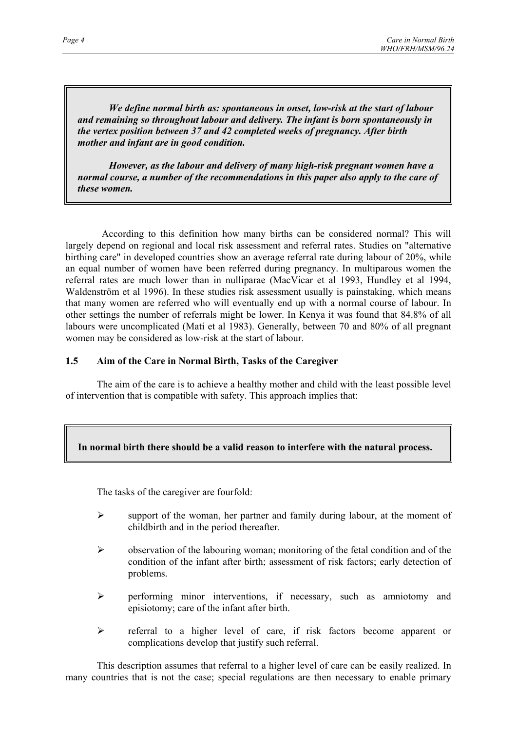***We define normal birth as: spontaneous in onset, low-risk at the start of labour and remaining so throughout labour and delivery. The infant is born spontaneously in the vertex position between 37 and 42 completed weeks of pregnancy. After birth mother and infant are in good condition.***

***However, as the labour and delivery of many high-risk pregnant women have a normal course, a number of the recommendations in this paper also apply to the care of these women.***

According to this definition how many births can be considered normal? This will largely depend on regional and local risk assessment and referral rates. Studies on "alternative birthing care" in developed countries show an average referral rate during labour of 20%, while an equal number of women have been referred during pregnancy. In multiparous women the referral rates are much lower than in nulliparae (MacVicar et al 1993, Hundley et al 1994, Waldenström et al 1996). In these studies risk assessment usually is painstaking, which means that many women are referred who will eventually end up with a normal course of labour. In other settings the number of referrals might be lower. In Kenya it was found that 84.8% of all labours were uncomplicated (Mati et al 1983). Generally, between 70 and 80% of all pregnant women may be considered as low-risk at the start of labour.

### 1.5 Aim of the Care in Normal Birth, Tasks of the Caregiver

The aim of the care is to achieve a healthy mother and child with the least possible level of intervention that is compatible with safety. This approach implies that:

**In normal birth there should be a valid reason to interfere with the natural process.**

The tasks of the caregiver are fourfold:

- support of the woman, her partner and family during labour, at the moment of childbirth and in the period thereafter.
- observation of the labouring woman; monitoring of the fetal condition and of the condition of the infant after birth; assessment of risk factors; early detection of problems.
- performing minor interventions, if necessary, such as amniotomy and episiotomy; care of the infant after birth.
- referral to a higher level of care, if risk factors become apparent or complications develop that justify such referral.

This description assumes that referral to a higher level of care can be easily realized. In many countries that is not the case; special regulations are then necessary to enable primary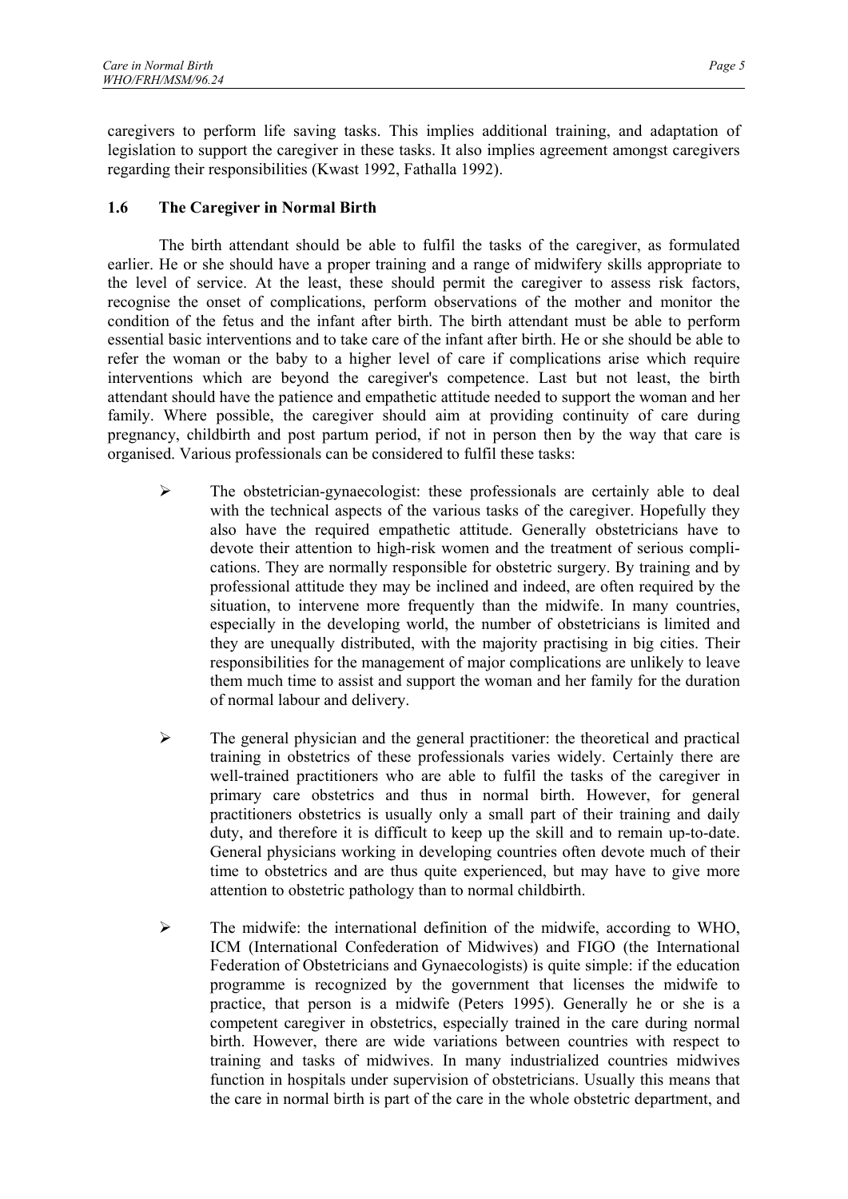caregivers to perform life saving tasks. This implies additional training, and adaptation of legislation to support the caregiver in these tasks. It also implies agreement amongst caregivers regarding their responsibilities (Kwast 1992, Fathalla 1992).

### 1.6 The Caregiver in Normal Birth

The birth attendant should be able to fulfil the tasks of the caregiver, as formulated earlier. He or she should have a proper training and a range of midwifery skills appropriate to the level of service. At the least, these should permit the caregiver to assess risk factors, recognise the onset of complications, perform observations of the mother and monitor the condition of the fetus and the infant after birth. The birth attendant must be able to perform essential basic interventions and to take care of the infant after birth. He or she should be able to refer the woman or the baby to a higher level of care if complications arise which require interventions which are beyond the caregiver's competence. Last but not least, the birth attendant should have the patience and empathetic attitude needed to support the woman and her family. Where possible, the caregiver should aim at providing continuity of care during pregnancy, childbirth and post partum period, if not in person then by the way that care is organised. Various professionals can be considered to fulfil these tasks:

- The obstetrician-gynaecologist: these professionals are certainly able to deal with the technical aspects of the various tasks of the caregiver. Hopefully they also have the required empathetic attitude. Generally obstetricians have to devote their attention to high-risk women and the treatment of serious complications. They are normally responsible for obstetric surgery. By training and by professional attitude they may be inclined and indeed, are often required by the situation, to intervene more frequently than the midwife. In many countries, especially in the developing world, the number of obstetricians is limited and they are unequally distributed, with the majority practising in big cities. Their responsibilities for the management of major complications are unlikely to leave them much time to assist and support the woman and her family for the duration of normal labour and delivery.

- The general physician and the general practitioner: the theoretical and practical training in obstetrics of these professionals varies widely. Certainly there are well-trained practitioners who are able to fulfil the tasks of the caregiver in primary care obstetrics and thus in normal birth. However, for general practitioners obstetrics is usually only a small part of their training and daily duty, and therefore it is difficult to keep up the skill and to remain up-to-date. General physicians working in developing countries often devote much of their time to obstetrics and are thus quite experienced, but may have to give more attention to obstetric pathology than to normal childbirth.

- The midwife: the international definition of the midwife, according to WHO, ICM (International Confederation of Midwives) and FIGO (the International Federation of Obstetricians and Gynaecologists) is quite simple: if the education programme is recognized by the government that licenses the midwife to practice, that person is a midwife (Peters 1995). Generally he or she is a competent caregiver in obstetrics, especially trained in the care during normal birth. However, there are wide variations between countries with respect to training and tasks of midwives. In many industrialized countries midwives function in hospitals under supervision of obstetricians. Usually this means that the care in normal birth is part of the care in the whole obstetric department, and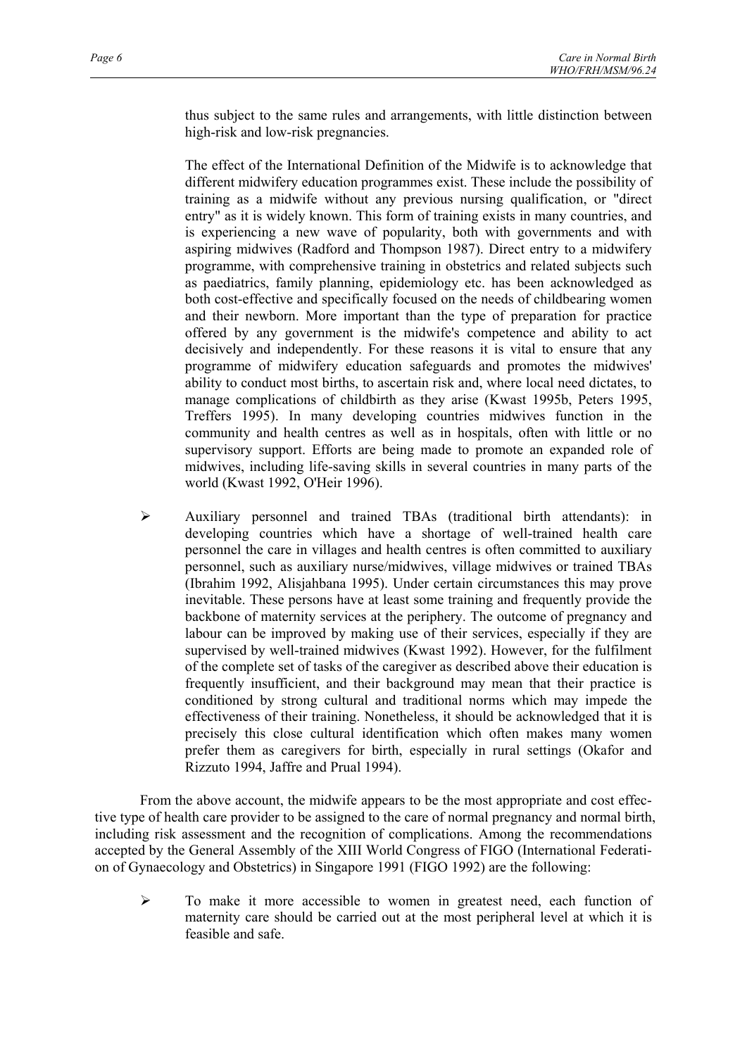thus subject to the same rules and arrangements, with little distinction between high-risk and low-risk pregnancies.

The effect of the International Definition of the Midwife is to acknowledge that different midwifery education programmes exist. These include the possibility of training as a midwife without any previous nursing qualification, or "direct entry" as it is widely known. This form of training exists in many countries, and is experiencing a new wave of popularity, both with governments and with aspiring midwives (Radford and Thompson 1987). Direct entry to a midwifery programme, with comprehensive training in obstetrics and related subjects such as paediatrics, family planning, epidemiology etc. has been acknowledged as both cost-effective and specifically focused on the needs of childbearing women and their newborn. More important than the type of preparation for practice offered by any government is the midwife's competence and ability to act decisively and independently. For these reasons it is vital to ensure that any programme of midwifery education safeguards and promotes the midwives' ability to conduct most births, to ascertain risk and, where local need dictates, to manage complications of childbirth as they arise (Kwast 1995b, Peters 1995, Treffers 1995). In many developing countries midwives function in the community and health centres as well as in hospitals, often with little or no supervisory support. Efforts are being made to promote an expanded role of midwives, including life-saving skills in several countries in many parts of the world (Kwast 1992, O'Heir 1996).

- Auxiliary personnel and trained TBAs (traditional birth attendants): in developing countries which have a shortage of well-trained health care personnel the care in villages and health centres is often committed to auxiliary personnel, such as auxiliary nurse/midwives, village midwives or trained TBAs (Ibrahim 1992, Alisjahbana 1995). Under certain circumstances this may prove inevitable. These persons have at least some training and frequently provide the backbone of maternity services at the periphery. The outcome of pregnancy and labour can be improved by making use of their services, especially if they are supervised by well-trained midwives (Kwast 1992). However, for the fulfilment of the complete set of tasks of the caregiver as described above their education is frequently insufficient, and their background may mean that their practice is conditioned by strong cultural and traditional norms which may impede the effectiveness of their training. Nonetheless, it should be acknowledged that it is precisely this close cultural identification which often makes many women prefer them as caregivers for birth, especially in rural settings (Okafor and Rizzuto 1994, Jaffre and Prual 1994).

From the above account, the midwife appears to be the most appropriate and cost effective type of health care provider to be assigned to the care of normal pregnancy and normal birth, including risk assessment and the recognition of complications. Among the recommendations accepted by the General Assembly of the XIII World Congress of FIGO (International Federation of Gynaecology and Obstetrics) in Singapore 1991 (FIGO 1992) are the following:

- To make it more accessible to women in greatest need, each function of maternity care should be carried out at the most peripheral level at which it is feasible and safe.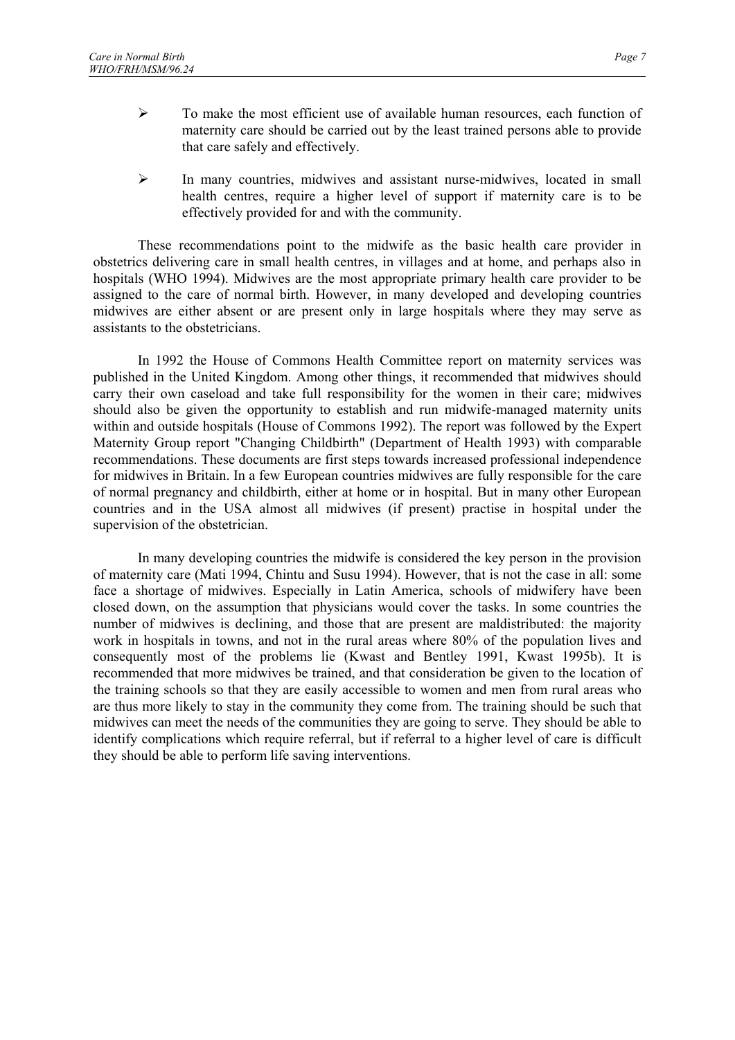- To make the most efficient use of available human resources, each function of maternity care should be carried out by the least trained persons able to provide that care safely and effectively.

- In many countries, midwives and assistant nurse-midwives, located in small health centres, require a higher level of support if maternity care is to be effectively provided for and with the community.

These recommendations point to the midwife as the basic health care provider in obstetrics delivering care in small health centres, in villages and at home, and perhaps also in hospitals (WHO 1994). Midwives are the most appropriate primary health care provider to be assigned to the care of normal birth. However, in many developed and developing countries midwives are either absent or are present only in large hospitals where they may serve as assistants to the obstetricians.

In 1992 the House of Commons Health Committee report on maternity services was published in the United Kingdom. Among other things, it recommended that midwives should carry their own caseload and take full responsibility for the women in their care; midwives should also be given the opportunity to establish and run midwife-managed maternity units within and outside hospitals (House of Commons 1992). The report was followed by the Expert Maternity Group report "Changing Childbirth" (Department of Health 1993) with comparable recommendations. These documents are first steps towards increased professional independence for midwives in Britain. In a few European countries midwives are fully responsible for the care of normal pregnancy and childbirth, either at home or in hospital. But in many other European countries and in the USA almost all midwives (if present) practise in hospital under the supervision of the obstetrician.

In many developing countries the midwife is considered the key person in the provision of maternity care (Mati 1994, Chintu and Susu 1994). However, that is not the case in all: some face a shortage of midwives. Especially in Latin America, schools of midwifery have been closed down, on the assumption that physicians would cover the tasks. In some countries the number of midwives is declining, and those that are present are maldistributed: the majority work in hospitals in towns, and not in the rural areas where 80% of the population lives and consequently most of the problems lie (Kwast and Bentley 1991, Kwast 1995b). It is recommended that more midwives be trained, and that consideration be given to the location of the training schools so that they are easily accessible to women and men from rural areas who are thus more likely to stay in the community they come from. The training should be such that midwives can meet the needs of the communities they are going to serve. They should be able to identify complications which require referral, but if referral to a higher level of care is difficult they should be able to perform life saving interventions.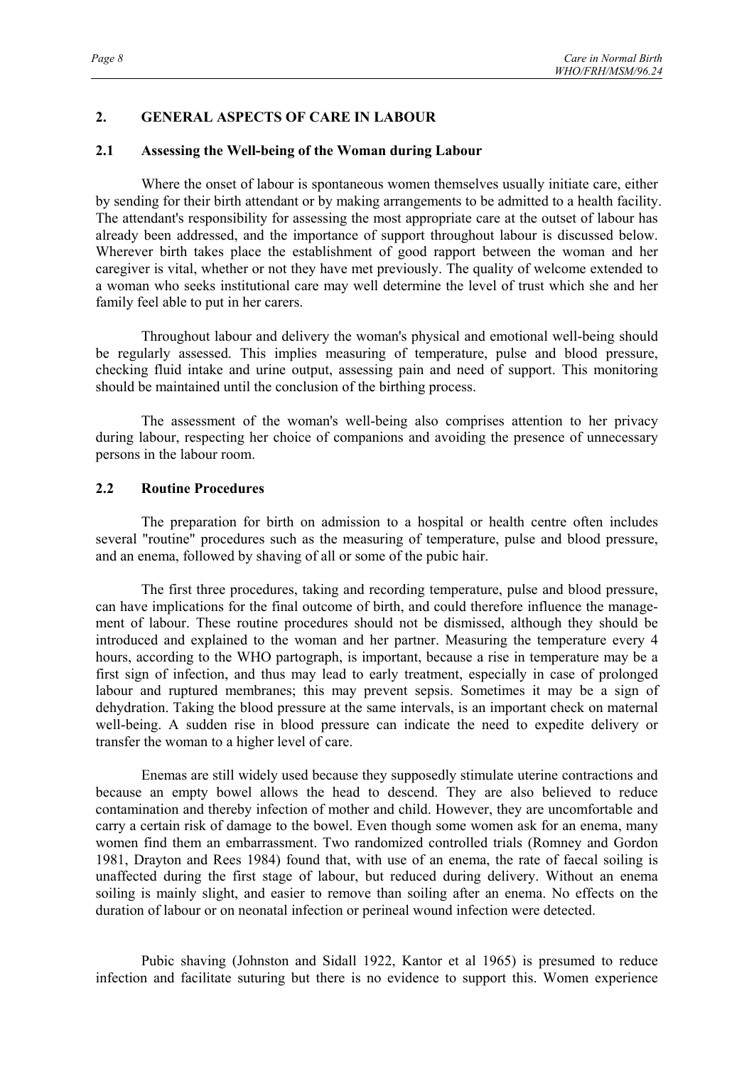## 2. GENERAL ASPECTS OF CARE IN LABOUR

### 2.1 Assessing the Well-being of the Woman during Labour

Where the onset of labour is spontaneous women themselves usually initiate care, either by sending for their birth attendant or by making arrangements to be admitted to a health facility. The attendant's responsibility for assessing the most appropriate care at the outset of labour has already been addressed, and the importance of support throughout labour is discussed below. Wherever birth takes place the establishment of good rapport between the woman and her caregiver is vital, whether or not they have met previously. The quality of welcome extended to a woman who seeks institutional care may well determine the level of trust which she and her family feel able to put in her carers.

Throughout labour and delivery the woman's physical and emotional well-being should be regularly assessed. This implies measuring of temperature, pulse and blood pressure, checking fluid intake and urine output, assessing pain and need of support. This monitoring should be maintained until the conclusion of the birthing process.

The assessment of the woman's well-being also comprises attention to her privacy during labour, respecting her choice of companions and avoiding the presence of unnecessary persons in the labour room.

### 2.2 Routine Procedures

The preparation for birth on admission to a hospital or health centre often includes several "routine" procedures such as the measuring of temperature, pulse and blood pressure, and an enema, followed by shaving of all or some of the pubic hair.

The first three procedures, taking and recording temperature, pulse and blood pressure, can have implications for the final outcome of birth, and could therefore influence the management of labour. These routine procedures should not be dismissed, although they should be introduced and explained to the woman and her partner. Measuring the temperature every 4 hours, according to the WHO partograph, is important, because a rise in temperature may be a first sign of infection, and thus may lead to early treatment, especially in case of prolonged labour and ruptured membranes; this may prevent sepsis. Sometimes it may be a sign of dehydration. Taking the blood pressure at the same intervals, is an important check on maternal well-being. A sudden rise in blood pressure can indicate the need to expedite delivery or transfer the woman to a higher level of care.

Enemas are still widely used because they supposedly stimulate uterine contractions and because an empty bowel allows the head to descend. They are also believed to reduce contamination and thereby infection of mother and child. However, they are uncomfortable and carry a certain risk of damage to the bowel. Even though some women ask for an enema, many women find them an embarrassment. Two randomized controlled trials (Romney and Gordon 1981, Drayton and Rees 1984) found that, with use of an enema, the rate of faecal soiling is unaffected during the first stage of labour, but reduced during delivery. Without an enema soiling is mainly slight, and easier to remove than soiling after an enema. No effects on the duration of labour or on neonatal infection or perineal wound infection were detected.

Pubic shaving (Johnston and Sidall 1922, Kantor et al 1965) is presumed to reduce infection and facilitate suturing but there is no evidence to support this. Women experience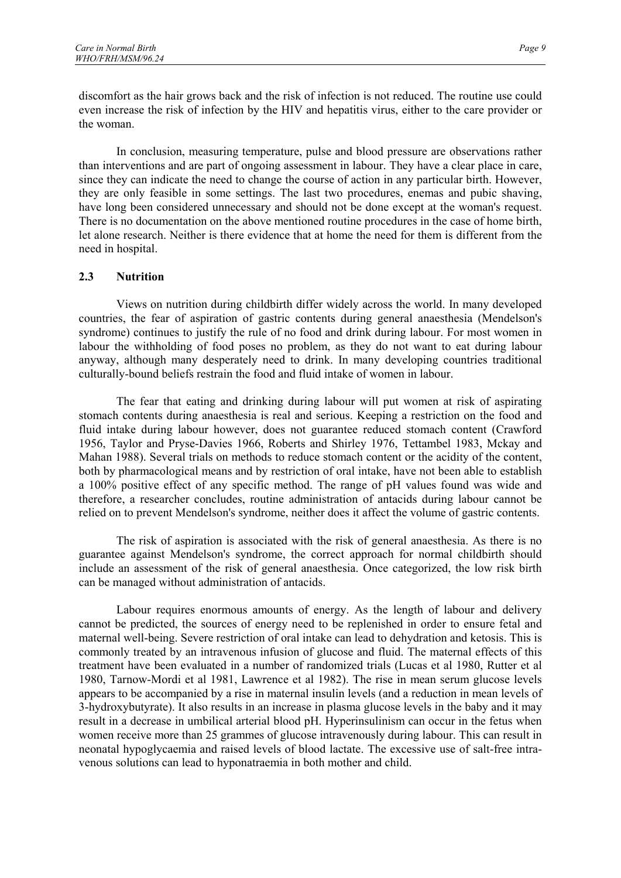discomfort as the hair grows back and the risk of infection is not reduced. The routine use could even increase the risk of infection by the HIV and hepatitis virus, either to the care provider or the woman.

In conclusion, measuring temperature, pulse and blood pressure are observations rather than interventions and are part of ongoing assessment in labour. They have a clear place in care, since they can indicate the need to change the course of action in any particular birth. However, they are only feasible in some settings. The last two procedures, enemas and pubic shaving, have long been considered unnecessary and should not be done except at the woman's request. There is no documentation on the above mentioned routine procedures in the case of home birth, let alone research. Neither is there evidence that at home the need for them is different from the need in hospital.

## 2.3 Nutrition

Views on nutrition during childbirth differ widely across the world. In many developed countries, the fear of aspiration of gastric contents during general anaesthesia (Mendelson's syndrome) continues to justify the rule of no food and drink during labour. For most women in labour the withholding of food poses no problem, as they do not want to eat during labour anyway, although many desperately need to drink. In many developing countries traditional culturally-bound beliefs restrain the food and fluid intake of women in labour.

The fear that eating and drinking during labour will put women at risk of aspirating stomach contents during anaesthesia is real and serious. Keeping a restriction on the food and fluid intake during labour however, does not guarantee reduced stomach content (Crawford 1956, Taylor and Pryse-Davies 1966, Roberts and Shirley 1976, Tettambel 1983, Mckay and Mahan 1988). Several trials on methods to reduce stomach content or the acidity of the content, both by pharmacological means and by restriction of oral intake, have not been able to establish a 100% positive effect of any specific method. The range of pH values found was wide and therefore, a researcher concludes, routine administration of antacids during labour cannot be relied on to prevent Mendelson's syndrome, neither does it affect the volume of gastric contents.

The risk of aspiration is associated with the risk of general anaesthesia. As there is no guarantee against Mendelson's syndrome, the correct approach for normal childbirth should include an assessment of the risk of general anaesthesia. Once categorized, the low risk birth can be managed without administration of antacids.

Labour requires enormous amounts of energy. As the length of labour and delivery cannot be predicted, the sources of energy need to be replenished in order to ensure fetal and maternal well-being. Severe restriction of oral intake can lead to dehydration and ketosis. This is commonly treated by an intravenous infusion of glucose and fluid. The maternal effects of this treatment have been evaluated in a number of randomized trials (Lucas et al 1980, Rutter et al 1980, Tarnow-Mordi et al 1981, Lawrence et al 1982). The rise in mean serum glucose levels appears to be accompanied by a rise in maternal insulin levels (and a reduction in mean levels of 3-hydroxybutyrate). It also results in an increase in plasma glucose levels in the baby and it may result in a decrease in umbilical arterial blood pH. Hyperinsulinism can occur in the fetus when women receive more than 25 grammes of glucose intravenously during labour. This can result in neonatal hypoglycaemia and raised levels of blood lactate. The excessive use of salt-free intravenous solutions can lead to hyponatraemia in both mother and child.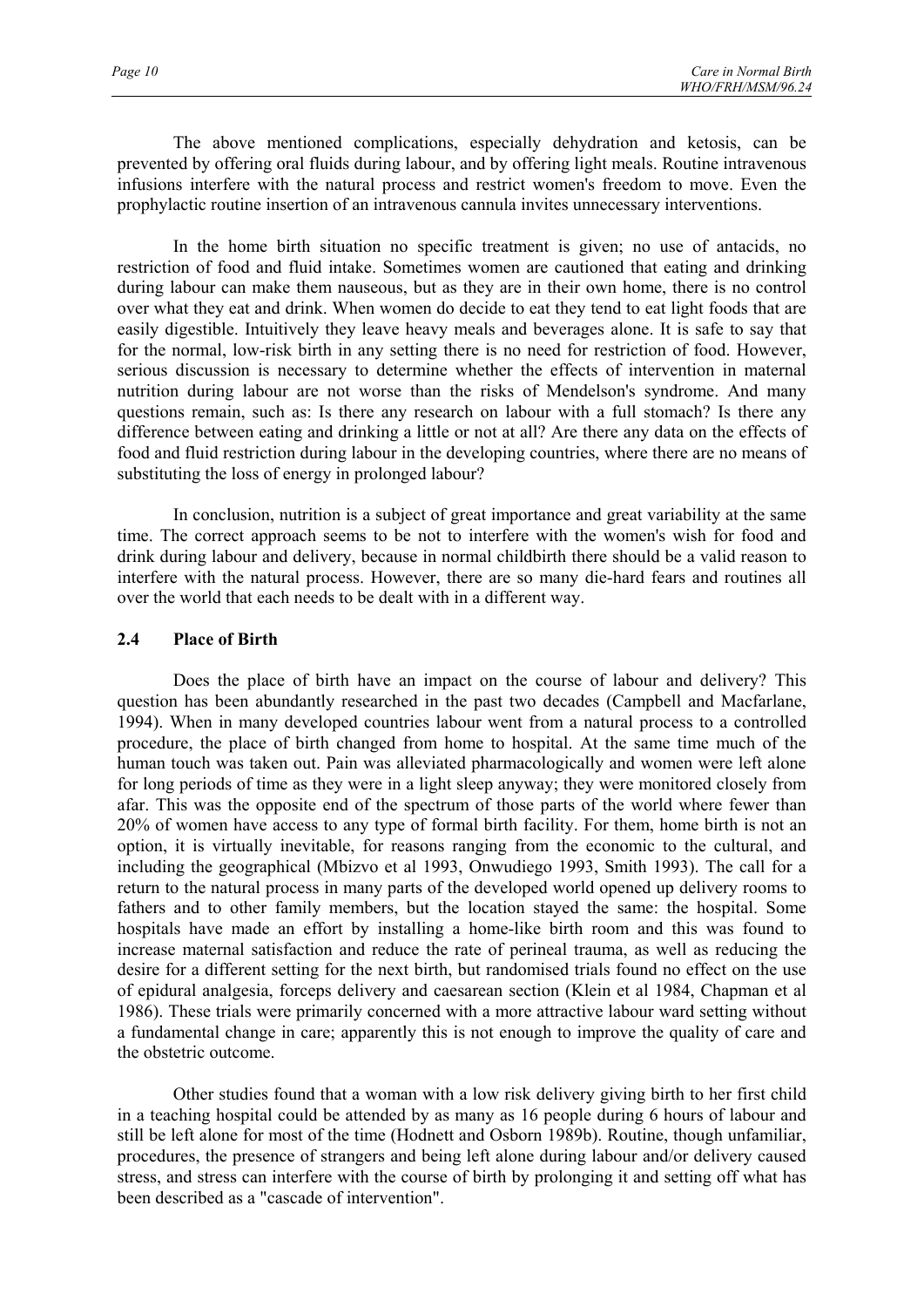The above mentioned complications, especially dehydration and ketosis, can be prevented by offering oral fluids during labour, and by offering light meals. Routine intravenous infusions interfere with the natural process and restrict women's freedom to move. Even the prophylactic routine insertion of an intravenous cannula invites unnecessary interventions.

In the home birth situation no specific treatment is given; no use of antacids, no restriction of food and fluid intake. Sometimes women are cautioned that eating and drinking during labour can make them nauseous, but as they are in their own home, there is no control over what they eat and drink. When women do decide to eat they tend to eat light foods that are easily digestible. Intuitively they leave heavy meals and beverages alone. It is safe to say that for the normal, low-risk birth in any setting there is no need for restriction of food. However, serious discussion is necessary to determine whether the effects of intervention in maternal nutrition during labour are not worse than the risks of Mendelson's syndrome. And many questions remain, such as: Is there any research on labour with a full stomach? Is there any difference between eating and drinking a little or not at all? Are there any data on the effects of food and fluid restriction during labour in the developing countries, where there are no means of substituting the loss of energy in prolonged labour?

In conclusion, nutrition is a subject of great importance and great variability at the same time. The correct approach seems to be not to interfere with the women's wish for food and drink during labour and delivery, because in normal childbirth there should be a valid reason to interfere with the natural process. However, there are so many die-hard fears and routines all over the world that each needs to be dealt with in a different way.

### 2.4 Place of Birth

Does the place of birth have an impact on the course of labour and delivery? This question has been abundantly researched in the past two decades (Campbell and Macfarlane, 1994). When in many developed countries labour went from a natural process to a controlled procedure, the place of birth changed from home to hospital. At the same time much of the human touch was taken out. Pain was alleviated pharmacologically and women were left alone for long periods of time as they were in a light sleep anyway; they were monitored closely from afar. This was the opposite end of the spectrum of those parts of the world where fewer than 20% of women have access to any type of formal birth facility. For them, home birth is not an option, it is virtually inevitable, for reasons ranging from the economic to the cultural, and including the geographical (Mbizvo et al 1993, Onwudiego 1993, Smith 1993). The call for a return to the natural process in many parts of the developed world opened up delivery rooms to fathers and to other family members, but the location stayed the same: the hospital. Some hospitals have made an effort by installing a home-like birth room and this was found to increase maternal satisfaction and reduce the rate of perineal trauma, as well as reducing the desire for a different setting for the next birth, but randomised trials found no effect on the use of epidural analgesia, forceps delivery and caesarean section (Klein et al 1984, Chapman et al 1986). These trials were primarily concerned with a more attractive labour ward setting without a fundamental change in care; apparently this is not enough to improve the quality of care and the obstetric outcome.

Other studies found that a woman with a low risk delivery giving birth to her first child in a teaching hospital could be attended by as many as 16 people during 6 hours of labour and still be left alone for most of the time (Hodnett and Osborn 1989b). Routine, though unfamiliar, procedures, the presence of strangers and being left alone during labour and/or delivery caused stress, and stress can interfere with the course of birth by prolonging it and setting off what has been described as a "cascade of intervention".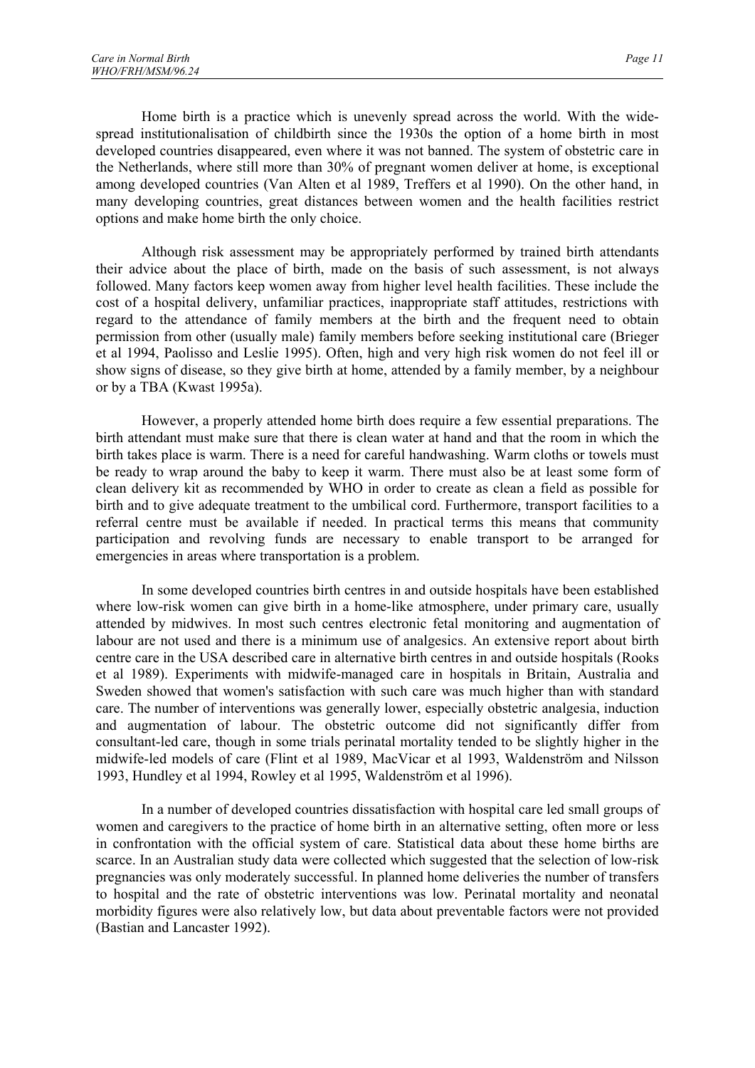Home birth is a practice which is unevenly spread across the world. With the wide-spread institutionalisation of childbirth since the 1930s the option of a home birth in most developed countries disappeared, even where it was not banned. The system of obstetric care in the Netherlands, where still more than 30% of pregnant women deliver at home, is exceptional among developed countries (Van Alten et al 1989, Treffers et al 1990). On the other hand, in many developing countries, great distances between women and the health facilities restrict options and make home birth the only choice.

Although risk assessment may be appropriately performed by trained birth attendants their advice about the place of birth, made on the basis of such assessment, is not always followed. Many factors keep women away from higher level health facilities. These include the cost of a hospital delivery, unfamiliar practices, inappropriate staff attitudes, restrictions with regard to the attendance of family members at the birth and the frequent need to obtain permission from other (usually male) family members before seeking institutional care (Brieger et al 1994, Paolisso and Leslie 1995). Often, high and very high risk women do not feel ill or show signs of disease, so they give birth at home, attended by a family member, by a neighbour or by a TBA (Kwast 1995a).

However, a properly attended home birth does require a few essential preparations. The birth attendant must make sure that there is clean water at hand and that the room in which the birth takes place is warm. There is a need for careful handwashing. Warm cloths or towels must be ready to wrap around the baby to keep it warm. There must also be at least some form of clean delivery kit as recommended by WHO in order to create as clean a field as possible for birth and to give adequate treatment to the umbilical cord. Furthermore, transport facilities to a referral centre must be available if needed. In practical terms this means that community participation and revolving funds are necessary to enable transport to be arranged for emergencies in areas where transportation is a problem.

In some developed countries birth centres in and outside hospitals have been established where low-risk women can give birth in a home-like atmosphere, under primary care, usually attended by midwives. In most such centres electronic fetal monitoring and augmentation of labour are not used and there is a minimum use of analgesics. An extensive report about birth centre care in the USA described care in alternative birth centres in and outside hospitals (Rooks et al 1989). Experiments with midwife-managed care in hospitals in Britain, Australia and Sweden showed that women's satisfaction with such care was much higher than with standard care. The number of interventions was generally lower, especially obstetric analgesia, induction and augmentation of labour. The obstetric outcome did not significantly differ from consultant-led care, though in some trials perinatal mortality tended to be slightly higher in the midwife-led models of care (Flint et al 1989, MacVicar et al 1993, Waldenström and Nilsson 1993, Hundley et al 1994, Rowley et al 1995, Waldenström et al 1996).

In a number of developed countries dissatisfaction with hospital care led small groups of women and caregivers to the practice of home birth in an alternative setting, often more or less in confrontation with the official system of care. Statistical data about these home births are scarce. In an Australian study data were collected which suggested that the selection of low-risk pregnancies was only moderately successful. In planned home deliveries the number of transfers to hospital and the rate of obstetric interventions was low. Perinatal mortality and neonatal morbidity figures were also relatively low, but data about preventable factors were not provided (Bastian and Lancaster 1992).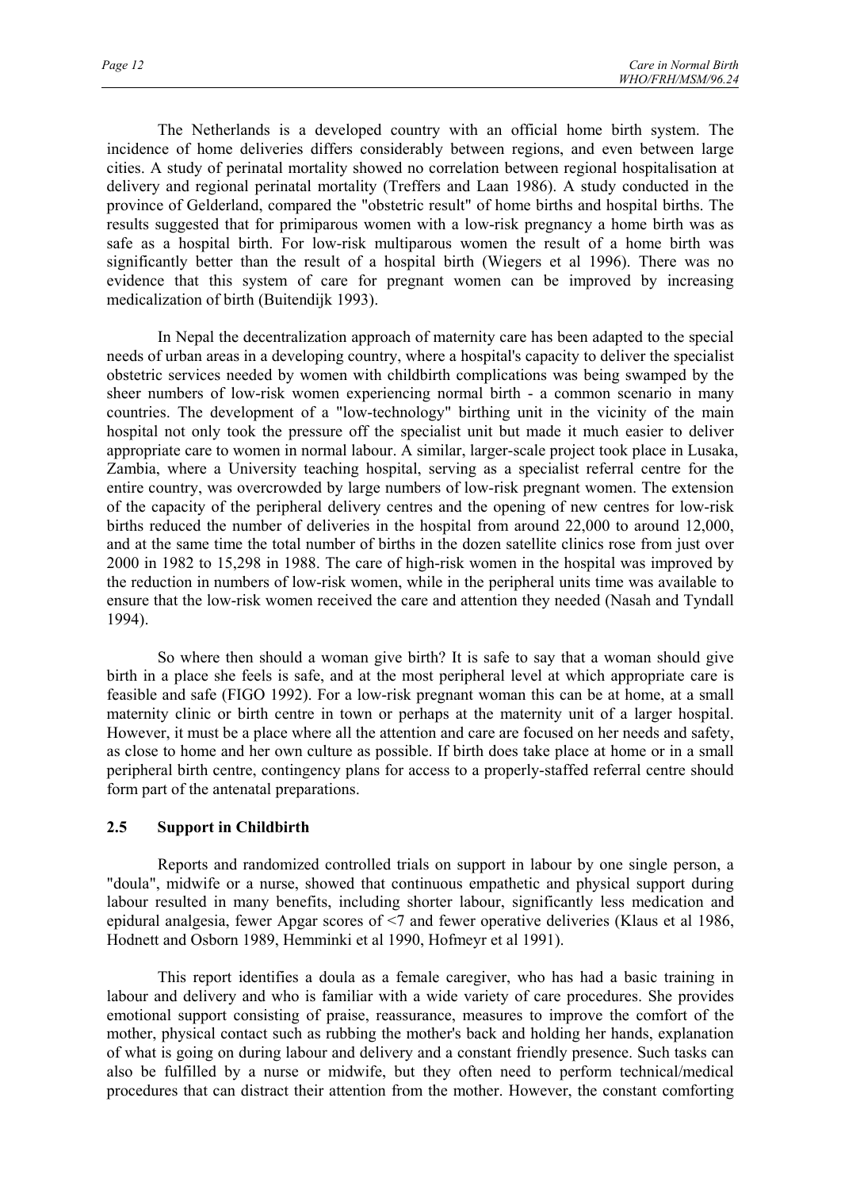The Netherlands is a developed country with an official home birth system. The incidence of home deliveries differs considerably between regions, and even between large cities. A study of perinatal mortality showed no correlation between regional hospitalisation at delivery and regional perinatal mortality (Treffers and Laan 1986). A study conducted in the province of Gelderland, compared the "obstetric result" of home births and hospital births. The results suggested that for primiparous women with a low-risk pregnancy a home birth was as safe as a hospital birth. For low-risk multiparous women the result of a home birth was significantly better than the result of a hospital birth (Wiegers et al 1996). There was no evidence that this system of care for pregnant women can be improved by increasing medicalization of birth (Buitendijk 1993).

In Nepal the decentralization approach of maternity care has been adapted to the special needs of urban areas in a developing country, where a hospital's capacity to deliver the specialist obstetric services needed by women with childbirth complications was being swamped by the sheer numbers of low-risk women experiencing normal birth - a common scenario in many countries. The development of a "low-technology" birthing unit in the vicinity of the main hospital not only took the pressure off the specialist unit but made it much easier to deliver appropriate care to women in normal labour. A similar, larger-scale project took place in Lusaka, Zambia, where a University teaching hospital, serving as a specialist referral centre for the entire country, was overcrowded by large numbers of low-risk pregnant women. The extension of the capacity of the peripheral delivery centres and the opening of new centres for low-risk births reduced the number of deliveries in the hospital from around 22,000 to around 12,000, and at the same time the total number of births in the dozen satellite clinics rose from just over 2000 in 1982 to 15,298 in 1988. The care of high-risk women in the hospital was improved by the reduction in numbers of low-risk women, while in the peripheral units time was available to ensure that the low-risk women received the care and attention they needed (Nasah and Tyndall 1994).

So where then should a woman give birth? It is safe to say that a woman should give birth in a place she feels is safe, and at the most peripheral level at which appropriate care is feasible and safe (FIGO 1992). For a low-risk pregnant woman this can be at home, at a small maternity clinic or birth centre in town or perhaps at the maternity unit of a larger hospital. However, it must be a place where all the attention and care are focused on her needs and safety, as close to home and her own culture as possible. If birth does take place at home or in a small peripheral birth centre, contingency plans for access to a properly-staffed referral centre should form part of the antenatal preparations.

## 2.5 Support in Childbirth

Reports and randomized controlled trials on support in labour by one single person, a "doula", midwife or a nurse, showed that continuous empathetic and physical support during labour resulted in many benefits, including shorter labour, significantly less medication and epidural analgesia, fewer Apgar scores of <7 and fewer operative deliveries (Klaus et al 1986, Hodnett and Osborn 1989, Hemminki et al 1990, Hofmeyr et al 1991).

This report identifies a doula as a female caregiver, who has had a basic training in labour and delivery and who is familiar with a wide variety of care procedures. She provides emotional support consisting of praise, reassurance, measures to improve the comfort of the mother, physical contact such as rubbing the mother's back and holding her hands, explanation of what is going on during labour and delivery and a constant friendly presence. Such tasks can also be fulfilled by a nurse or midwife, but they often need to perform technical/medical procedures that can distract their attention from the mother. However, the constant comforting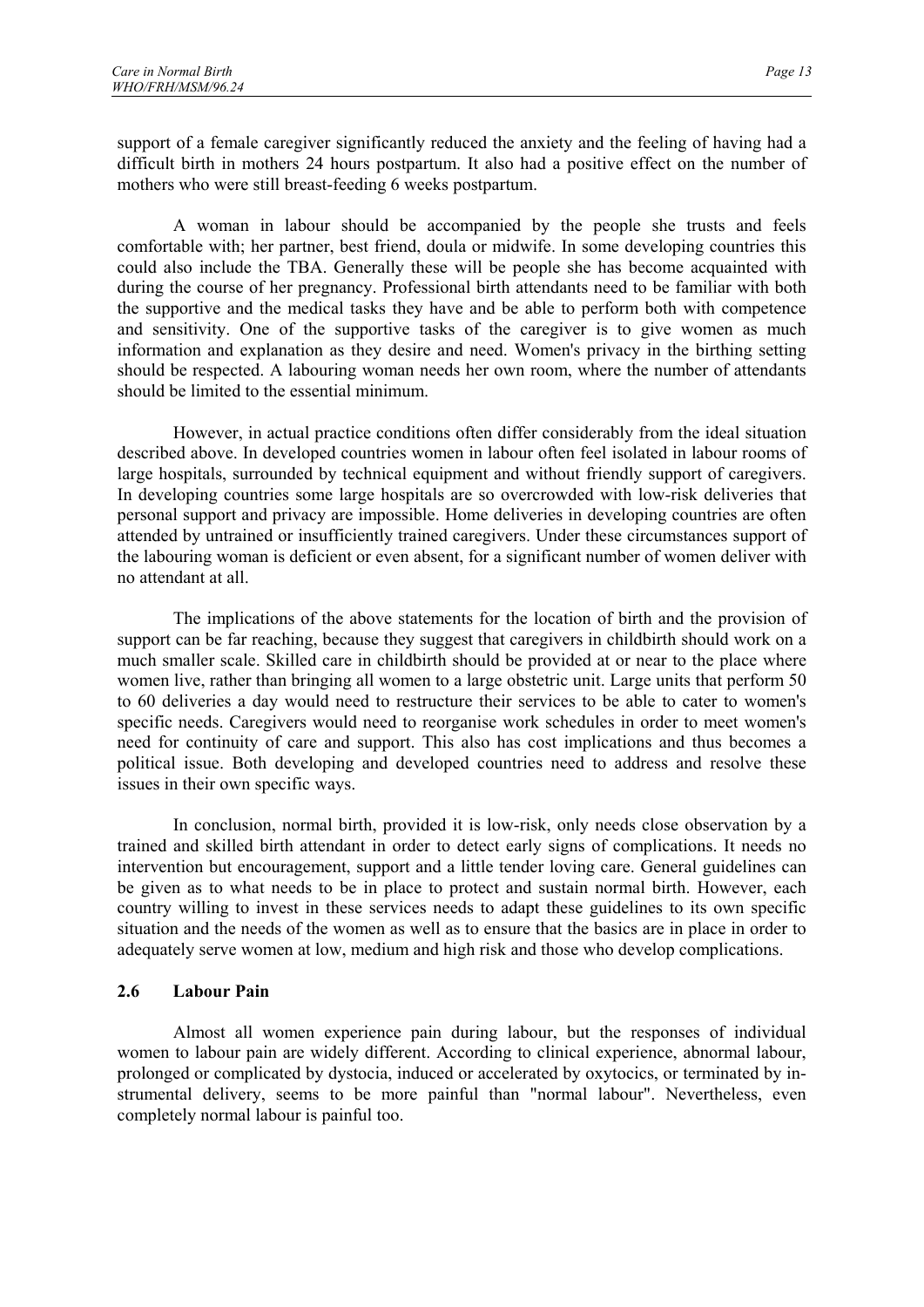support of a female caregiver significantly reduced the anxiety and the feeling of having had a difficult birth in mothers 24 hours postpartum. It also had a positive effect on the number of mothers who were still breast-feeding 6 weeks postpartum.

A woman in labour should be accompanied by the people she trusts and feels comfortable with; her partner, best friend, doula or midwife. In some developing countries this could also include the TBA. Generally these will be people she has become acquainted with during the course of her pregnancy. Professional birth attendants need to be familiar with both the supportive and the medical tasks they have and be able to perform both with competence and sensitivity. One of the supportive tasks of the caregiver is to give women as much information and explanation as they desire and need. Women's privacy in the birthing setting should be respected. A labouring woman needs her own room, where the number of attendants should be limited to the essential minimum.

However, in actual practice conditions often differ considerably from the ideal situation described above. In developed countries women in labour often feel isolated in labour rooms of large hospitals, surrounded by technical equipment and without friendly support of caregivers. In developing countries some large hospitals are so overcrowded with low-risk deliveries that personal support and privacy are impossible. Home deliveries in developing countries are often attended by untrained or insufficiently trained caregivers. Under these circumstances support of the labouring woman is deficient or even absent, for a significant number of women deliver with no attendant at all.

The implications of the above statements for the location of birth and the provision of support can be far reaching, because they suggest that caregivers in childbirth should work on a much smaller scale. Skilled care in childbirth should be provided at or near to the place where women live, rather than bringing all women to a large obstetric unit. Large units that perform 50 to 60 deliveries a day would need to restructure their services to be able to cater to women's specific needs. Caregivers would need to reorganise work schedules in order to meet women's need for continuity of care and support. This also has cost implications and thus becomes a political issue. Both developing and developed countries need to address and resolve these issues in their own specific ways.

In conclusion, normal birth, provided it is low-risk, only needs close observation by a trained and skilled birth attendant in order to detect early signs of complications. It needs no intervention but encouragement, support and a little tender loving care. General guidelines can be given as to what needs to be in place to protect and sustain normal birth. However, each country willing to invest in these services needs to adapt these guidelines to its own specific situation and the needs of the women as well as to ensure that the basics are in place in order to adequately serve women at low, medium and high risk and those who develop complications.

## 2.6 Labour Pain

Almost all women experience pain during labour, but the responses of individual women to labour pain are widely different. According to clinical experience, abnormal labour, prolonged or complicated by dystocia, induced or accelerated by oxytocics, or terminated by instrumental delivery, seems to be more painful than "normal labour". Nevertheless, even completely normal labour is painful too.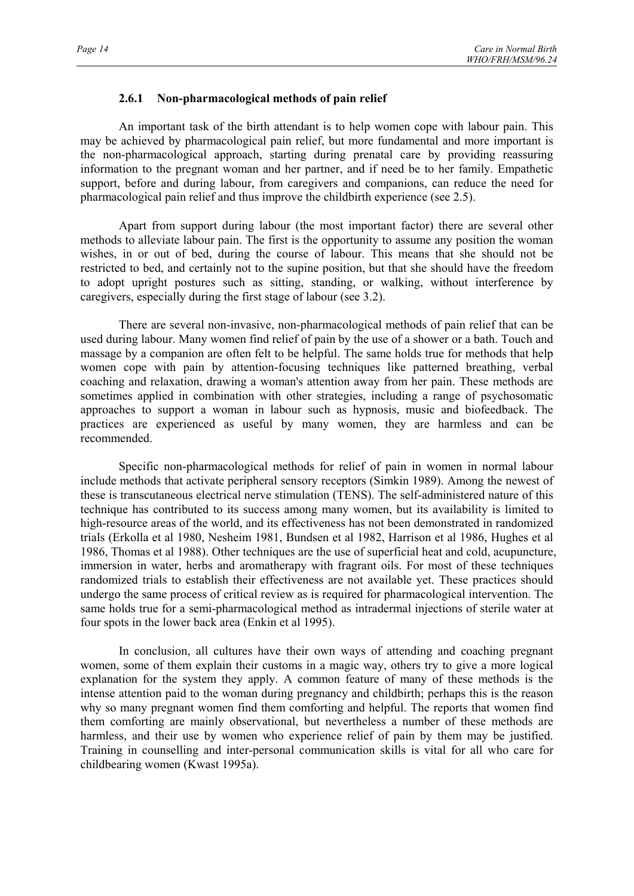### 2.6.1 Non-pharmacological methods of pain relief

An important task of the birth attendant is to help women cope with labour pain. This may be achieved by pharmacological pain relief, but more fundamental and more important is the non-pharmacological approach, starting during prenatal care by providing reassuring information to the pregnant woman and her partner, and if need be to her family. Empathetic support, before and during labour, from caregivers and companions, can reduce the need for pharmacological pain relief and thus improve the childbirth experience (see 2.5).

Apart from support during labour (the most important factor) there are several other methods to alleviate labour pain. The first is the opportunity to assume any position the woman wishes, in or out of bed, during the course of labour. This means that she should not be restricted to bed, and certainly not to the supine position, but that she should have the freedom to adopt upright postures such as sitting, standing, or walking, without interference by caregivers, especially during the first stage of labour (see 3.2).

There are several non-invasive, non-pharmacological methods of pain relief that can be used during labour. Many women find relief of pain by the use of a shower or a bath. Touch and massage by a companion are often felt to be helpful. The same holds true for methods that help women cope with pain by attention-focusing techniques like patterned breathing, verbal coaching and relaxation, drawing a woman's attention away from her pain. These methods are sometimes applied in combination with other strategies, including a range of psychosomatic approaches to support a woman in labour such as hypnosis, music and biofeedback. The practices are experienced as useful by many women, they are harmless and can be recommended.

Specific non-pharmacological methods for relief of pain in women in normal labour include methods that activate peripheral sensory receptors (Simkin 1989). Among the newest of these is transcutaneous electrical nerve stimulation (TENS). The self-administered nature of this technique has contributed to its success among many women, but its availability is limited to high-resource areas of the world, and its effectiveness has not been demonstrated in randomized trials (Erkolla et al 1980, Nesheim 1981, Bundsen et al 1982, Harrison et al 1986, Hughes et al 1986, Thomas et al 1988). Other techniques are the use of superficial heat and cold, acupuncture, immersion in water, herbs and aromatherapy with fragrant oils. For most of these techniques randomized trials to establish their effectiveness are not available yet. These practices should undergo the same process of critical review as is required for pharmacological intervention. The same holds true for a semi-pharmacological method as intradermal injections of sterile water at four spots in the lower back area (Enkin et al 1995).

In conclusion, all cultures have their own ways of attending and coaching pregnant women, some of them explain their customs in a magic way, others try to give a more logical explanation for the system they apply. A common feature of many of these methods is the intense attention paid to the woman during pregnancy and childbirth; perhaps this is the reason why so many pregnant women find them comforting and helpful. The reports that women find them comforting are mainly observational, but nevertheless a number of these methods are harmless, and their use by women who experience relief of pain by them may be justified. Training in counselling and inter-personal communication skills is vital for all who care for childbearing women (Kwast 1995a).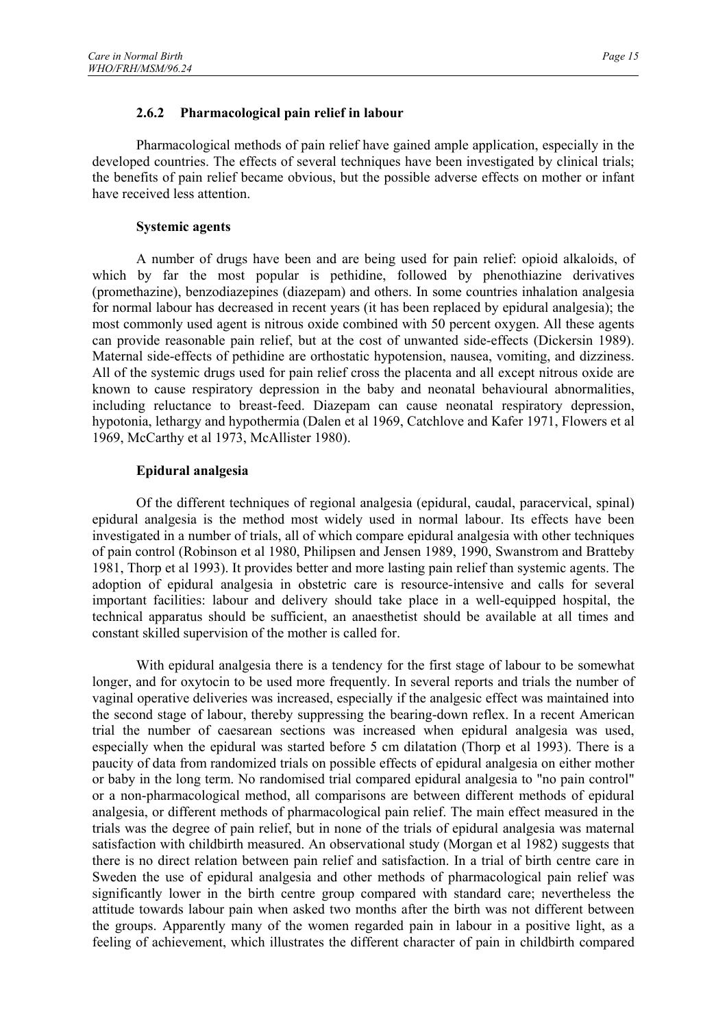### 2.6.2 Pharmacological pain relief in labour

Pharmacological methods of pain relief have gained ample application, especially in the developed countries. The effects of several techniques have been investigated by clinical trials; the benefits of pain relief became obvious, but the possible adverse effects on mother or infant have received less attention.

**Systemic agents**

A number of drugs have been and are being used for pain relief: opioid alkaloids, of which by far the most popular is pethidine, followed by phenothiazine derivatives (promethazine), benzodiazepines (diazepam) and others. In some countries inhalation analgesia for normal labour has decreased in recent years (it has been replaced by epidural analgesia); the most commonly used agent is nitrous oxide combined with 50 percent oxygen. All these agents can provide reasonable pain relief, but at the cost of unwanted side-effects (Dickersin 1989). Maternal side-effects of pethidine are orthostatic hypotension, nausea, vomiting, and dizziness. All of the systemic drugs used for pain relief cross the placenta and all except nitrous oxide are known to cause respiratory depression in the baby and neonatal behavioural abnormalities, including reluctance to breast-feed. Diazepam can cause neonatal respiratory depression, hypotonia, lethargy and hypothermia (Dalen et al 1969, Catchlove and Kafer 1971, Flowers et al 1969, McCarthy et al 1973, McAllister 1980).

**Epidural analgesia**

Of the different techniques of regional analgesia (epidural, caudal, paracervical, spinal) epidural analgesia is the method most widely used in normal labour. Its effects have been investigated in a number of trials, all of which compare epidural analgesia with other techniques of pain control (Robinson et al 1980, Philipsen and Jensen 1989, 1990, Swanstrom and Bratteby 1981, Thorp et al 1993). It provides better and more lasting pain relief than systemic agents. The adoption of epidural analgesia in obstetric care is resource-intensive and calls for several important facilities: labour and delivery should take place in a well-equipped hospital, the technical apparatus should be sufficient, an anaesthetist should be available at all times and constant skilled supervision of the mother is called for.

With epidural analgesia there is a tendency for the first stage of labour to be somewhat longer, and for oxytocin to be used more frequently. In several reports and trials the number of vaginal operative deliveries was increased, especially if the analgesic effect was maintained into the second stage of labour, thereby suppressing the bearing-down reflex. In a recent American trial the number of caesarean sections was increased when epidural analgesia was used, especially when the epidural was started before 5 cm dilatation (Thorp et al 1993). There is a paucity of data from randomized trials on possible effects of epidural analgesia on either mother or baby in the long term. No randomised trial compared epidural analgesia to "no pain control" or a non-pharmacological method, all comparisons are between different methods of epidural analgesia, or different methods of pharmacological pain relief. The main effect measured in the trials was the degree of pain relief, but in none of the trials of epidural analgesia was maternal satisfaction with childbirth measured. An observational study (Morgan et al 1982) suggests that there is no direct relation between pain relief and satisfaction. In a trial of birth centre care in Sweden the use of epidural analgesia and other methods of pharmacological pain relief was significantly lower in the birth centre group compared with standard care; nevertheless the attitude towards labour pain when asked two months after the birth was not different between the groups. Apparently many of the women regarded pain in labour in a positive light, as a feeling of achievement, which illustrates the different character of pain in childbirth compared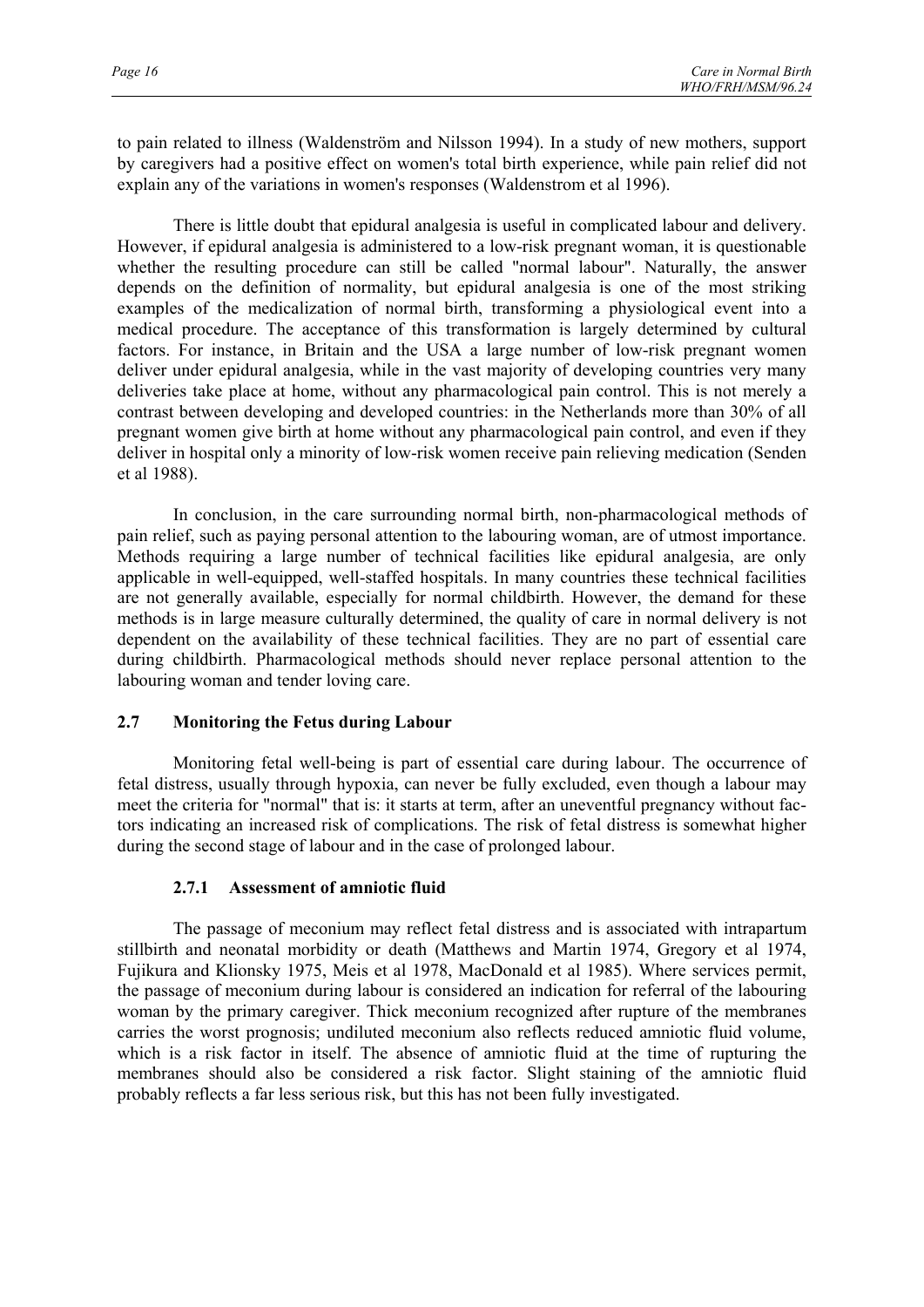to pain related to illness (Waldenström and Nilsson 1994). In a study of new mothers, support by caregivers had a positive effect on women's total birth experience, while pain relief did not explain any of the variations in women's responses (Waldenstrom et al 1996).

There is little doubt that epidural analgesia is useful in complicated labour and delivery. However, if epidural analgesia is administered to a low-risk pregnant woman, it is questionable whether the resulting procedure can still be called "normal labour". Naturally, the answer depends on the definition of normality, but epidural analgesia is one of the most striking examples of the medicalization of normal birth, transforming a physiological event into a medical procedure. The acceptance of this transformation is largely determined by cultural factors. For instance, in Britain and the USA a large number of low-risk pregnant women deliver under epidural analgesia, while in the vast majority of developing countries very many deliveries take place at home, without any pharmacological pain control. This is not merely a contrast between developing and developed countries: in the Netherlands more than 30% of all pregnant women give birth at home without any pharmacological pain control, and even if they deliver in hospital only a minority of low-risk women receive pain relieving medication (Senden et al 1988).

In conclusion, in the care surrounding normal birth, non-pharmacological methods of pain relief, such as paying personal attention to the labouring woman, are of utmost importance. Methods requiring a large number of technical facilities like epidural analgesia, are only applicable in well-equipped, well-staffed hospitals. In many countries these technical facilities are not generally available, especially for normal childbirth. However, the demand for these methods is in large measure culturally determined, the quality of care in normal delivery is not dependent on the availability of these technical facilities. They are no part of essential care during childbirth. Pharmacological methods should never replace personal attention to the labouring woman and tender loving care.

## 2.7 Monitoring the Fetus during Labour

Monitoring fetal well-being is part of essential care during labour. The occurrence of fetal distress, usually through hypoxia, can never be fully excluded, even though a labour may meet the criteria for "normal" that is: it starts at term, after an uneventful pregnancy without factors indicating an increased risk of complications. The risk of fetal distress is somewhat higher during the second stage of labour and in the case of prolonged labour.

### 2.7.1 Assessment of amniotic fluid

The passage of meconium may reflect fetal distress and is associated with intrapartum stillbirth and neonatal morbidity or death (Matthews and Martin 1974, Gregory et al 1974, Fujikura and Klionsky 1975, Meis et al 1978, MacDonald et al 1985). Where services permit, the passage of meconium during labour is considered an indication for referral of the labouring woman by the primary caregiver. Thick meconium recognized after rupture of the membranes carries the worst prognosis; undiluted meconium also reflects reduced amniotic fluid volume, which is a risk factor in itself. The absence of amniotic fluid at the time of rupturing the membranes should also be considered a risk factor. Slight staining of the amniotic fluid probably reflects a far less serious risk, but this has not been fully investigated.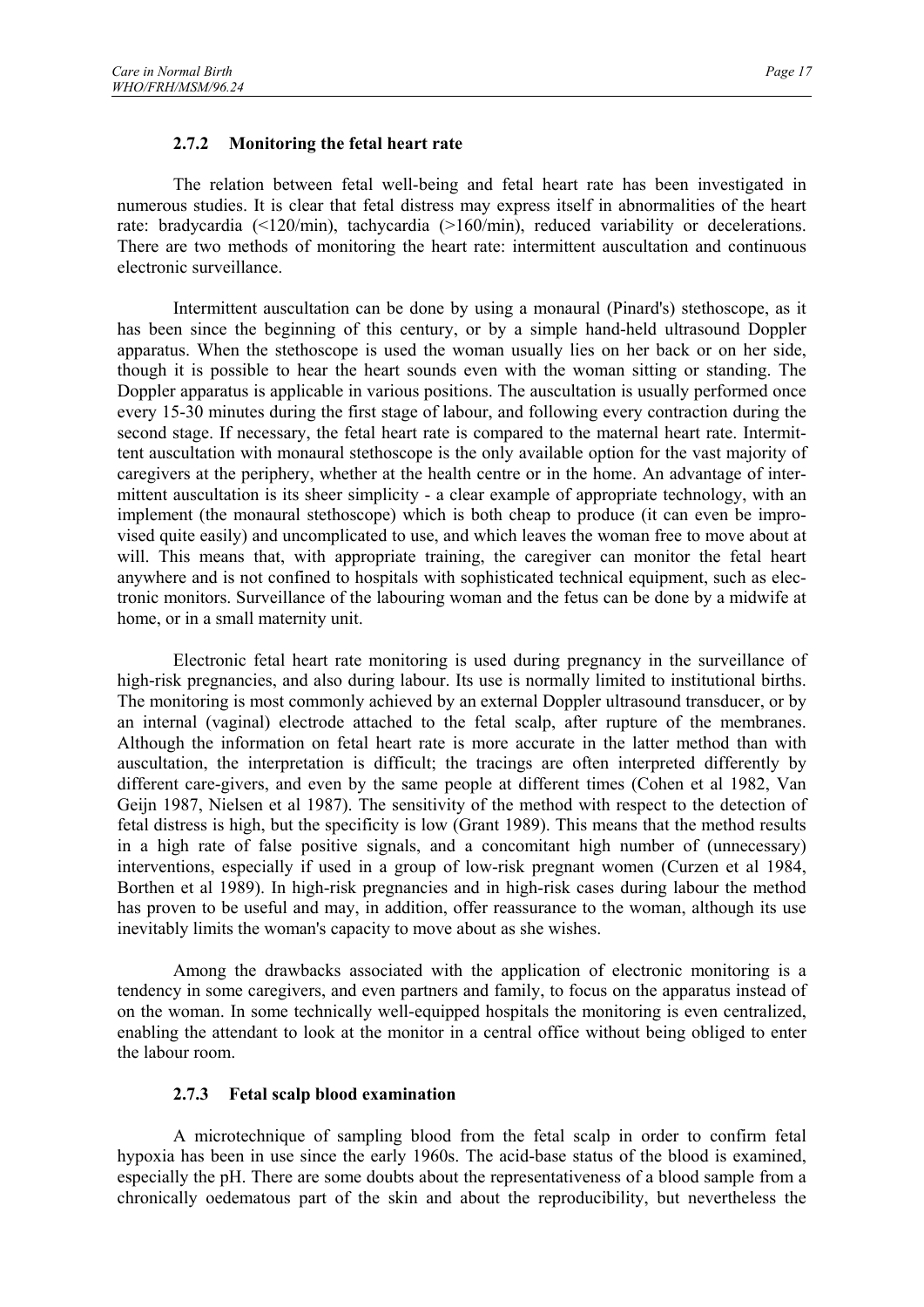### 2.7.2 Monitoring the fetal heart rate

The relation between fetal well-being and fetal heart rate has been investigated in numerous studies. It is clear that fetal distress may express itself in abnormalities of the heart rate: bradycardia (<120/min), tachycardia (>160/min), reduced variability or decelerations. There are two methods of monitoring the heart rate: intermittent auscultation and continuous electronic surveillance.

Intermittent auscultation can be done by using a monaural (Pinard's) stethoscope, as it has been since the beginning of this century, or by a simple hand-held ultrasound Doppler apparatus. When the stethoscope is used the woman usually lies on her back or on her side, though it is possible to hear the heart sounds even with the woman sitting or standing. The Doppler apparatus is applicable in various positions. The auscultation is usually performed once every 15-30 minutes during the first stage of labour, and following every contraction during the second stage. If necessary, the fetal heart rate is compared to the maternal heart rate. Intermittent auscultation with monaural stethoscope is the only available option for the vast majority of caregivers at the periphery, whether at the health centre or in the home. An advantage of intermittent auscultation is its sheer simplicity - a clear example of appropriate technology, with an implement (the monaural stethoscope) which is both cheap to produce (it can even be improvised quite easily) and uncomplicated to use, and which leaves the woman free to move about at will. This means that, with appropriate training, the caregiver can monitor the fetal heart anywhere and is not confined to hospitals with sophisticated technical equipment, such as electronic monitors. Surveillance of the labouring woman and the fetus can be done by a midwife at home, or in a small maternity unit.

Electronic fetal heart rate monitoring is used during pregnancy in the surveillance of high-risk pregnancies, and also during labour. Its use is normally limited to institutional births. The monitoring is most commonly achieved by an external Doppler ultrasound transducer, or by an internal (vaginal) electrode attached to the fetal scalp, after rupture of the membranes. Although the information on fetal heart rate is more accurate in the latter method than with auscultation, the interpretation is difficult; the tracings are often interpreted differently by different care-givers, and even by the same people at different times (Cohen et al 1982, Van Geijn 1987, Nielsen et al 1987). The sensitivity of the method with respect to the detection of fetal distress is high, but the specificity is low (Grant 1989). This means that the method results in a high rate of false positive signals, and a concomitant high number of (unnecessary) interventions, especially if used in a group of low-risk pregnant women (Curzen et al 1984, Borthen et al 1989). In high-risk pregnancies and in high-risk cases during labour the method has proven to be useful and may, in addition, offer reassurance to the woman, although its use inevitably limits the woman's capacity to move about as she wishes.

Among the drawbacks associated with the application of electronic monitoring is a tendency in some caregivers, and even partners and family, to focus on the apparatus instead of on the woman. In some technically well-equipped hospitals the monitoring is even centralized, enabling the attendant to look at the monitor in a central office without being obliged to enter the labour room.

### 2.7.3 Fetal scalp blood examination

A microtechnique of sampling blood from the fetal scalp in order to confirm fetal hypoxia has been in use since the early 1960s. The acid-base status of the blood is examined, especially the pH. There are some doubts about the representativeness of a blood sample from a chronically oedematous part of the skin and about the reproducibility, but nevertheless the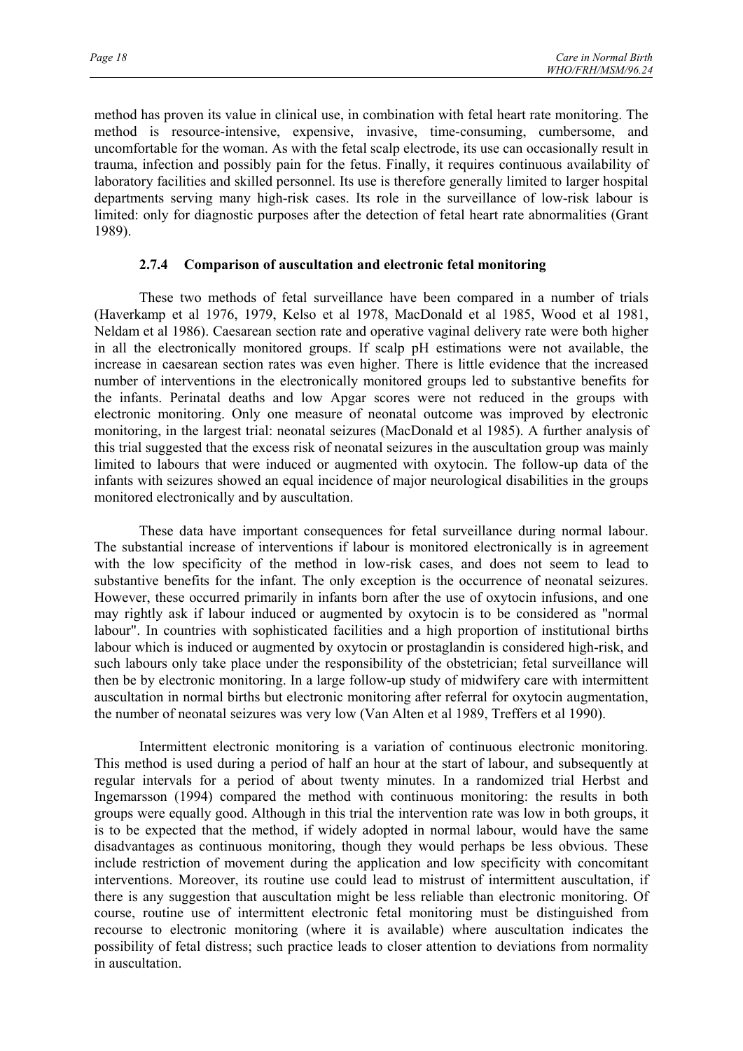method has proven its value in clinical use, in combination with fetal heart rate monitoring. The method is resource-intensive, expensive, invasive, time-consuming, cumbersome, and uncomfortable for the woman. As with the fetal scalp electrode, its use can occasionally result in trauma, infection and possibly pain for the fetus. Finally, it requires continuous availability of laboratory facilities and skilled personnel. Its use is therefore generally limited to larger hospital departments serving many high-risk cases. Its role in the surveillance of low-risk labour is limited: only for diagnostic purposes after the detection of fetal heart rate abnormalities (Grant 1989).

### 2.7.4 Comparison of auscultation and electronic fetal monitoring

These two methods of fetal surveillance have been compared in a number of trials (Haverkamp et al 1976, 1979, Kelso et al 1978, MacDonald et al 1985, Wood et al 1981, Neldam et al 1986). Caesarean section rate and operative vaginal delivery rate were both higher in all the electronically monitored groups. If scalp pH estimations were not available, the increase in caesarean section rates was even higher. There is little evidence that the increased number of interventions in the electronically monitored groups led to substantive benefits for the infants. Perinatal deaths and low Apgar scores were not reduced in the groups with electronic monitoring. Only one measure of neonatal outcome was improved by electronic monitoring, in the largest trial: neonatal seizures (MacDonald et al 1985). A further analysis of this trial suggested that the excess risk of neonatal seizures in the auscultation group was mainly limited to labours that were induced or augmented with oxytocin. The follow-up data of the infants with seizures showed an equal incidence of major neurological disabilities in the groups monitored electronically and by auscultation.

These data have important consequences for fetal surveillance during normal labour. The substantial increase of interventions if labour is monitored electronically is in agreement with the low specificity of the method in low-risk cases, and does not seem to lead to substantive benefits for the infant. The only exception is the occurrence of neonatal seizures. However, these occurred primarily in infants born after the use of oxytocin infusions, and one may rightly ask if labour induced or augmented by oxytocin is to be considered as "normal labour". In countries with sophisticated facilities and a high proportion of institutional births labour which is induced or augmented by oxytocin or prostaglandin is considered high-risk, and such labours only take place under the responsibility of the obstetrician; fetal surveillance will then be by electronic monitoring. In a large follow-up study of midwifery care with intermittent auscultation in normal births but electronic monitoring after referral for oxytocin augmentation, the number of neonatal seizures was very low (Van Alten et al 1989, Treffers et al 1990).

Intermittent electronic monitoring is a variation of continuous electronic monitoring. This method is used during a period of half an hour at the start of labour, and subsequently at regular intervals for a period of about twenty minutes. In a randomized trial Herbst and Ingemarsson (1994) compared the method with continuous monitoring: the results in both groups were equally good. Although in this trial the intervention rate was low in both groups, it is to be expected that the method, if widely adopted in normal labour, would have the same disadvantages as continuous monitoring, though they would perhaps be less obvious. These include restriction of movement during the application and low specificity with concomitant interventions. Moreover, its routine use could lead to mistrust of intermittent auscultation, if there is any suggestion that auscultation might be less reliable than electronic monitoring. Of course, routine use of intermittent electronic fetal monitoring must be distinguished from recourse to electronic monitoring (where it is available) where auscultation indicates the possibility of fetal distress; such practice leads to closer attention to deviations from normality in auscultation.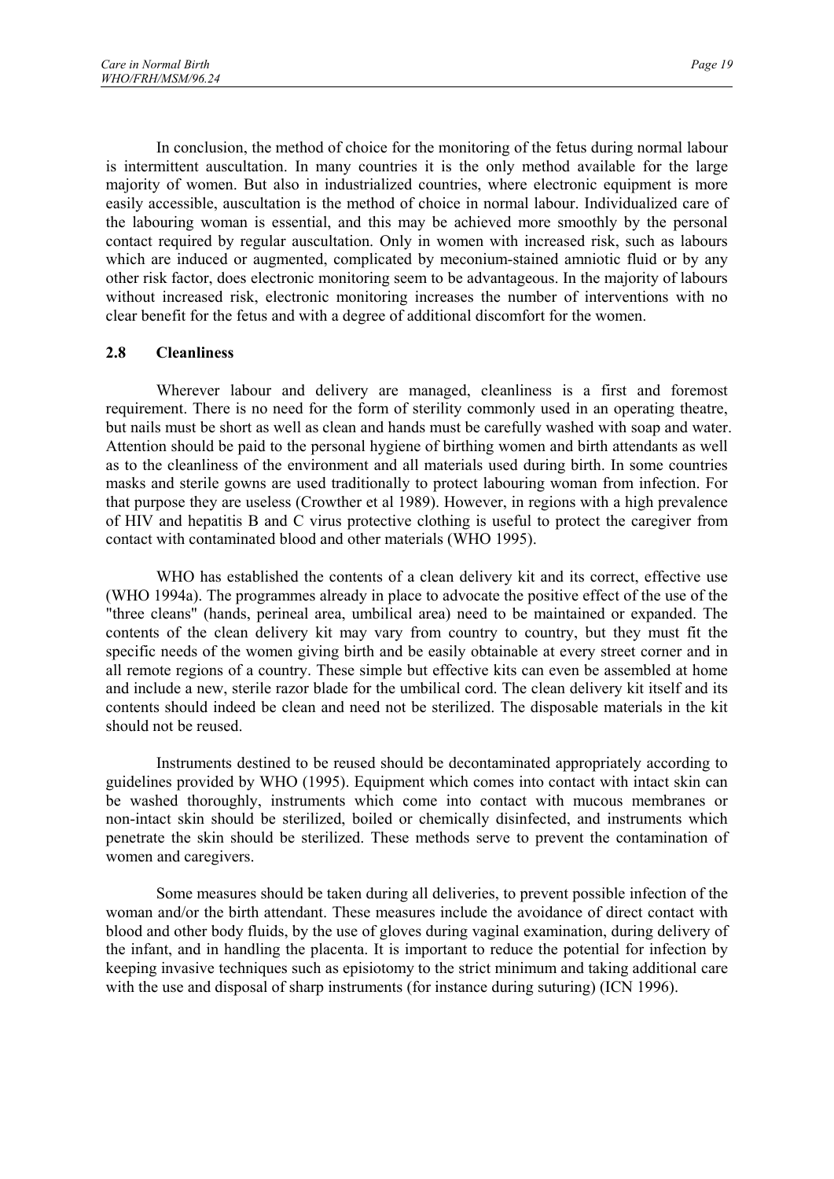In conclusion, the method of choice for the monitoring of the fetus during normal labour is intermittent auscultation. In many countries it is the only method available for the large majority of women. But also in industrialized countries, where electronic equipment is more easily accessible, auscultation is the method of choice in normal labour. Individualized care of the labouring woman is essential, and this may be achieved more smoothly by the personal contact required by regular auscultation. Only in women with increased risk, such as labours which are induced or augmented, complicated by meconium-stained amniotic fluid or by any other risk factor, does electronic monitoring seem to be advantageous. In the majority of labours without increased risk, electronic monitoring increases the number of interventions with no clear benefit for the fetus and with a degree of additional discomfort for the women.

## 2.8 Cleanliness

Wherever labour and delivery are managed, cleanliness is a first and foremost requirement. There is no need for the form of sterility commonly used in an operating theatre, but nails must be short as well as clean and hands must be carefully washed with soap and water. Attention should be paid to the personal hygiene of birthing women and birth attendants as well as to the cleanliness of the environment and all materials used during birth. In some countries masks and sterile gowns are used traditionally to protect labouring woman from infection. For that purpose they are useless (Crowther et al 1989). However, in regions with a high prevalence of HIV and hepatitis B and C virus protective clothing is useful to protect the caregiver from contact with contaminated blood and other materials (WHO 1995).

WHO has established the contents of a clean delivery kit and its correct, effective use (WHO 1994a). The programmes already in place to advocate the positive effect of the use of the "three cleans" (hands, perineal area, umbilical area) need to be maintained or expanded. The contents of the clean delivery kit may vary from country to country, but they must fit the specific needs of the women giving birth and be easily obtainable at every street corner and in all remote regions of a country. These simple but effective kits can even be assembled at home and include a new, sterile razor blade for the umbilical cord. The clean delivery kit itself and its contents should indeed be clean and need not be sterilized. The disposable materials in the kit should not be reused.

Instruments destined to be reused should be decontaminated appropriately according to guidelines provided by WHO (1995). Equipment which comes into contact with intact skin can be washed thoroughly, instruments which come into contact with mucous membranes or non-intact skin should be sterilized, boiled or chemically disinfected, and instruments which penetrate the skin should be sterilized. These methods serve to prevent the contamination of women and caregivers.

Some measures should be taken during all deliveries, to prevent possible infection of the woman and/or the birth attendant. These measures include the avoidance of direct contact with blood and other body fluids, by the use of gloves during vaginal examination, during delivery of the infant, and in handling the placenta. It is important to reduce the potential for infection by keeping invasive techniques such as episiotomy to the strict minimum and taking additional care with the use and disposal of sharp instruments (for instance during suturing) (ICN 1996).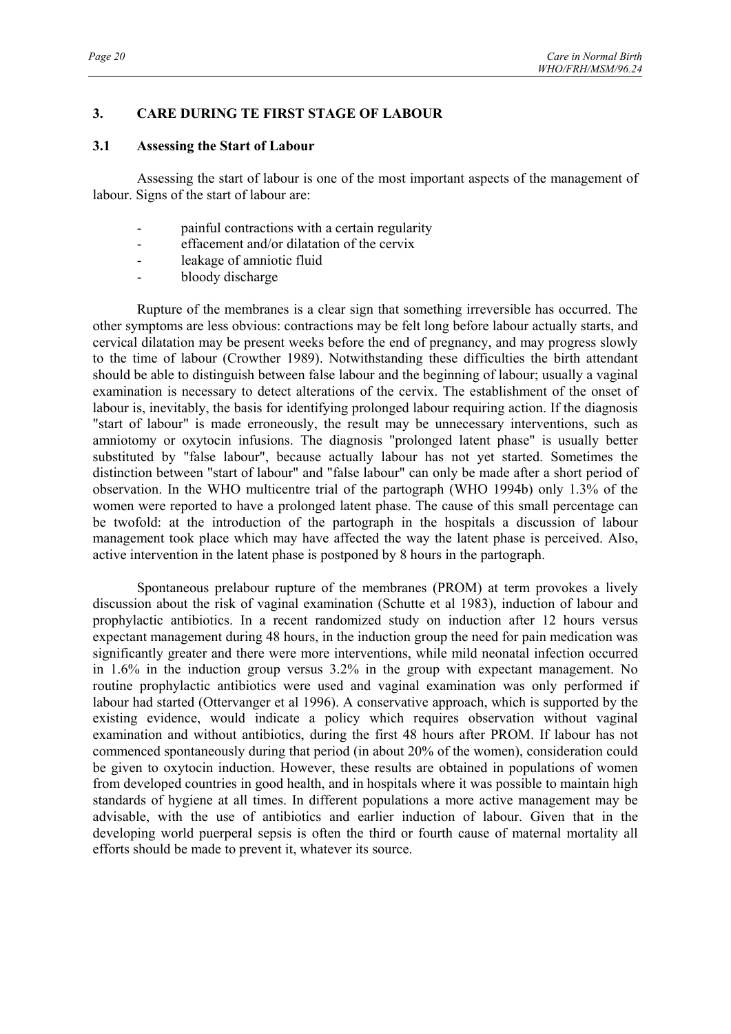## 3. CARE DURING TE FIRST STAGE OF LABOUR

### 3.1 Assessing the Start of Labour

Assessing the start of labour is one of the most important aspects of the management of labour. Signs of the start of labour are:

- painful contractions with a certain regularity
- effacement and/or dilatation of the cervix
- leakage of amniotic fluid
- bloody discharge

Rupture of the membranes is a clear sign that something irreversible has occurred. The other symptoms are less obvious: contractions may be felt long before labour actually starts, and cervical dilatation may be present weeks before the end of pregnancy, and may progress slowly to the time of labour (Crowther 1989). Notwithstanding these difficulties the birth attendant should be able to distinguish between false labour and the beginning of labour; usually a vaginal examination is necessary to detect alterations of the cervix. The establishment of the onset of labour is, inevitably, the basis for identifying prolonged labour requiring action. If the diagnosis "start of labour" is made erroneously, the result may be unnecessary interventions, such as amniotomy or oxytocin infusions. The diagnosis "prolonged latent phase" is usually better substituted by "false labour", because actually labour has not yet started. Sometimes the distinction between "start of labour" and "false labour" can only be made after a short period of observation. In the WHO multicentre trial of the partograph (WHO 1994b) only 1.3% of the women were reported to have a prolonged latent phase. The cause of this small percentage can be twofold: at the introduction of the partograph in the hospitals a discussion of labour management took place which may have affected the way the latent phase is perceived. Also, active intervention in the latent phase is postponed by 8 hours in the partograph.

Spontaneous prelabour rupture of the membranes (PROM) at term provokes a lively discussion about the risk of vaginal examination (Schutte et al 1983), induction of labour and prophylactic antibiotics. In a recent randomized study on induction after 12 hours versus expectant management during 48 hours, in the induction group the need for pain medication was significantly greater and there were more interventions, while mild neonatal infection occurred in 1.6% in the induction group versus 3.2% in the group with expectant management. No routine prophylactic antibiotics were used and vaginal examination was only performed if labour had started (Ottervanger et al 1996). A conservative approach, which is supported by the existing evidence, would indicate a policy which requires observation without vaginal examination and without antibiotics, during the first 48 hours after PROM. If labour has not commenced spontaneously during that period (in about 20% of the women), consideration could be given to oxytocin induction. However, these results are obtained in populations of women from developed countries in good health, and in hospitals where it was possible to maintain high standards of hygiene at all times. In different populations a more active management may be advisable, with the use of antibiotics and earlier induction of labour. Given that in the developing world puerperal sepsis is often the third or fourth cause of maternal mortality all efforts should be made to prevent it, whatever its source.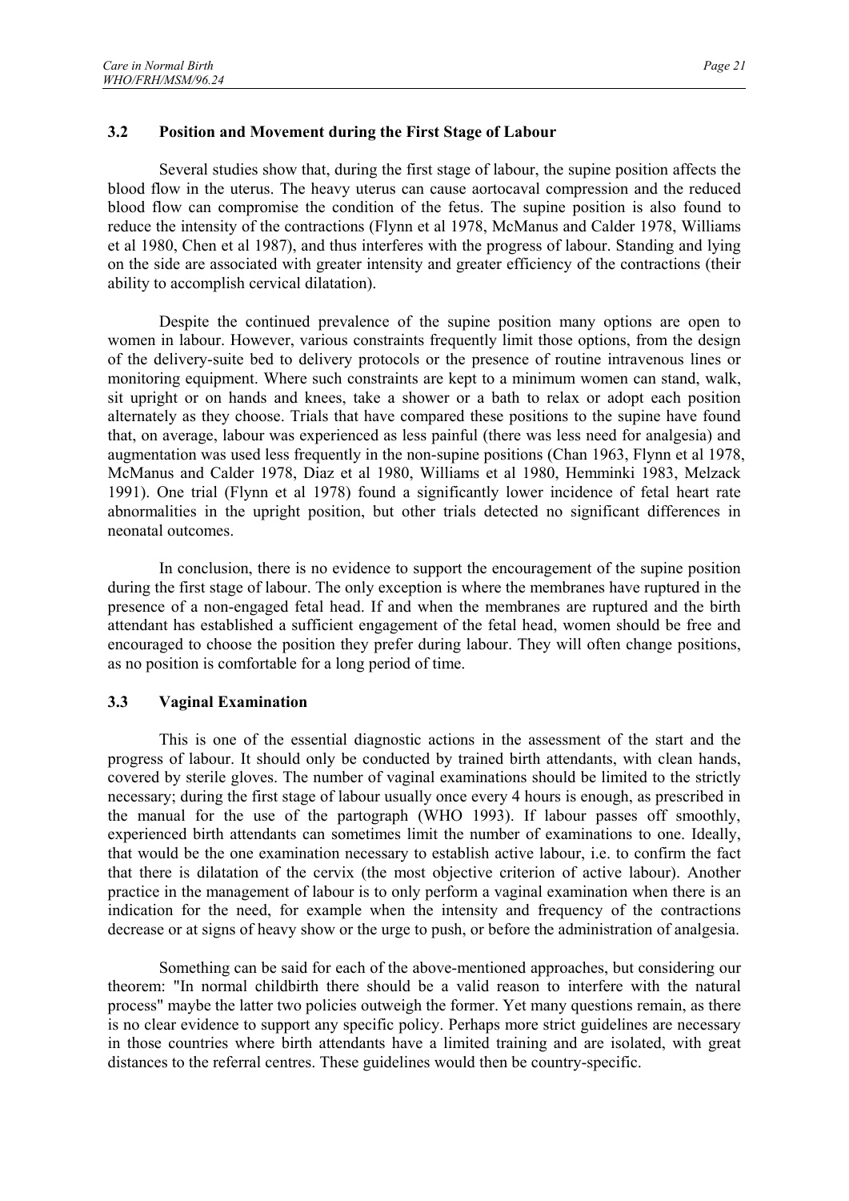### 3.2 Position and Movement during the First Stage of Labour

Several studies show that, during the first stage of labour, the supine position affects the blood flow in the uterus. The heavy uterus can cause aortocaval compression and the reduced blood flow can compromise the condition of the fetus. The supine position is also found to reduce the intensity of the contractions (Flynn et al 1978, McManus and Calder 1978, Williams et al 1980, Chen et al 1987), and thus interferes with the progress of labour. Standing and lying on the side are associated with greater intensity and greater efficiency of the contractions (their ability to accomplish cervical dilatation).

Despite the continued prevalence of the supine position many options are open to women in labour. However, various constraints frequently limit those options, from the design of the delivery-suite bed to delivery protocols or the presence of routine intravenous lines or monitoring equipment. Where such constraints are kept to a minimum women can stand, walk, sit upright or on hands and knees, take a shower or a bath to relax or adopt each position alternately as they choose. Trials that have compared these positions to the supine have found that, on average, labour was experienced as less painful (there was less need for analgesia) and augmentation was used less frequently in the non-supine positions (Chan 1963, Flynn et al 1978, McManus and Calder 1978, Diaz et al 1980, Williams et al 1980, Hemminki 1983, Melzack 1991). One trial (Flynn et al 1978) found a significantly lower incidence of fetal heart rate abnormalities in the upright position, but other trials detected no significant differences in neonatal outcomes.

In conclusion, there is no evidence to support the encouragement of the supine position during the first stage of labour. The only exception is where the membranes have ruptured in the presence of a non-engaged fetal head. If and when the membranes are ruptured and the birth attendant has established a sufficient engagement of the fetal head, women should be free and encouraged to choose the position they prefer during labour. They will often change positions, as no position is comfortable for a long period of time.

### 3.3 Vaginal Examination

This is one of the essential diagnostic actions in the assessment of the start and the progress of labour. It should only be conducted by trained birth attendants, with clean hands, covered by sterile gloves. The number of vaginal examinations should be limited to the strictly necessary; during the first stage of labour usually once every 4 hours is enough, as prescribed in the manual for the use of the partograph (WHO 1993). If labour passes off smoothly, experienced birth attendants can sometimes limit the number of examinations to one. Ideally, that would be the one examination necessary to establish active labour, i.e. to confirm the fact that there is dilatation of the cervix (the most objective criterion of active labour). Another practice in the management of labour is to only perform a vaginal examination when there is an indication for the need, for example when the intensity and frequency of the contractions decrease or at signs of heavy show or the urge to push, or before the administration of analgesia.

Something can be said for each of the above-mentioned approaches, but considering our theorem: "In normal childbirth there should be a valid reason to interfere with the natural process" maybe the latter two policies outweigh the former. Yet many questions remain, as there is no clear evidence to support any specific policy. Perhaps more strict guidelines are necessary in those countries where birth attendants have a limited training and are isolated, with great distances to the referral centres. These guidelines would then be country-specific.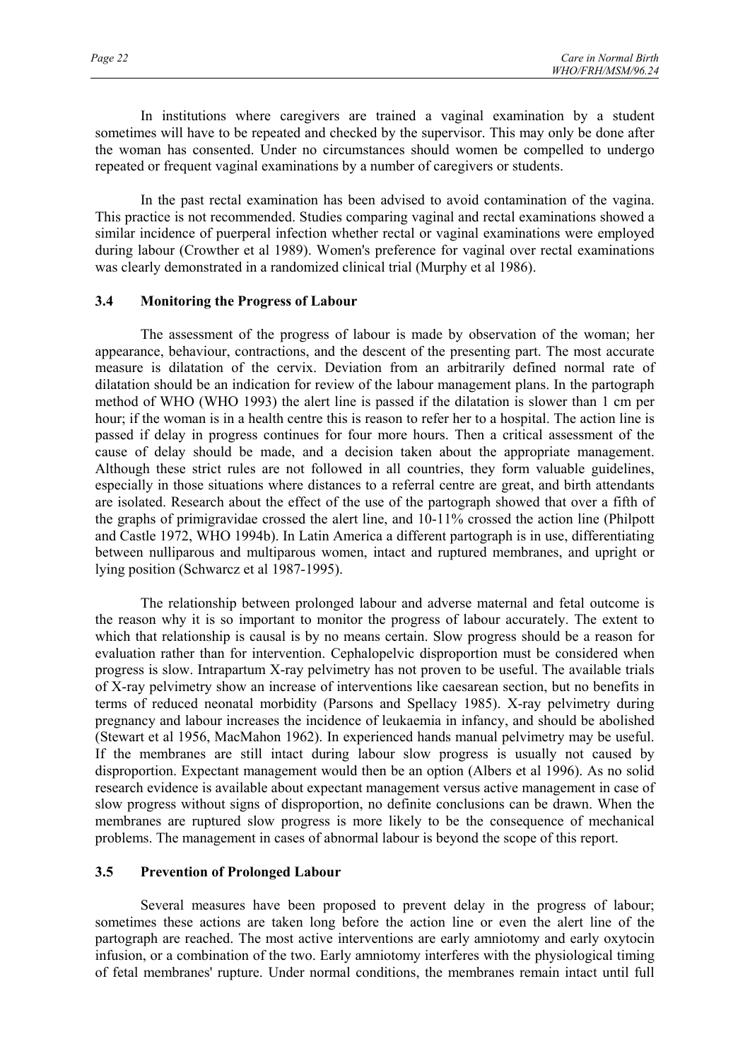In institutions where caregivers are trained a vaginal examination by a student sometimes will have to be repeated and checked by the supervisor. This may only be done after the woman has consented. Under no circumstances should women be compelled to undergo repeated or frequent vaginal examinations by a number of caregivers or students.

In the past rectal examination has been advised to avoid contamination of the vagina. This practice is not recommended. Studies comparing vaginal and rectal examinations showed a similar incidence of puerperal infection whether rectal or vaginal examinations were employed during labour (Crowther et al 1989). Women's preference for vaginal over rectal examinations was clearly demonstrated in a randomized clinical trial (Murphy et al 1986).

### 3.4 Monitoring the Progress of Labour

The assessment of the progress of labour is made by observation of the woman; her appearance, behaviour, contractions, and the descent of the presenting part. The most accurate measure is dilatation of the cervix. Deviation from an arbitrarily defined normal rate of dilatation should be an indication for review of the labour management plans. In the partograph method of WHO (WHO 1993) the alert line is passed if the dilatation is slower than 1 cm per hour; if the woman is in a health centre this is reason to refer her to a hospital. The action line is passed if delay in progress continues for four more hours. Then a critical assessment of the cause of delay should be made, and a decision taken about the appropriate management. Although these strict rules are not followed in all countries, they form valuable guidelines, especially in those situations where distances to a referral centre are great, and birth attendants are isolated. Research about the effect of the use of the partograph showed that over a fifth of the graphs of primigravidae crossed the alert line, and 10-11% crossed the action line (Philpott and Castle 1972, WHO 1994b). In Latin America a different partograph is in use, differentiating between nulliparous and multiparous women, intact and ruptured membranes, and upright or lying position (Schwarcz et al 1987-1995).

The relationship between prolonged labour and adverse maternal and fetal outcome is the reason why it is so important to monitor the progress of labour accurately. The extent to which that relationship is causal is by no means certain. Slow progress should be a reason for evaluation rather than for intervention. Cephalopelvic disproportion must be considered when progress is slow. Intrapartum X-ray pelvimetry has not proven to be useful. The available trials of X-ray pelvimetry show an increase of interventions like caesarean section, but no benefits in terms of reduced neonatal morbidity (Parsons and Spellacy 1985). X-ray pelvimetry during pregnancy and labour increases the incidence of leukaemia in infancy, and should be abolished (Stewart et al 1956, MacMahon 1962). In experienced hands manual pelvimetry may be useful. If the membranes are still intact during labour slow progress is usually not caused by disproportion. Expectant management would then be an option (Albers et al 1996). As no solid research evidence is available about expectant management versus active management in case of slow progress without signs of disproportion, no definite conclusions can be drawn. When the membranes are ruptured slow progress is more likely to be the consequence of mechanical problems. The management in cases of abnormal labour is beyond the scope of this report.

### 3.5 Prevention of Prolonged Labour

Several measures have been proposed to prevent delay in the progress of labour; sometimes these actions are taken long before the action line or even the alert line of the partograph are reached. The most active interventions are early amniotomy and early oxytocin infusion, or a combination of the two. Early amniotomy interferes with the physiological timing of fetal membranes' rupture. Under normal conditions, the membranes remain intact until full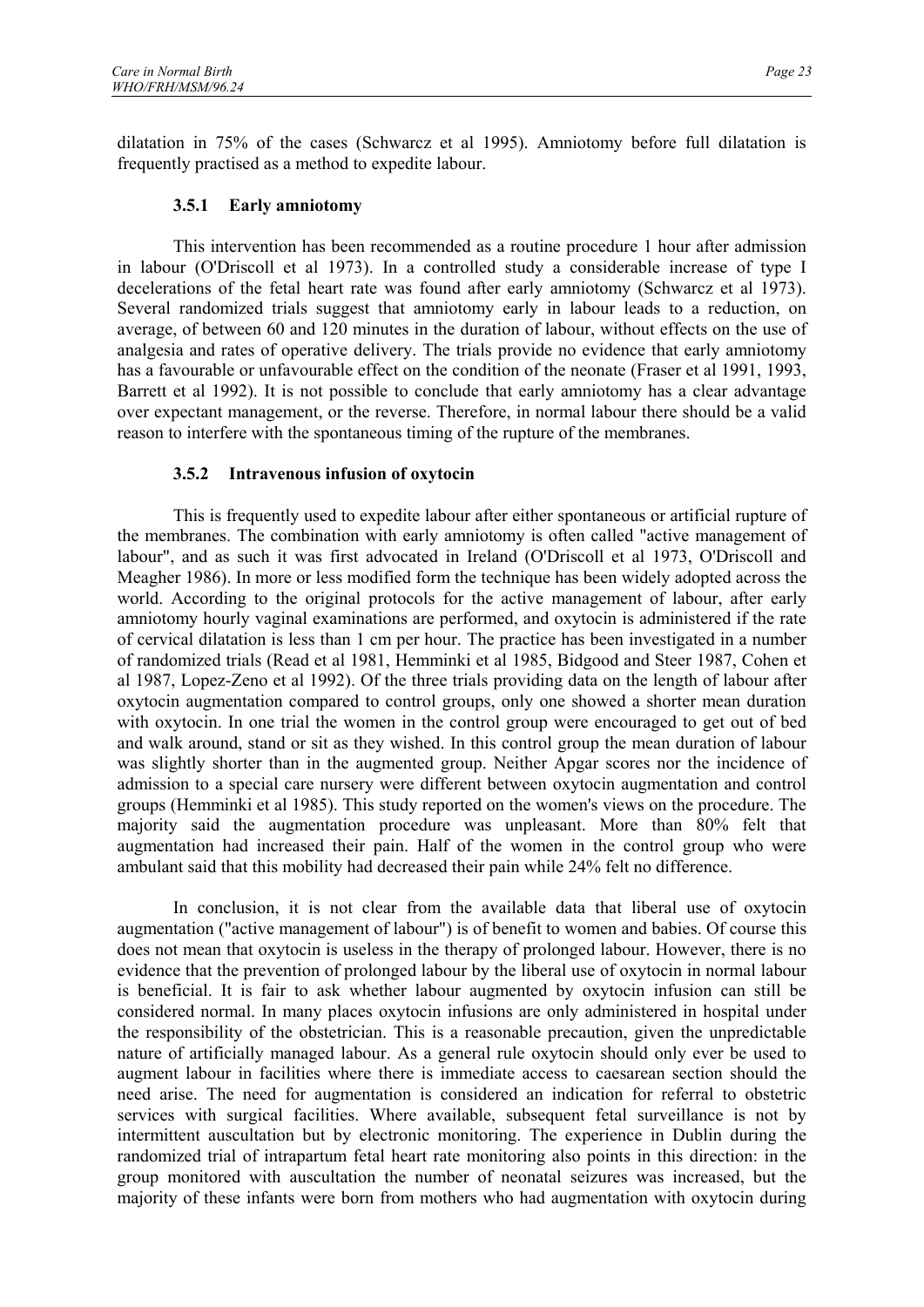dilatation in 75% of the cases (Schwarcz et al 1995). Amniotomy before full dilatation is frequently practised as a method to expedite labour.

### 3.5.1 Early amniotomy

This intervention has been recommended as a routine procedure 1 hour after admission in labour (O'Driscoll et al 1973). In a controlled study a considerable increase of type I decelerations of the fetal heart rate was found after early amniotomy (Schwarcz et al 1973). Several randomized trials suggest that amniotomy early in labour leads to a reduction, on average, of between 60 and 120 minutes in the duration of labour, without effects on the use of analgesia and rates of operative delivery. The trials provide no evidence that early amniotomy has a favourable or unfavourable effect on the condition of the neonate (Fraser et al 1991, 1993, Barrett et al 1992). It is not possible to conclude that early amniotomy has a clear advantage over expectant management, or the reverse. Therefore, in normal labour there should be a valid reason to interfere with the spontaneous timing of the rupture of the membranes.

### 3.5.2 Intravenous infusion of oxytocin

This is frequently used to expedite labour after either spontaneous or artificial rupture of the membranes. The combination with early amniotomy is often called "active management of labour", and as such it was first advocated in Ireland (O'Driscoll et al 1973, O'Driscoll and Meagher 1986). In more or less modified form the technique has been widely adopted across the world. According to the original protocols for the active management of labour, after early amniotomy hourly vaginal examinations are performed, and oxytocin is administered if the rate of cervical dilatation is less than 1 cm per hour. The practice has been investigated in a number of randomized trials (Read et al 1981, Hemminki et al 1985, Bidgood and Steer 1987, Cohen et al 1987, Lopez-Zeno et al 1992). Of the three trials providing data on the length of labour after oxytocin augmentation compared to control groups, only one showed a shorter mean duration with oxytocin. In one trial the women in the control group were encouraged to get out of bed and walk around, stand or sit as they wished. In this control group the mean duration of labour was slightly shorter than in the augmented group. Neither Apgar scores nor the incidence of admission to a special care nursery were different between oxytocin augmentation and control groups (Hemminki et al 1985). This study reported on the women's views on the procedure. The majority said the augmentation procedure was unpleasant. More than 80% felt that augmentation had increased their pain. Half of the women in the control group who were ambulant said that this mobility had decreased their pain while 24% felt no difference.

In conclusion, it is not clear from the available data that liberal use of oxytocin augmentation ("active management of labour") is of benefit to women and babies. Of course this does not mean that oxytocin is useless in the therapy of prolonged labour. However, there is no evidence that the prevention of prolonged labour by the liberal use of oxytocin in normal labour is beneficial. It is fair to ask whether labour augmented by oxytocin infusion can still be considered normal. In many places oxytocin infusions are only administered in hospital under the responsibility of the obstetrician. This is a reasonable precaution, given the unpredictable nature of artificially managed labour. As a general rule oxytocin should only ever be used to augment labour in facilities where there is immediate access to caesarean section should the need arise. The need for augmentation is considered an indication for referral to obstetric services with surgical facilities. Where available, subsequent fetal surveillance is not by intermittent auscultation but by electronic monitoring. The experience in Dublin during the randomized trial of intrapartum fetal heart rate monitoring also points in this direction: in the group monitored with auscultation the number of neonatal seizures was increased, but the majority of these infants were born from mothers who had augmentation with oxytocin during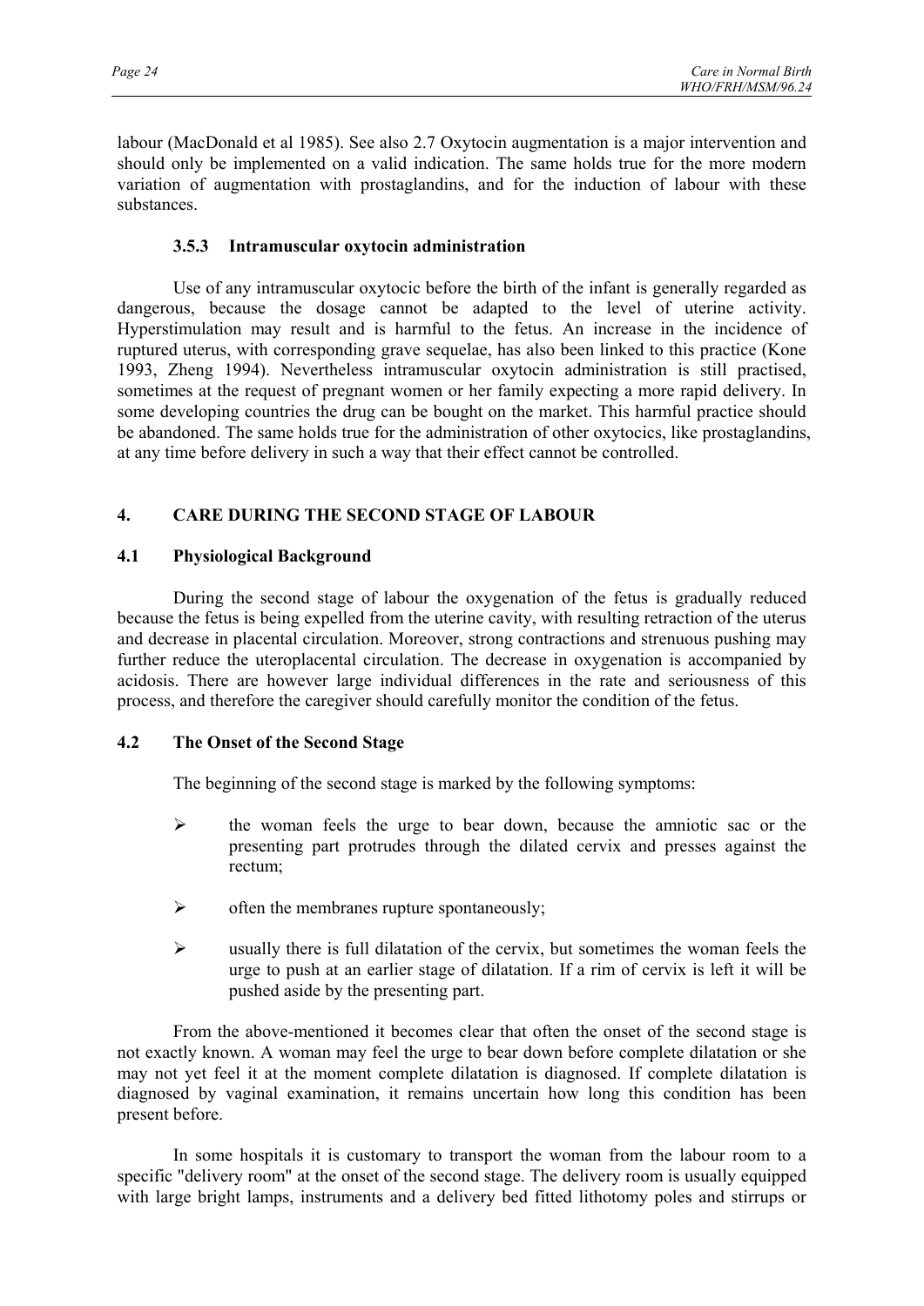labour (MacDonald et al 1985). See also 2.7 Oxytocin augmentation is a major intervention and should only be implemented on a valid indication. The same holds true for the more modern variation of augmentation with prostaglandins, and for the induction of labour with these substances.

### 3.5.3 Intramuscular oxytocin administration

Use of any intramuscular oxytocic before the birth of the infant is generally regarded as dangerous, because the dosage cannot be adapted to the level of uterine activity. Hyperstimulation may result and is harmful to the fetus. An increase in the incidence of ruptured uterus, with corresponding grave sequelae, has also been linked to this practice (Kone 1993, Zheng 1994). Nevertheless intramuscular oxytocin administration is still practised, sometimes at the request of pregnant women or her family expecting a more rapid delivery. In some developing countries the drug can be bought on the market. This harmful practice should be abandoned. The same holds true for the administration of other oxytocics, like prostaglandins, at any time before delivery in such a way that their effect cannot be controlled.

# 4. CARE DURING THE SECOND STAGE OF LABOUR

## 4.1 Physiological Background

During the second stage of labour the oxygenation of the fetus is gradually reduced because the fetus is being expelled from the uterine cavity, with resulting retraction of the uterus and decrease in placental circulation. Moreover, strong contractions and strenuous pushing may further reduce the uteroplacental circulation. The decrease in oxygenation is accompanied by acidosis. There are however large individual differences in the rate and seriousness of this process, and therefore the caregiver should carefully monitor the condition of the fetus.

## 4.2 The Onset of the Second Stage

The beginning of the second stage is marked by the following symptoms:

- the woman feels the urge to bear down, because the amniotic sac or the presenting part protrudes through the dilated cervix and presses against the rectum;
- often the membranes rupture spontaneously;
- usually there is full dilatation of the cervix, but sometimes the woman feels the urge to push at an earlier stage of dilatation. If a rim of cervix is left it will be pushed aside by the presenting part.

From the above-mentioned it becomes clear that often the onset of the second stage is not exactly known. A woman may feel the urge to bear down before complete dilatation or she may not yet feel it at the moment complete dilatation is diagnosed. If complete dilatation is diagnosed by vaginal examination, it remains uncertain how long this condition has been present before.

In some hospitals it is customary to transport the woman from the labour room to a specific "delivery room" at the onset of the second stage. The delivery room is usually equipped with large bright lamps, instruments and a delivery bed fitted lithotomy poles and stirrups or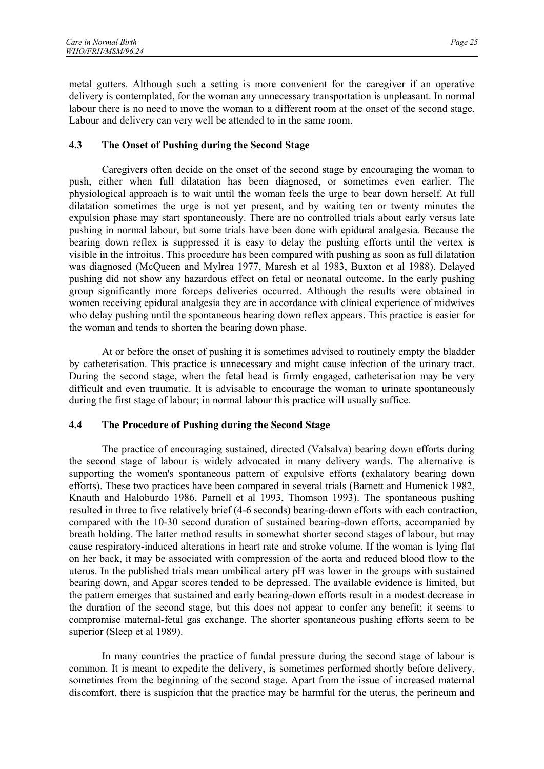metal gutters. Although such a setting is more convenient for the caregiver if an operative delivery is contemplated, for the woman any unnecessary transportation is unpleasant. In normal labour there is no need to move the woman to a different room at the onset of the second stage. Labour and delivery can very well be attended to in the same room.

### 4.3 The Onset of Pushing during the Second Stage

Caregivers often decide on the onset of the second stage by encouraging the woman to push, either when full dilatation has been diagnosed, or sometimes even earlier. The physiological approach is to wait until the woman feels the urge to bear down herself. At full dilatation sometimes the urge is not yet present, and by waiting ten or twenty minutes the expulsion phase may start spontaneously. There are no controlled trials about early versus late pushing in normal labour, but some trials have been done with epidural analgesia. Because the bearing down reflex is suppressed it is easy to delay the pushing efforts until the vertex is visible in the introitus. This procedure has been compared with pushing as soon as full dilatation was diagnosed (McQueen and Mylrea 1977, Maresh et al 1983, Buxton et al 1988). Delayed pushing did not show any hazardous effect on fetal or neonatal outcome. In the early pushing group significantly more forceps deliveries occurred. Although the results were obtained in women receiving epidural analgesia they are in accordance with clinical experience of midwives who delay pushing until the spontaneous bearing down reflex appears. This practice is easier for the woman and tends to shorten the bearing down phase.

At or before the onset of pushing it is sometimes advised to routinely empty the bladder by catheterisation. This practice is unnecessary and might cause infection of the urinary tract. During the second stage, when the fetal head is firmly engaged, catheterisation may be very difficult and even traumatic. It is advisable to encourage the woman to urinate spontaneously during the first stage of labour; in normal labour this practice will usually suffice.

### 4.4 The Procedure of Pushing during the Second Stage

The practice of encouraging sustained, directed (Valsalva) bearing down efforts during the second stage of labour is widely advocated in many delivery wards. The alternative is supporting the women's spontaneous pattern of expulsive efforts (exhalatory bearing down efforts). These two practices have been compared in several trials (Barnett and Humenick 1982, Knauth and Haloburdo 1986, Parnell et al 1993, Thomson 1993). The spontaneous pushing resulted in three to five relatively brief (4-6 seconds) bearing-down efforts with each contraction, compared with the 10-30 second duration of sustained bearing-down efforts, accompanied by breath holding. The latter method results in somewhat shorter second stages of labour, but may cause respiratory-induced alterations in heart rate and stroke volume. If the woman is lying flat on her back, it may be associated with compression of the aorta and reduced blood flow to the uterus. In the published trials mean umbilical artery pH was lower in the groups with sustained bearing down, and Apgar scores tended to be depressed. The available evidence is limited, but the pattern emerges that sustained and early bearing-down efforts result in a modest decrease in the duration of the second stage, but this does not appear to confer any benefit; it seems to compromise maternal-fetal gas exchange. The shorter spontaneous pushing efforts seem to be superior (Sleep et al 1989).

In many countries the practice of fundal pressure during the second stage of labour is common. It is meant to expedite the delivery, is sometimes performed shortly before delivery, sometimes from the beginning of the second stage. Apart from the issue of increased maternal discomfort, there is suspicion that the practice may be harmful for the uterus, the perineum and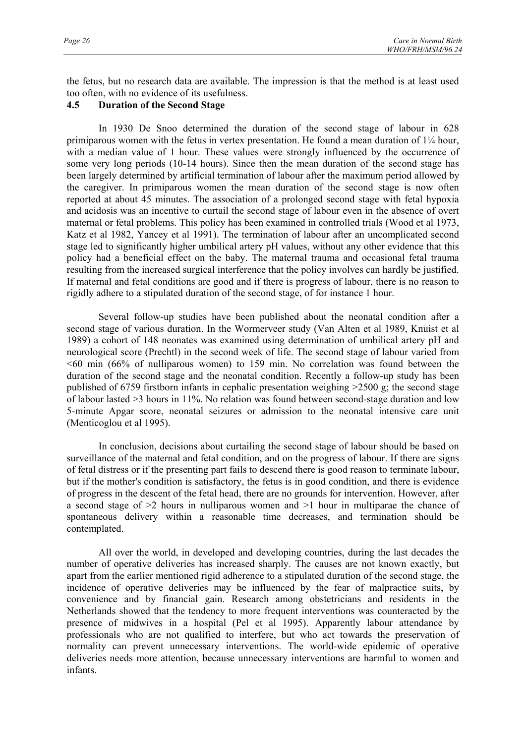the fetus, but no research data are available. The impression is that the method is at least used too often, with no evidence of its usefulness.

## 4.5 Duration of the Second Stage

In 1930 De Snoo determined the duration of the second stage of labour in 628 primiparous women with the fetus in vertex presentation. He found a mean duration of 1¼ hour, with a median value of 1 hour. These values were strongly influenced by the occurrence of some very long periods (10-14 hours). Since then the mean duration of the second stage has been largely determined by artificial termination of labour after the maximum period allowed by the caregiver. In primiparous women the mean duration of the second stage is now often reported at about 45 minutes. The association of a prolonged second stage with fetal hypoxia and acidosis was an incentive to curtail the second stage of labour even in the absence of overt maternal or fetal problems. This policy has been examined in controlled trials (Wood et al 1973, Katz et al 1982, Yancey et al 1991). The termination of labour after an uncomplicated second stage led to significantly higher umbilical artery pH values, without any other evidence that this policy had a beneficial effect on the baby. The maternal trauma and occasional fetal trauma resulting from the increased surgical interference that the policy involves can hardly be justified. If maternal and fetal conditions are good and if there is progress of labour, there is no reason to rigidly adhere to a stipulated duration of the second stage, of for instance 1 hour.

Several follow-up studies have been published about the neonatal condition after a second stage of various duration. In the Wormerveer study (Van Alten et al 1989, Knuist et al 1989) a cohort of 148 neonates was examined using determination of umbilical artery pH and neurological score (Prechtl) in the second week of life. The second stage of labour varied from <60 min (66% of nulliparous women) to 159 min. No correlation was found between the duration of the second stage and the neonatal condition. Recently a follow-up study has been published of 6759 firstborn infants in cephalic presentation weighing >2500 g; the second stage of labour lasted >3 hours in 11%. No relation was found between second-stage duration and low 5-minute Apgar score, neonatal seizures or admission to the neonatal intensive care unit (Menticoglou et al 1995).

In conclusion, decisions about curtailing the second stage of labour should be based on surveillance of the maternal and fetal condition, and on the progress of labour. If there are signs of fetal distress or if the presenting part fails to descend there is good reason to terminate labour, but if the mother's condition is satisfactory, the fetus is in good condition, and there is evidence of progress in the descent of the fetal head, there are no grounds for intervention. However, after a second stage of >2 hours in nulliparous women and >1 hour in multiparae the chance of spontaneous delivery within a reasonable time decreases, and termination should be contemplated.

All over the world, in developed and developing countries, during the last decades the number of operative deliveries has increased sharply. The causes are not known exactly, but apart from the earlier mentioned rigid adherence to a stipulated duration of the second stage, the incidence of operative deliveries may be influenced by the fear of malpractice suits, by convenience and by financial gain. Research among obstetricians and residents in the Netherlands showed that the tendency to more frequent interventions was counteracted by the presence of midwives in a hospital (Pel et al 1995). Apparently labour attendance by professionals who are not qualified to interfere, but who act towards the preservation of normality can prevent unnecessary interventions. The world-wide epidemic of operative deliveries needs more attention, because unnecessary interventions are harmful to women and infants.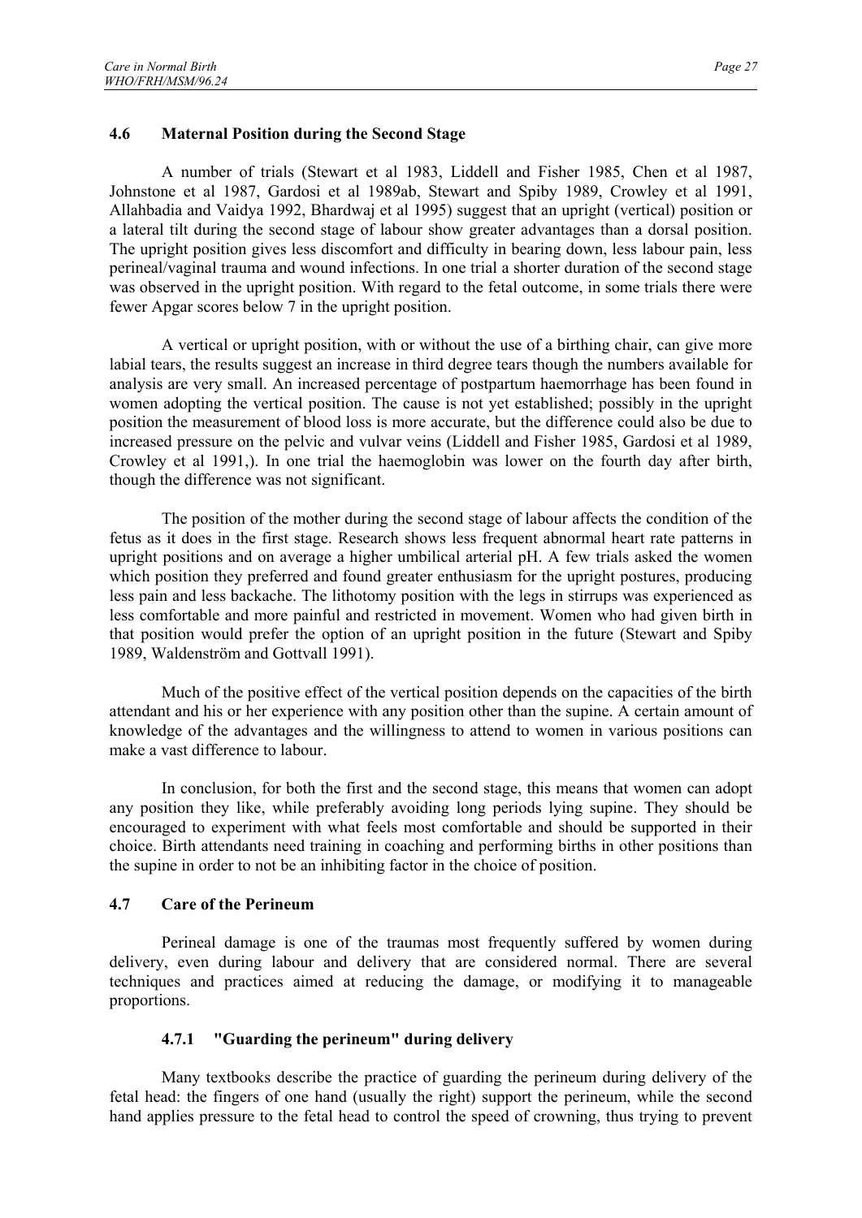## 4.6 Maternal Position during the Second Stage

A number of trials (Stewart et al 1983, Liddell and Fisher 1985, Chen et al 1987, Johnstone et al 1987, Gardosi et al 1989ab, Stewart and Spiby 1989, Crowley et al 1991, Allahbadia and Vaidya 1992, Bhardwaj et al 1995) suggest that an upright (vertical) position or a lateral tilt during the second stage of labour show greater advantages than a dorsal position. The upright position gives less discomfort and difficulty in bearing down, less labour pain, less perineal/vaginal trauma and wound infections. In one trial a shorter duration of the second stage was observed in the upright position. With regard to the fetal outcome, in some trials there were fewer Apgar scores below 7 in the upright position.

A vertical or upright position, with or without the use of a birthing chair, can give more labial tears, the results suggest an increase in third degree tears though the numbers available for analysis are very small. An increased percentage of postpartum haemorrhage has been found in women adopting the vertical position. The cause is not yet established; possibly in the upright position the measurement of blood loss is more accurate, but the difference could also be due to increased pressure on the pelvic and vulvar veins (Liddell and Fisher 1985, Gardosi et al 1989, Crowley et al 1991,). In one trial the haemoglobin was lower on the fourth day after birth, though the difference was not significant.

The position of the mother during the second stage of labour affects the condition of the fetus as it does in the first stage. Research shows less frequent abnormal heart rate patterns in upright positions and on average a higher umbilical arterial pH. A few trials asked the women which position they preferred and found greater enthusiasm for the upright postures, producing less pain and less backache. The lithotomy position with the legs in stirrups was experienced as less comfortable and more painful and restricted in movement. Women who had given birth in that position would prefer the option of an upright position in the future (Stewart and Spiby 1989, Waldenström and Gottvall 1991).

Much of the positive effect of the vertical position depends on the capacities of the birth attendant and his or her experience with any position other than the supine. A certain amount of knowledge of the advantages and the willingness to attend to women in various positions can make a vast difference to labour.

In conclusion, for both the first and the second stage, this means that women can adopt any position they like, while preferably avoiding long periods lying supine. They should be encouraged to experiment with what feels most comfortable and should be supported in their choice. Birth attendants need training in coaching and performing births in other positions than the supine in order to not be an inhibiting factor in the choice of position.

## 4.7 Care of the Perineum

Perineal damage is one of the traumas most frequently suffered by women during delivery, even during labour and delivery that are considered normal. There are several techniques and practices aimed at reducing the damage, or modifying it to manageable proportions.

### 4.7.1 "Guarding the perineum" during delivery

Many textbooks describe the practice of guarding the perineum during delivery of the fetal head: the fingers of one hand (usually the right) support the perineum, while the second hand applies pressure to the fetal head to control the speed of crowning, thus trying to prevent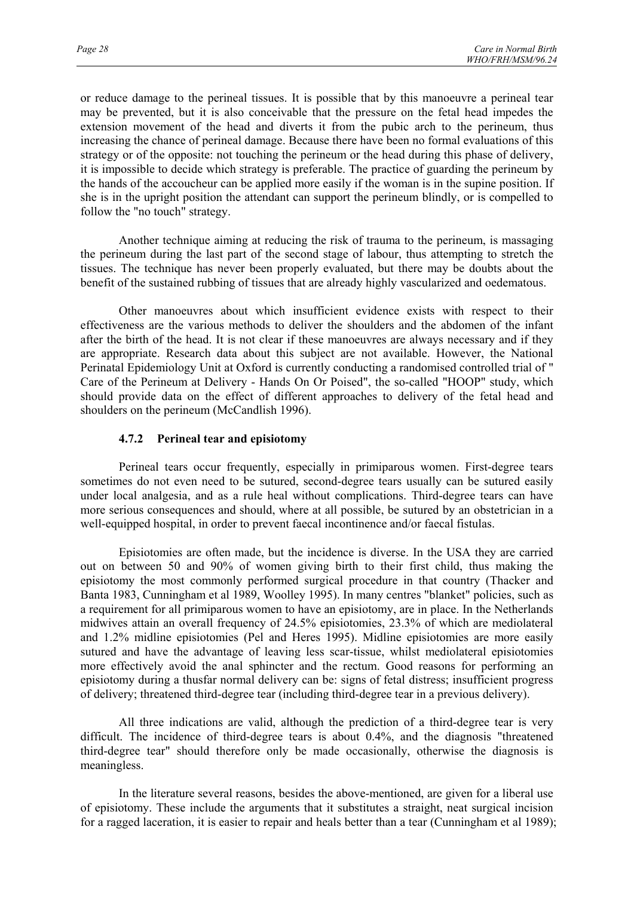or reduce damage to the perineal tissues. It is possible that by this manoeuvre a perineal tear may be prevented, but it is also conceivable that the pressure on the fetal head impedes the extension movement of the head and diverts it from the pubic arch to the perineum, thus increasing the chance of perineal damage. Because there have been no formal evaluations of this strategy or of the opposite: not touching the perineum or the head during this phase of delivery, it is impossible to decide which strategy is preferable. The practice of guarding the perineum by the hands of the accoucheur can be applied more easily if the woman is in the supine position. If she is in the upright position the attendant can support the perineum blindly, or is compelled to follow the "no touch" strategy.

Another technique aiming at reducing the risk of trauma to the perineum, is massaging the perineum during the last part of the second stage of labour, thus attempting to stretch the tissues. The technique has never been properly evaluated, but there may be doubts about the benefit of the sustained rubbing of tissues that are already highly vascularized and oedematous.

Other manoeuvres about which insufficient evidence exists with respect to their effectiveness are the various methods to deliver the shoulders and the abdomen of the infant after the birth of the head. It is not clear if these manoeuvres are always necessary and if they are appropriate. Research data about this subject are not available. However, the National Perinatal Epidemiology Unit at Oxford is currently conducting a randomised controlled trial of " Care of the Perineum at Delivery - Hands On Or Poised", the so-called "HOOP" study, which should provide data on the effect of different approaches to delivery of the fetal head and shoulders on the perineum (McCandlish 1996).

### 4.7.2 Perineal tear and episiotomy

Perineal tears occur frequently, especially in primiparous women. First-degree tears sometimes do not even need to be sutured, second-degree tears usually can be sutured easily under local analgesia, and as a rule heal without complications. Third-degree tears can have more serious consequences and should, where at all possible, be sutured by an obstetrician in a well-equipped hospital, in order to prevent faecal incontinence and/or faecal fistulas.

Episiotomies are often made, but the incidence is diverse. In the USA they are carried out on between 50 and 90% of women giving birth to their first child, thus making the episiotomy the most commonly performed surgical procedure in that country (Thacker and Banta 1983, Cunningham et al 1989, Woolley 1995). In many centres "blanket" policies, such as a requirement for all primiparous women to have an episiotomy, are in place. In the Netherlands midwives attain an overall frequency of 24.5% episiotomies, 23.3% of which are mediolateral and 1.2% midline episiotomies (Pel and Heres 1995). Midline episiotomies are more easily sutured and have the advantage of leaving less scar-tissue, whilst mediolateral episiotomies more effectively avoid the anal sphincter and the rectum. Good reasons for performing an episiotomy during a thusfar normal delivery can be: signs of fetal distress; insufficient progress of delivery; threatened third-degree tear (including third-degree tear in a previous delivery).

All three indications are valid, although the prediction of a third-degree tear is very difficult. The incidence of third-degree tears is about 0.4%, and the diagnosis "threatened third-degree tear" should therefore only be made occasionally, otherwise the diagnosis is meaningless.

In the literature several reasons, besides the above-mentioned, are given for a liberal use of episiotomy. These include the arguments that it substitutes a straight, neat surgical incision for a ragged laceration, it is easier to repair and heals better than a tear (Cunningham et al 1989);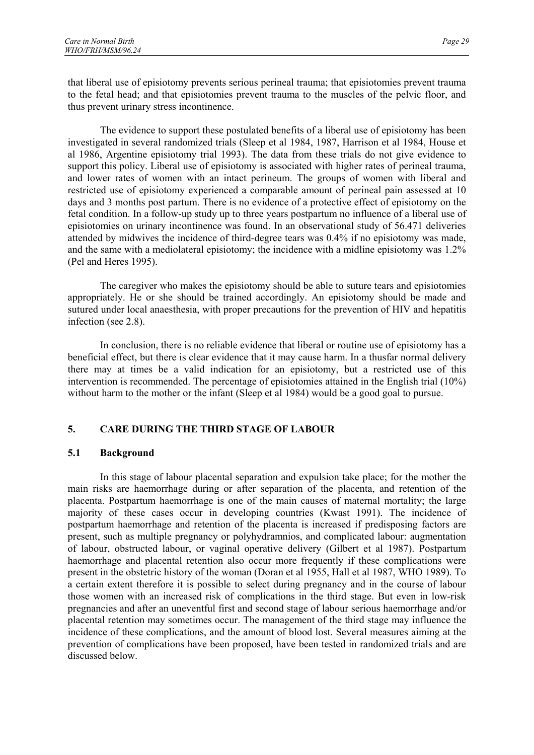that liberal use of episiotomy prevents serious perineal trauma; that episiotomies prevent trauma to the fetal head; and that episiotomies prevent trauma to the muscles of the pelvic floor, and thus prevent urinary stress incontinence.

The evidence to support these postulated benefits of a liberal use of episiotomy has been investigated in several randomized trials (Sleep et al 1984, 1987, Harrison et al 1984, House et al 1986, Argentine episiotomy trial 1993). The data from these trials do not give evidence to support this policy. Liberal use of episiotomy is associated with higher rates of perineal trauma, and lower rates of women with an intact perineum. The groups of women with liberal and restricted use of episiotomy experienced a comparable amount of perineal pain assessed at 10 days and 3 months post partum. There is no evidence of a protective effect of episiotomy on the fetal condition. In a follow-up study up to three years postpartum no influence of a liberal use of episiotomies on urinary incontinence was found. In an observational study of 56.471 deliveries attended by midwives the incidence of third-degree tears was 0.4% if no episiotomy was made, and the same with a mediolateral episiotomy; the incidence with a midline episiotomy was 1.2% (Pel and Heres 1995).

The caregiver who makes the episiotomy should be able to suture tears and episiotomies appropriately. He or she should be trained accordingly. An episiotomy should be made and sutured under local anaesthesia, with proper precautions for the prevention of HIV and hepatitis infection (see 2.8).

In conclusion, there is no reliable evidence that liberal or routine use of episiotomy has a beneficial effect, but there is clear evidence that it may cause harm. In a thusfar normal delivery there may at times be a valid indication for an episiotomy, but a restricted use of this intervention is recommended. The percentage of episiotomies attained in the English trial (10%) without harm to the mother or the infant (Sleep et al 1984) would be a good goal to pursue.

## 5. CARE DURING THE THIRD STAGE OF LABOUR

### 5.1 Background

In this stage of labour placental separation and expulsion take place; for the mother the main risks are haemorrhage during or after separation of the placenta, and retention of the placenta. Postpartum haemorrhage is one of the main causes of maternal mortality; the large majority of these cases occur in developing countries (Kwast 1991). The incidence of postpartum haemorrhage and retention of the placenta is increased if predisposing factors are present, such as multiple pregnancy or polyhydramnios, and complicated labour: augmentation of labour, obstructed labour, or vaginal operative delivery (Gilbert et al 1987). Postpartum haemorrhage and placental retention also occur more frequently if these complications were present in the obstetric history of the woman (Doran et al 1955, Hall et al 1987, WHO 1989). To a certain extent therefore it is possible to select during pregnancy and in the course of labour those women with an increased risk of complications in the third stage. But even in low-risk pregnancies and after an uneventful first and second stage of labour serious haemorrhage and/or placental retention may sometimes occur. The management of the third stage may influence the incidence of these complications, and the amount of blood lost. Several measures aiming at the prevention of complications have been proposed, have been tested in randomized trials and are discussed below.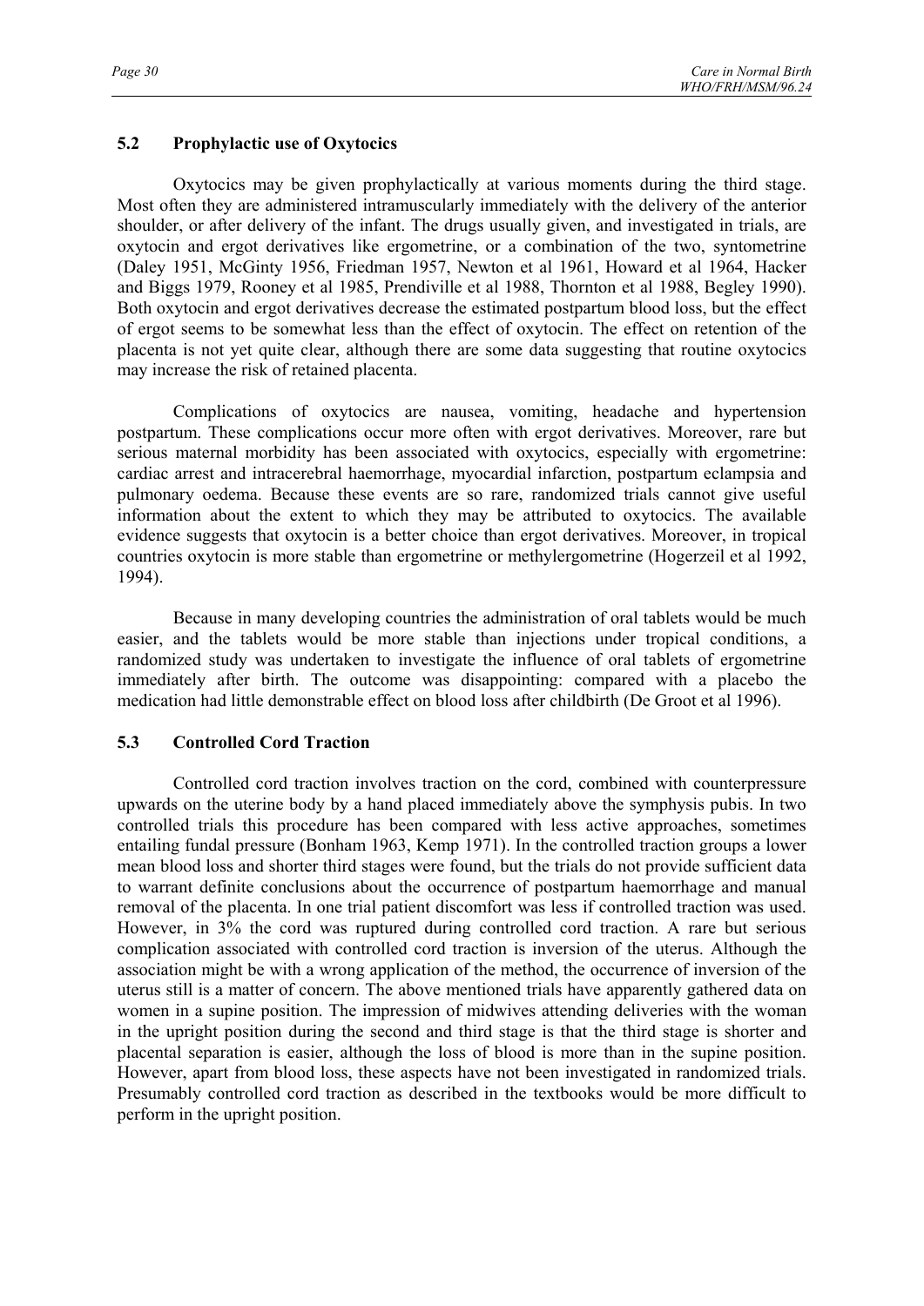## 5.2 Prophylactic use of Oxytocics

Oxytocics may be given prophylactically at various moments during the third stage. Most often they are administered intramuscularly immediately with the delivery of the anterior shoulder, or after delivery of the infant. The drugs usually given, and investigated in trials, are oxytocin and ergot derivatives like ergometrine, or a combination of the two, syntometrine (Daley 1951, McGinty 1956, Friedman 1957, Newton et al 1961, Howard et al 1964, Hacker and Biggs 1979, Rooney et al 1985, Prendiville et al 1988, Thornton et al 1988, Begley 1990). Both oxytocin and ergot derivatives decrease the estimated postpartum blood loss, but the effect of ergot seems to be somewhat less than the effect of oxytocin. The effect on retention of the placenta is not yet quite clear, although there are some data suggesting that routine oxytocics may increase the risk of retained placenta.

Complications of oxytocics are nausea, vomiting, headache and hypertension postpartum. These complications occur more often with ergot derivatives. Moreover, rare but serious maternal morbidity has been associated with oxytocics, especially with ergometrine: cardiac arrest and intracerebral haemorrhage, myocardial infarction, postpartum eclampsia and pulmonary oedema. Because these events are so rare, randomized trials cannot give useful information about the extent to which they may be attributed to oxytocics. The available evidence suggests that oxytocin is a better choice than ergot derivatives. Moreover, in tropical countries oxytocin is more stable than ergometrine or methylergometrine (Hogerzeil et al 1992, 1994).

Because in many developing countries the administration of oral tablets would be much easier, and the tablets would be more stable than injections under tropical conditions, a randomized study was undertaken to investigate the influence of oral tablets of ergometrine immediately after birth. The outcome was disappointing: compared with a placebo the medication had little demonstrable effect on blood loss after childbirth (De Groot et al 1996).

## 5.3 Controlled Cord Traction

Controlled cord traction involves traction on the cord, combined with counterpressure upwards on the uterine body by a hand placed immediately above the symphysis pubis. In two controlled trials this procedure has been compared with less active approaches, sometimes entailing fundal pressure (Bonham 1963, Kemp 1971). In the controlled traction groups a lower mean blood loss and shorter third stages were found, but the trials do not provide sufficient data to warrant definite conclusions about the occurrence of postpartum haemorrhage and manual removal of the placenta. In one trial patient discomfort was less if controlled traction was used. However, in 3% the cord was ruptured during controlled cord traction. A rare but serious complication associated with controlled cord traction is inversion of the uterus. Although the association might be with a wrong application of the method, the occurrence of inversion of the uterus still is a matter of concern. The above mentioned trials have apparently gathered data on women in a supine position. The impression of midwives attending deliveries with the woman in the upright position during the second and third stage is that the third stage is shorter and placental separation is easier, although the loss of blood is more than in the supine position. However, apart from blood loss, these aspects have not been investigated in randomized trials. Presumably controlled cord traction as described in the textbooks would be more difficult to perform in the upright position.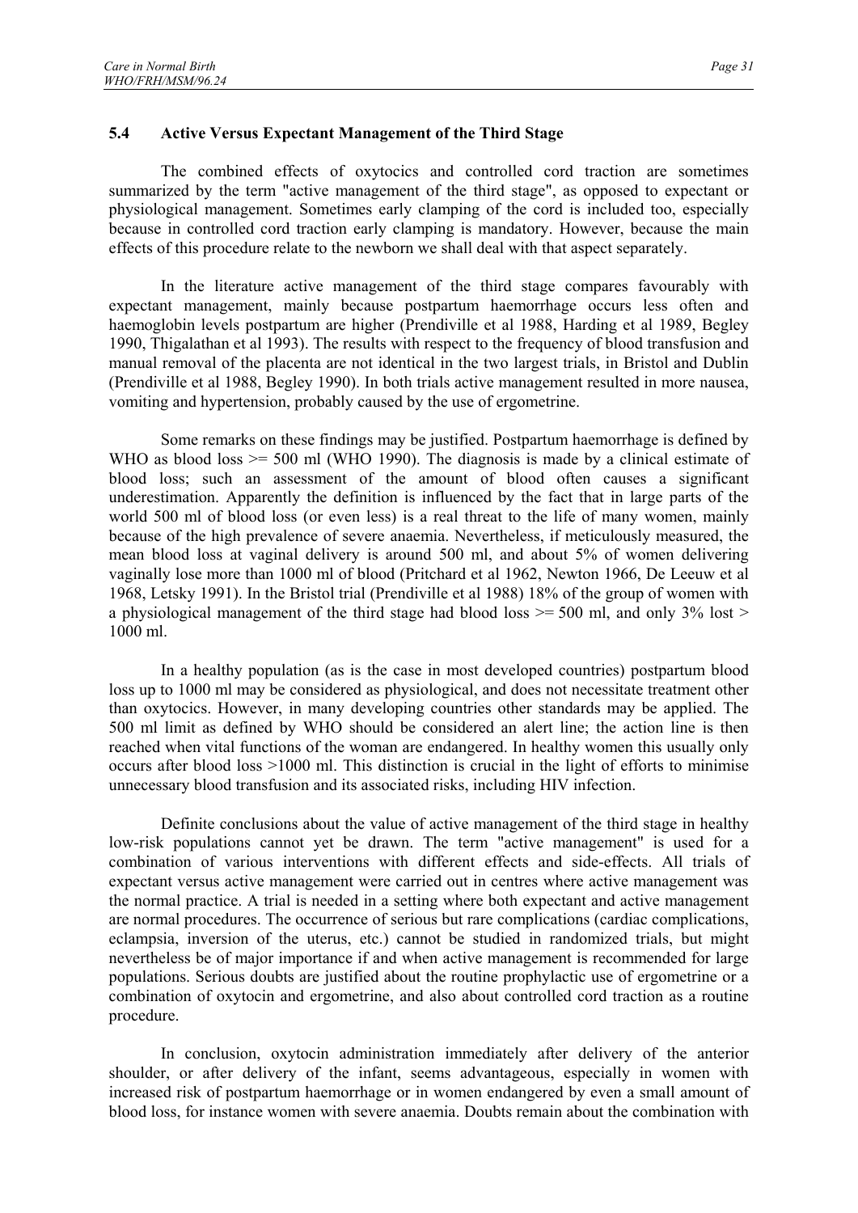## 5.4 Active Versus Expectant Management of the Third Stage

The combined effects of oxytocics and controlled cord traction are sometimes summarized by the term "active management of the third stage", as opposed to expectant or physiological management. Sometimes early clamping of the cord is included too, especially because in controlled cord traction early clamping is mandatory. However, because the main effects of this procedure relate to the newborn we shall deal with that aspect separately.

In the literature active management of the third stage compares favourably with expectant management, mainly because postpartum haemorrhage occurs less often and haemoglobin levels postpartum are higher (Prendiville et al 1988, Harding et al 1989, Begley 1990, Thigalathan et al 1993). The results with respect to the frequency of blood transfusion and manual removal of the placenta are not identical in the two largest trials, in Bristol and Dublin (Prendiville et al 1988, Begley 1990). In both trials active management resulted in more nausea, vomiting and hypertension, probably caused by the use of ergometrine.

Some remarks on these findings may be justified. Postpartum haemorrhage is defined by WHO as blood loss >= 500 ml (WHO 1990). The diagnosis is made by a clinical estimate of blood loss; such an assessment of the amount of blood often causes a significant underestimation. Apparently the definition is influenced by the fact that in large parts of the world 500 ml of blood loss (or even less) is a real threat to the life of many women, mainly because of the high prevalence of severe anaemia. Nevertheless, if meticulously measured, the mean blood loss at vaginal delivery is around 500 ml, and about 5% of women delivering vaginally lose more than 1000 ml of blood (Pritchard et al 1962, Newton 1966, De Leeuw et al 1968, Letsky 1991). In the Bristol trial (Prendiville et al 1988) 18% of the group of women with a physiological management of the third stage had blood loss >= 500 ml, and only 3% lost > 1000 ml.

In a healthy population (as is the case in most developed countries) postpartum blood loss up to 1000 ml may be considered as physiological, and does not necessitate treatment other than oxytocics. However, in many developing countries other standards may be applied. The 500 ml limit as defined by WHO should be considered an alert line; the action line is then reached when vital functions of the woman are endangered. In healthy women this usually only occurs after blood loss >1000 ml. This distinction is crucial in the light of efforts to minimise unnecessary blood transfusion and its associated risks, including HIV infection.

Definite conclusions about the value of active management of the third stage in healthy low-risk populations cannot yet be drawn. The term "active management" is used for a combination of various interventions with different effects and side-effects. All trials of expectant versus active management were carried out in centres where active management was the normal practice. A trial is needed in a setting where both expectant and active management are normal procedures. The occurrence of serious but rare complications (cardiac complications, eclampsia, inversion of the uterus, etc.) cannot be studied in randomized trials, but might nevertheless be of major importance if and when active management is recommended for large populations. Serious doubts are justified about the routine prophylactic use of ergometrine or a combination of oxytocin and ergometrine, and also about controlled cord traction as a routine procedure.

In conclusion, oxytocin administration immediately after delivery of the anterior shoulder, or after delivery of the infant, seems advantageous, especially in women with increased risk of postpartum haemorrhage or in women endangered by even a small amount of blood loss, for instance women with severe anaemia. Doubts remain about the combination with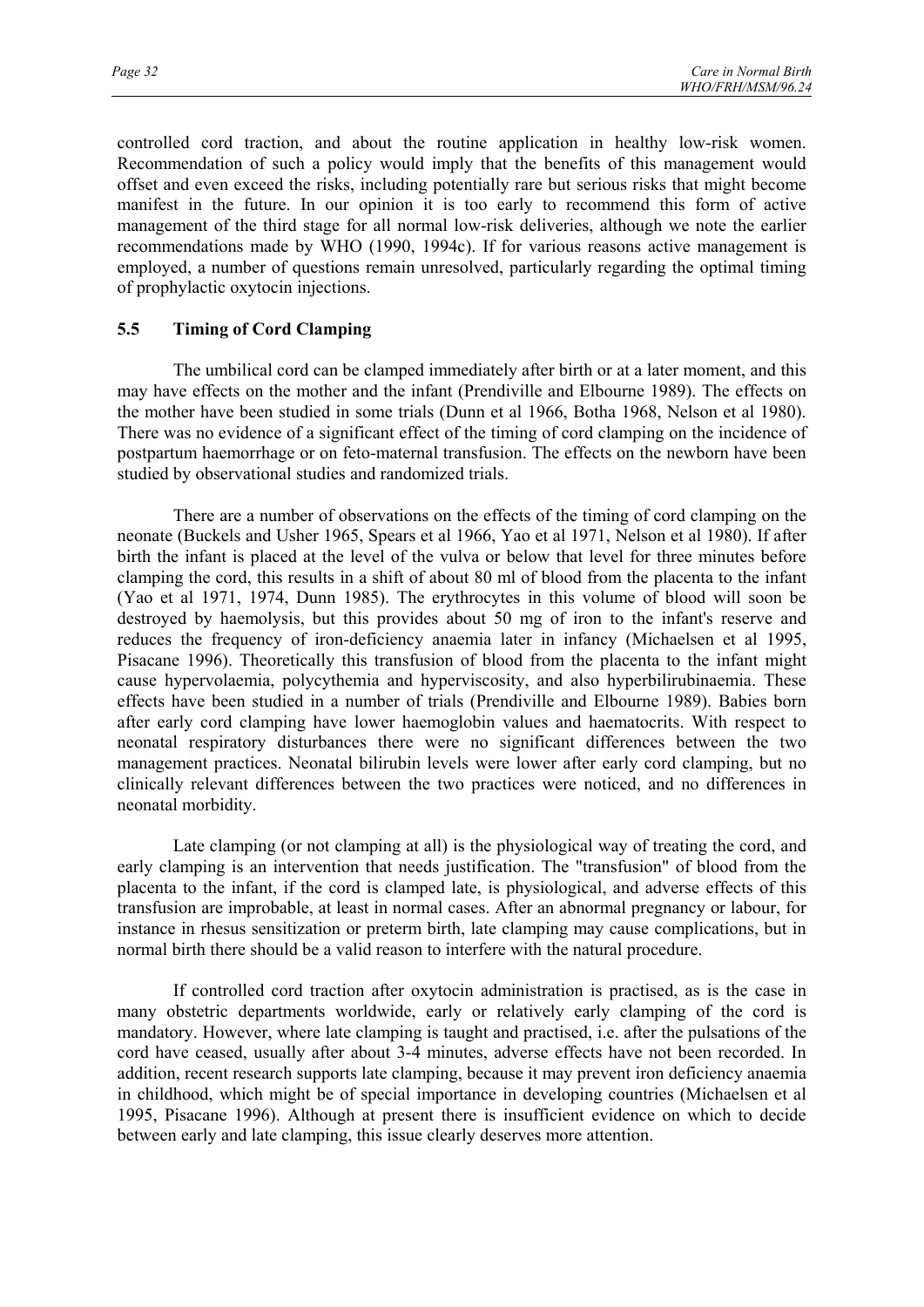controlled cord traction, and about the routine application in healthy low-risk women. Recommendation of such a policy would imply that the benefits of this management would offset and even exceed the risks, including potentially rare but serious risks that might become manifest in the future. In our opinion it is too early to recommend this form of active management of the third stage for all normal low-risk deliveries, although we note the earlier recommendations made by WHO (1990, 1994c). If for various reasons active management is employed, a number of questions remain unresolved, particularly regarding the optimal timing of prophylactic oxytocin injections.

## 5.5 Timing of Cord Clamping

The umbilical cord can be clamped immediately after birth or at a later moment, and this may have effects on the mother and the infant (Prendiville and Elbourne 1989). The effects on the mother have been studied in some trials (Dunn et al 1966, Botha 1968, Nelson et al 1980). There was no evidence of a significant effect of the timing of cord clamping on the incidence of postpartum haemorrhage or on feto-maternal transfusion. The effects on the newborn have been studied by observational studies and randomized trials.

There are a number of observations on the effects of the timing of cord clamping on the neonate (Buckels and Usher 1965, Spears et al 1966, Yao et al 1971, Nelson et al 1980). If after birth the infant is placed at the level of the vulva or below that level for three minutes before clamping the cord, this results in a shift of about 80 ml of blood from the placenta to the infant (Yao et al 1971, 1974, Dunn 1985). The erythrocytes in this volume of blood will soon be destroyed by haemolysis, but this provides about 50 mg of iron to the infant's reserve and reduces the frequency of iron-deficiency anaemia later in infancy (Michaelsen et al 1995, Pisacane 1996). Theoretically this transfusion of blood from the placenta to the infant might cause hypervolaemia, polycythemia and hyperviscosity, and also hyperbilirubinaemia. These effects have been studied in a number of trials (Prendiville and Elbourne 1989). Babies born after early cord clamping have lower haemoglobin values and haematocrits. With respect to neonatal respiratory disturbances there were no significant differences between the two management practices. Neonatal bilirubin levels were lower after early cord clamping, but no clinically relevant differences between the two practices were noticed, and no differences in neonatal morbidity.

Late clamping (or not clamping at all) is the physiological way of treating the cord, and early clamping is an intervention that needs justification. The "transfusion" of blood from the placenta to the infant, if the cord is clamped late, is physiological, and adverse effects of this transfusion are improbable, at least in normal cases. After an abnormal pregnancy or labour, for instance in rhesus sensitization or preterm birth, late clamping may cause complications, but in normal birth there should be a valid reason to interfere with the natural procedure.

If controlled cord traction after oxytocin administration is practised, as is the case in many obstetric departments worldwide, early or relatively early clamping of the cord is mandatory. However, where late clamping is taught and practised, i.e. after the pulsations of the cord have ceased, usually after about 3-4 minutes, adverse effects have not been recorded. In addition, recent research supports late clamping, because it may prevent iron deficiency anaemia in childhood, which might be of special importance in developing countries (Michaelsen et al 1995, Pisacane 1996). Although at present there is insufficient evidence on which to decide between early and late clamping, this issue clearly deserves more attention.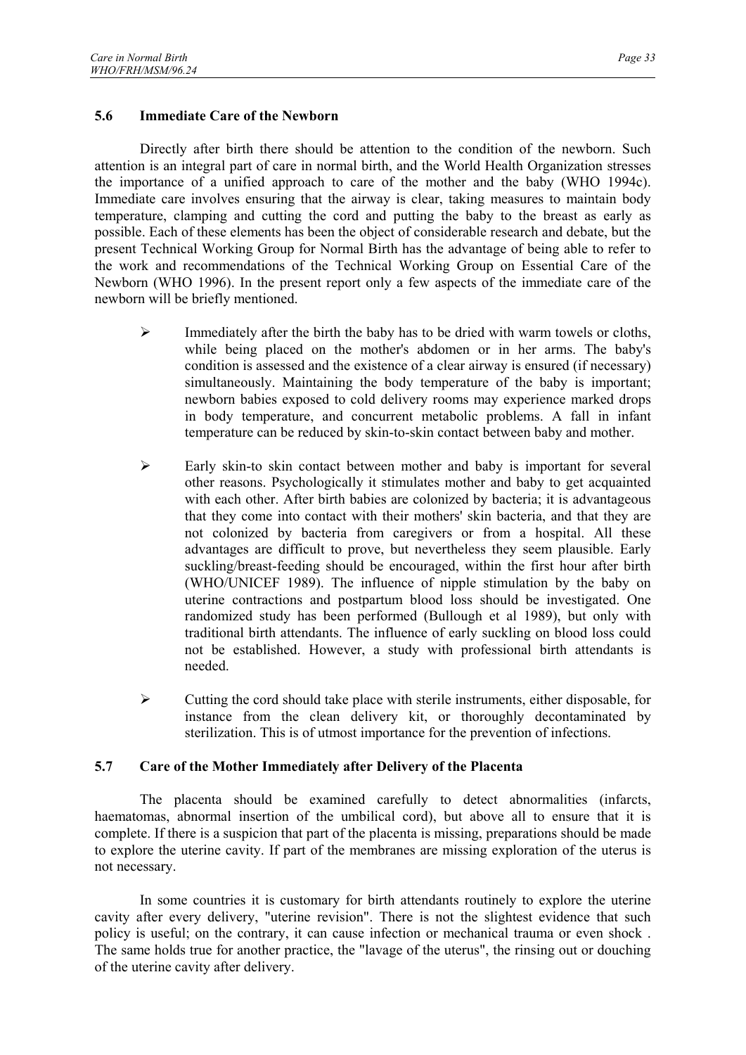### 5.6 Immediate Care of the Newborn

Directly after birth there should be attention to the condition of the newborn. Such attention is an integral part of care in normal birth, and the World Health Organization stresses the importance of a unified approach to care of the mother and the baby (WHO 1994c). Immediate care involves ensuring that the airway is clear, taking measures to maintain body temperature, clamping and cutting the cord and putting the baby to the breast as early as possible. Each of these elements has been the object of considerable research and debate, but the present Technical Working Group for Normal Birth has the advantage of being able to refer to the work and recommendations of the Technical Working Group on Essential Care of the Newborn (WHO 1996). In the present report only a few aspects of the immediate care of the newborn will be briefly mentioned.

- Immediately after the birth the baby has to be dried with warm towels or cloths, while being placed on the mother's abdomen or in her arms. The baby's condition is assessed and the existence of a clear airway is ensured (if necessary) simultaneously. Maintaining the body temperature of the baby is important; newborn babies exposed to cold delivery rooms may experience marked drops in body temperature, and concurrent metabolic problems. A fall in infant temperature can be reduced by skin-to-skin contact between baby and mother.
- Early skin-to skin contact between mother and baby is important for several other reasons. Psychologically it stimulates mother and baby to get acquainted with each other. After birth babies are colonized by bacteria; it is advantageous that they come into contact with their mothers' skin bacteria, and that they are not colonized by bacteria from caregivers or from a hospital. All these advantages are difficult to prove, but nevertheless they seem plausible. Early suckling/breast-feeding should be encouraged, within the first hour after birth (WHO/UNICEF 1989). The influence of nipple stimulation by the baby on uterine contractions and postpartum blood loss should be investigated. One randomized study has been performed (Bullough et al 1989), but only with traditional birth attendants. The influence of early suckling on blood loss could not be established. However, a study with professional birth attendants is needed.
- Cutting the cord should take place with sterile instruments, either disposable, for instance from the clean delivery kit, or thoroughly decontaminated by sterilization. This is of utmost importance for the prevention of infections.

### 5.7 Care of the Mother Immediately after Delivery of the Placenta

The placenta should be examined carefully to detect abnormalities (infarcts, haematomas, abnormal insertion of the umbilical cord), but above all to ensure that it is complete. If there is a suspicion that part of the placenta is missing, preparations should be made to explore the uterine cavity. If part of the membranes are missing exploration of the uterus is not necessary.

In some countries it is customary for birth attendants routinely to explore the uterine cavity after every delivery, "uterine revision". There is not the slightest evidence that such policy is useful; on the contrary, it can cause infection or mechanical trauma or even shock . The same holds true for another practice, the "lavage of the uterus", the rinsing out or douching of the uterine cavity after delivery.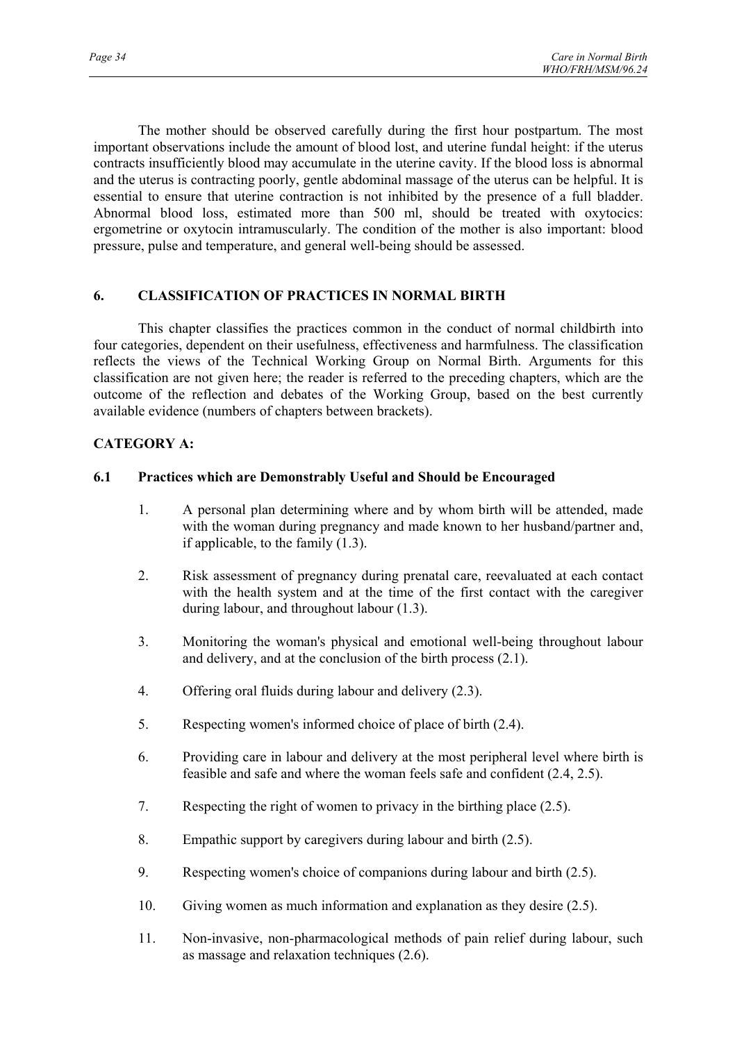The mother should be observed carefully during the first hour postpartum. The most important observations include the amount of blood lost, and uterine fundal height: if the uterus contracts insufficiently blood may accumulate in the uterine cavity. If the blood loss is abnormal and the uterus is contracting poorly, gentle abdominal massage of the uterus can be helpful. It is essential to ensure that uterine contraction is not inhibited by the presence of a full bladder. Abnormal blood loss, estimated more than 500 ml, should be treated with oxytocics: ergometrine or oxytocin intramuscularly. The condition of the mother is also important: blood pressure, pulse and temperature, and general well-being should be assessed.

## 6. CLASSIFICATION OF PRACTICES IN NORMAL BIRTH

This chapter classifies the practices common in the conduct of normal childbirth into four categories, dependent on their usefulness, effectiveness and harmfulness. The classification reflects the views of the Technical Working Group on Normal Birth. Arguments for this classification are not given here; the reader is referred to the preceding chapters, which are the outcome of the reflection and debates of the Working Group, based on the best currently available evidence (numbers of chapters between brackets).

**CATEGORY A:**

### 6.1 Practices which are Demonstrably Useful and Should be Encouraged

1. A personal plan determining where and by whom birth will be attended, made with the woman during pregnancy and made known to her husband/partner and, if applicable, to the family (1.3).

2. Risk assessment of pregnancy during prenatal care, reevaluated at each contact with the health system and at the time of the first contact with the caregiver during labour, and throughout labour (1.3).

3. Monitoring the woman's physical and emotional well-being throughout labour and delivery, and at the conclusion of the birth process (2.1).

4. Offering oral fluids during labour and delivery (2.3).

5. Respecting women's informed choice of place of birth (2.4).

6. Providing care in labour and delivery at the most peripheral level where birth is feasible and safe and where the woman feels safe and confident (2.4, 2.5).

7. Respecting the right of women to privacy in the birthing place (2.5).

8. Empathic support by caregivers during labour and birth (2.5).

9. Respecting women's choice of companions during labour and birth (2.5).

10. Giving women as much information and explanation as they desire (2.5).

11. Non-invasive, non-pharmacological methods of pain relief during labour, such as massage and relaxation techniques (2.6).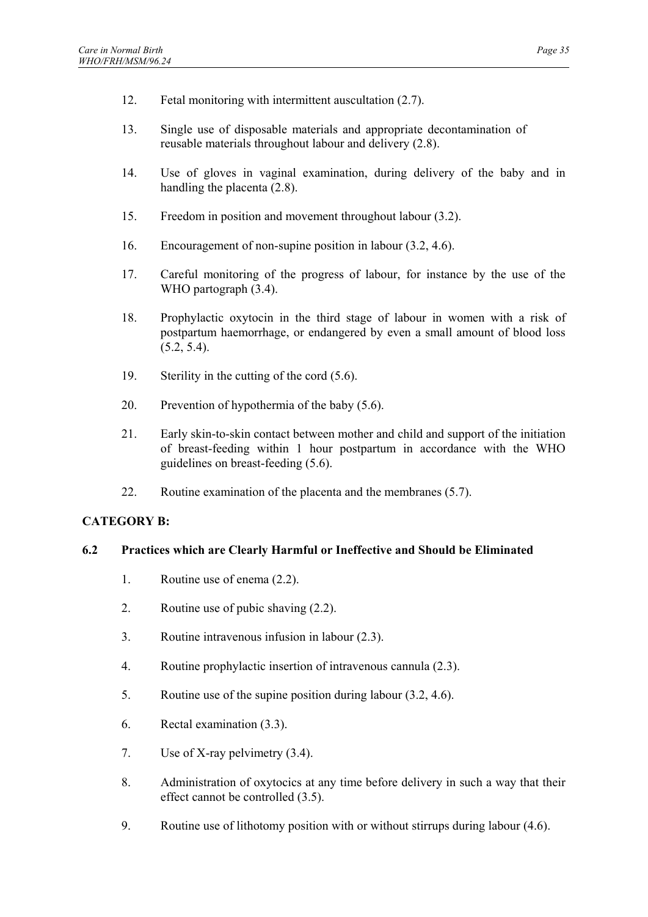12. Fetal monitoring with intermittent auscultation (2.7).

13. Single use of disposable materials and appropriate decontamination of reusable materials throughout labour and delivery (2.8).

14. Use of gloves in vaginal examination, during delivery of the baby and in handling the placenta (2.8).

15. Freedom in position and movement throughout labour (3.2).

16. Encouragement of non-supine position in labour (3.2, 4.6).

17. Careful monitoring of the progress of labour, for instance by the use of the WHO partograph (3.4).

18. Prophylactic oxytocin in the third stage of labour in women with a risk of postpartum haemorrhage, or endangered by even a small amount of blood loss (5.2, 5.4).

19. Sterility in the cutting of the cord (5.6).

20. Prevention of hypothermia of the baby (5.6).

21. Early skin-to-skin contact between mother and child and support of the initiation of breast-feeding within 1 hour postpartum in accordance with the WHO guidelines on breast-feeding (5.6).

22. Routine examination of the placenta and the membranes (5.7).

**CATEGORY B:**

### 6.2 Practices which are Clearly Harmful or Ineffective and Should be Eliminated

1. Routine use of enema (2.2).

2. Routine use of pubic shaving (2.2).

3. Routine intravenous infusion in labour (2.3).

4. Routine prophylactic insertion of intravenous cannula (2.3).

5. Routine use of the supine position during labour (3.2, 4.6).

6. Rectal examination (3.3).

7. Use of X-ray pelvimetry (3.4).

8. Administration of oxytocics at any time before delivery in such a way that their effect cannot be controlled (3.5).

9. Routine use of lithotomy position with or without stirrups during labour (4.6).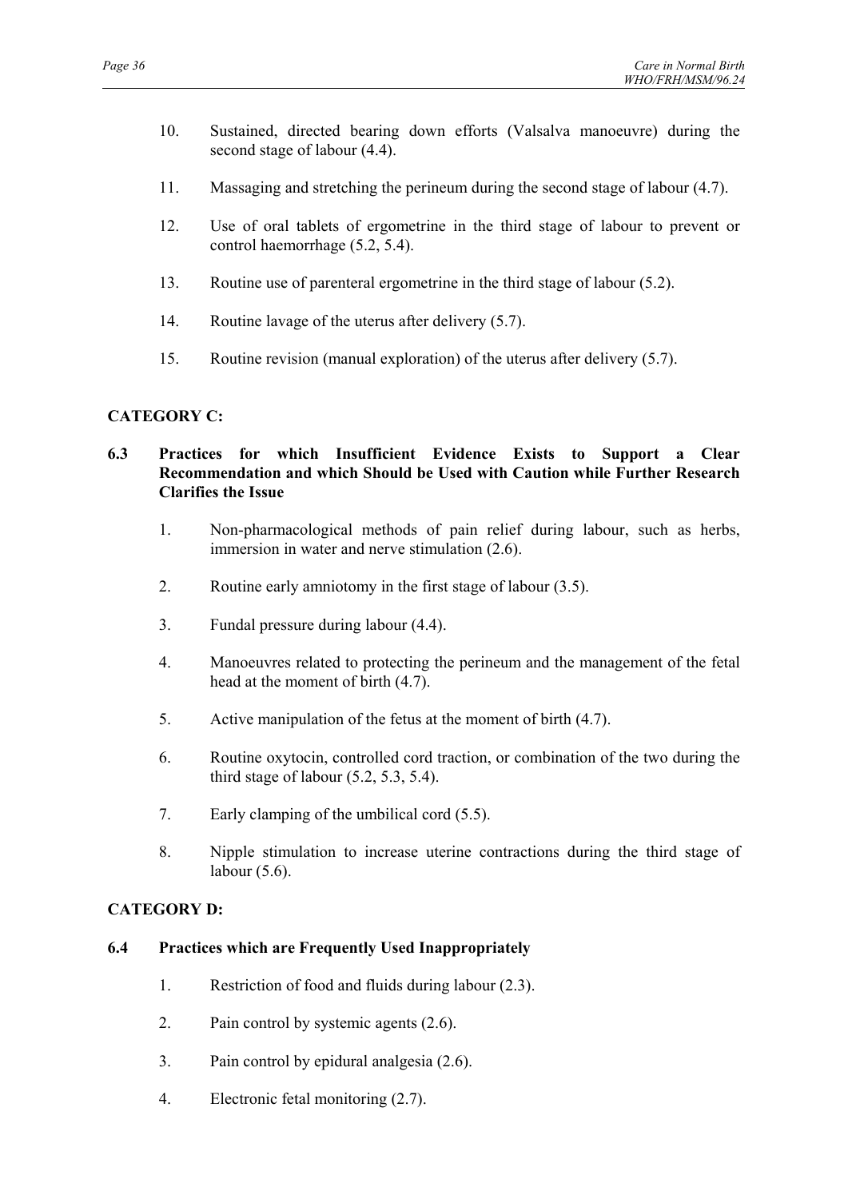10. Sustained, directed bearing down efforts (Valsalva manoeuvre) during the second stage of labour (4.4).

11. Massaging and stretching the perineum during the second stage of labour (4.7).

12. Use of oral tablets of ergometrine in the third stage of labour to prevent or control haemorrhage (5.2, 5.4).

13. Routine use of parenteral ergometrine in the third stage of labour (5.2).

14. Routine lavage of the uterus after delivery (5.7).

15. Routine revision (manual exploration) of the uterus after delivery (5.7).

**CATEGORY C:**

## 6.3 Practices for which Insufficient Evidence Exists to Support a Clear Recommendation and which Should be Used with Caution while Further Research Clarifies the Issue

1. Non-pharmacological methods of pain relief during labour, such as herbs, immersion in water and nerve stimulation (2.6).

2. Routine early amniotomy in the first stage of labour (3.5).

3. Fundal pressure during labour (4.4).

4. Manoeuvres related to protecting the perineum and the management of the fetal head at the moment of birth (4.7).

5. Active manipulation of the fetus at the moment of birth (4.7).

6. Routine oxytocin, controlled cord traction, or combination of the two during the third stage of labour (5.2, 5.3, 5.4).

7. Early clamping of the umbilical cord (5.5).

8. Nipple stimulation to increase uterine contractions during the third stage of labour (5.6).

**CATEGORY D:**

## 6.4 Practices which are Frequently Used Inappropriately

1. Restriction of food and fluids during labour (2.3).

2. Pain control by systemic agents (2.6).

3. Pain control by epidural analgesia (2.6).

4. Electronic fetal monitoring (2.7).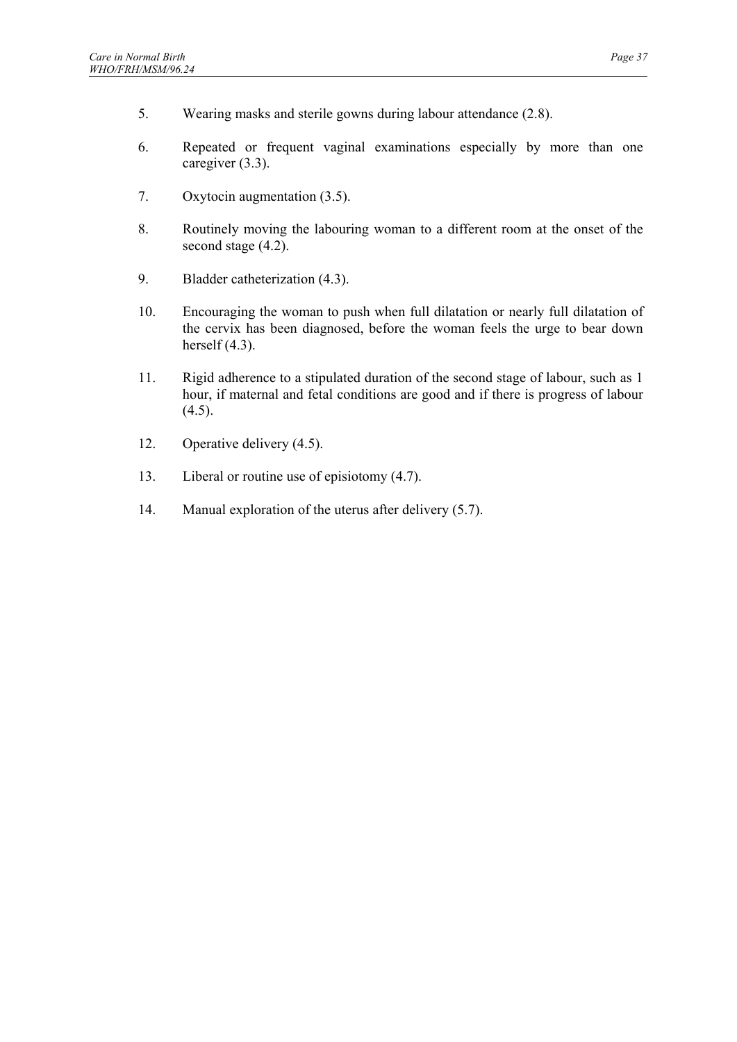5. Wearing masks and sterile gowns during labour attendance (2.8).

6. Repeated or frequent vaginal examinations especially by more than one caregiver (3.3).

7. Oxytocin augmentation (3.5).

8. Routinely moving the labouring woman to a different room at the onset of the second stage (4.2).

9. Bladder catheterization (4.3).

10. Encouraging the woman to push when full dilatation or nearly full dilatation of the cervix has been diagnosed, before the woman feels the urge to bear down herself (4.3).

11. Rigid adherence to a stipulated duration of the second stage of labour, such as 1 hour, if maternal and fetal conditions are good and if there is progress of labour (4.5).

12. Operative delivery (4.5).

13. Liberal or routine use of episiotomy (4.7).

14. Manual exploration of the uterus after delivery (5.7).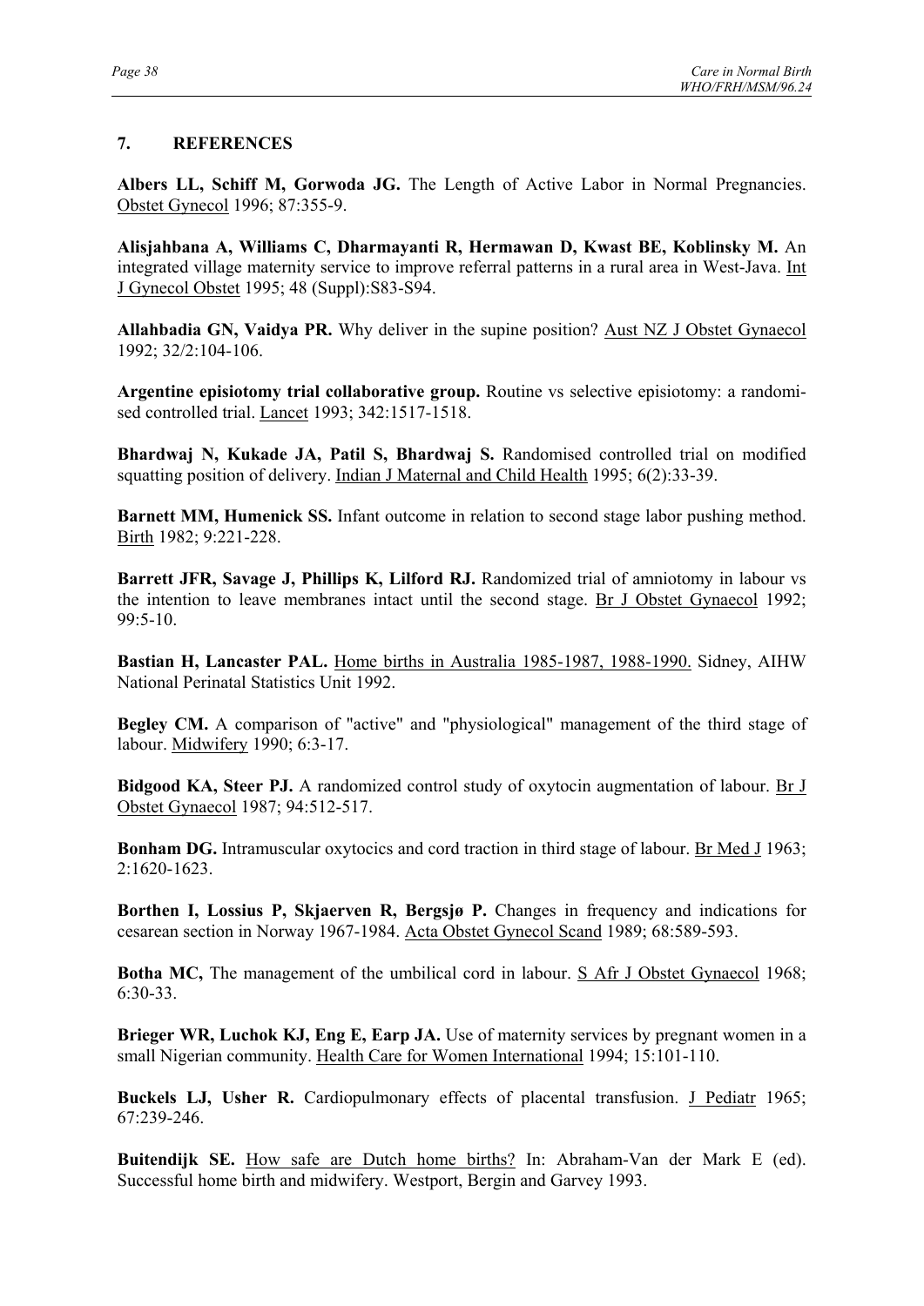## 7. REFERENCES

**Albers LL, Schiff M, Gorwoda JG.** The Length of Active Labor in Normal Pregnancies. Obstet Gynecol 1996; 87:355-9.

**Alisjahbana A, Williams C, Dharmayanti R, Hermawan D, Kwast BE, Koblinsky M.** An integrated village maternity service to improve referral patterns in a rural area in West-Java. Int J Gynecol Obstet 1995; 48 (Suppl):S83-S94.

**Allahbadia GN, Vaidya PR.** Why deliver in the supine position? Aust NZ J Obstet Gynaecol 1992; 32/2:104-106.

**Argentine episiotomy trial collaborative group.** Routine vs selective episiotomy: a randomised controlled trial. Lancet 1993; 342:1517-1518.

**Bhardwaj N, Kukade JA, Patil S, Bhardwaj S.** Randomised controlled trial on modified squatting position of delivery. Indian J Maternal and Child Health 1995; 6(2):33-39.

**Barnett MM, Humenick SS.** Infant outcome in relation to second stage labor pushing method. Birth 1982; 9:221-228.

**Barrett JFR, Savage J, Phillips K, Lilford RJ.** Randomized trial of amniotomy in labour vs the intention to leave membranes intact until the second stage. Br J Obstet Gynaecol 1992; 99:5-10.

**Bastian H, Lancaster PAL.** Home births in Australia 1985-1987, 1988-1990. Sidney, AIHW National Perinatal Statistics Unit 1992.

**Begley CM.** A comparison of "active" and "physiological" management of the third stage of labour. Midwifery 1990; 6:3-17.

**Bidgood KA, Steer PJ.** A randomized control study of oxytocin augmentation of labour. Br J Obstet Gynaecol 1987; 94:512-517.

**Bonham DG.** Intramuscular oxytocics and cord traction in third stage of labour. Br Med J 1963; 2:1620-1623.

**Borthen I, Lossius P, Skjaerven R, Bergsjø P.** Changes in frequency and indications for cesarean section in Norway 1967-1984. Acta Obstet Gynecol Scand 1989; 68:589-593.

**Botha MC,** The management of the umbilical cord in labour. S Afr J Obstet Gynaecol 1968; 6:30-33.

**Brieger WR, Luchok KJ, Eng E, Earp JA.** Use of maternity services by pregnant women in a small Nigerian community. Health Care for Women International 1994; 15:101-110.

**Buckels LJ, Usher R.** Cardiopulmonary effects of placental transfusion. J Pediatr 1965; 67:239-246.

**Buitendijk SE.** How safe are Dutch home births? In: Abraham-Van der Mark E (ed). Successful home birth and midwifery. Westport, Bergin and Garvey 1993.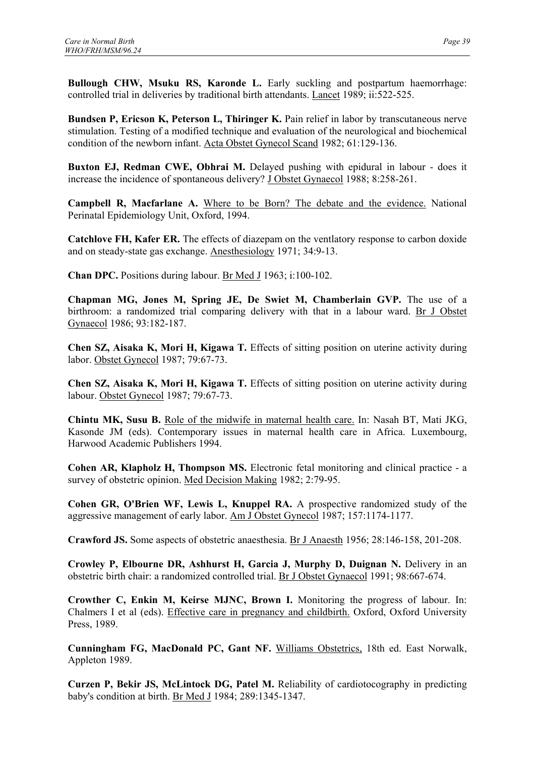**Bullough CHW, Msuku RS, Karonde L.** Early suckling and postpartum haemorrhage: controlled trial in deliveries by traditional birth attendants. Lancet 1989; ii:522-525.

**Bundsen P, Ericson K, Peterson L, Thiringer K.** Pain relief in labor by transcutaneous nerve stimulation. Testing of a modified technique and evaluation of the neurological and biochemical condition of the newborn infant. Acta Obstet Gynecol Scand 1982; 61:129-136.

**Buxton EJ, Redman CWE, Obhrai M.** Delayed pushing with epidural in labour - does it increase the incidence of spontaneous delivery? J Obstet Gynaecol 1988; 8:258-261.

**Campbell R, Macfarlane A.** Where to be Born? The debate and the evidence. National Perinatal Epidemiology Unit, Oxford, 1994.

**Catchlove FH, Kafer ER.** The effects of diazepam on the ventlatory response to carbon doxide and on steady-state gas exchange. Anesthesiology 1971; 34:9-13.

**Chan DPC.** Positions during labour. Br Med J 1963; i:100-102.

**Chapman MG, Jones M, Spring JE, De Swiet M, Chamberlain GVP.** The use of a birthroom: a randomized trial comparing delivery with that in a labour ward. Br J Obstet Gynaecol 1986; 93:182-187.

**Chen SZ, Aisaka K, Mori H, Kigawa T.** Effects of sitting position on uterine activity during labor. Obstet Gynecol 1987; 79:67-73.

**Chen SZ, Aisaka K, Mori H, Kigawa T.** Effects of sitting position on uterine activity during labour. Obstet Gynecol 1987; 79:67-73.

**Chintu MK, Susu B.** Role of the midwife in maternal health care. In: Nasah BT, Mati JKG, Kasonde JM (eds). Contemporary issues in maternal health care in Africa. Luxembourg, Harwood Academic Publishers 1994.

**Cohen AR, Klapholz H, Thompson MS.** Electronic fetal monitoring and clinical practice - a survey of obstetric opinion. Med Decision Making 1982; 2:79-95.

**Cohen GR, O'Brien WF, Lewis L, Knuppel RA.** A prospective randomized study of the aggressive management of early labor. Am J Obstet Gynecol 1987; 157:1174-1177.

**Crawford JS.** Some aspects of obstetric anaesthesia. Br J Anaesth 1956; 28:146-158, 201-208.

**Crowley P, Elbourne DR, Ashhurst H, Garcia J, Murphy D, Duignan N.** Delivery in an obstetric birth chair: a randomized controlled trial. Br J Obstet Gynaecol 1991; 98:667-674.

**Crowther C, Enkin M, Keirse MJNC, Brown I.** Monitoring the progress of labour. In: Chalmers I et al (eds). Effective care in pregnancy and childbirth. Oxford, Oxford University Press, 1989.

**Cunningham FG, MacDonald PC, Gant NF.** Williams Obstetrics, 18th ed. East Norwalk, Appleton 1989.

**Curzen P, Bekir JS, McLintock DG, Patel M.** Reliability of cardiotocography in predicting baby's condition at birth. Br Med J 1984; 289:1345-1347.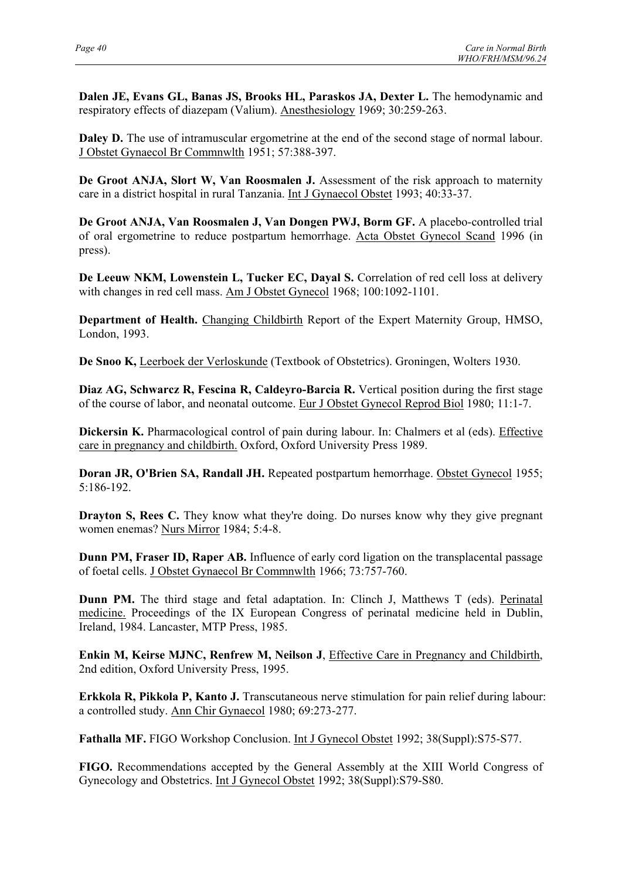**Dalen JE, Evans GL, Banas JS, Brooks HL, Paraskos JA, Dexter L.** The hemodynamic and respiratory effects of diazepam (Valium). Anesthesiology 1969; 30:259-263.

**Daley D.** The use of intramuscular ergometrine at the end of the second stage of normal labour. J Obstet Gynaecol Br Commnwlth 1951; 57:388-397.

**De Groot ANJA, Slort W, Van Roosmalen J.** Assessment of the risk approach to maternity care in a district hospital in rural Tanzania. Int J Gynaecol Obstet 1993; 40:33-37.

**De Groot ANJA, Van Roosmalen J, Van Dongen PWJ, Borm GF.** A placebo-controlled trial of oral ergometrine to reduce postpartum hemorrhage. Acta Obstet Gynecol Scand 1996 (in press).

**De Leeuw NKM, Lowenstein L, Tucker EC, Dayal S.** Correlation of red cell loss at delivery with changes in red cell mass. Am J Obstet Gynecol 1968; 100:1092-1101.

**Department of Health.** Changing Childbirth Report of the Expert Maternity Group, HMSO, London, 1993.

**De Snoo K,** Leerboek der Verloskunde (Textbook of Obstetrics). Groningen, Wolters 1930.

**Diaz AG, Schwarcz R, Fescina R, Caldeyro-Barcia R.** Vertical position during the first stage of the course of labor, and neonatal outcome. Eur J Obstet Gynecol Reprod Biol 1980; 11:1-7.

**Dickersin K.** Pharmacological control of pain during labour. In: Chalmers et al (eds). Effective care in pregnancy and childbirth. Oxford, Oxford University Press 1989.

**Doran JR, O'Brien SA, Randall JH.** Repeated postpartum hemorrhage. Obstet Gynecol 1955; 5:186-192.

**Drayton S, Rees C.** They know what they're doing. Do nurses know why they give pregnant women enemas? Nurs Mirror 1984; 5:4-8.

**Dunn PM, Fraser ID, Raper AB.** Influence of early cord ligation on the transplacental passage of foetal cells. J Obstet Gynaecol Br Commnwlth 1966; 73:757-760.

**Dunn PM.** The third stage and fetal adaptation. In: Clinch J, Matthews T (eds). Perinatal medicine. Proceedings of the IX European Congress of perinatal medicine held in Dublin, Ireland, 1984. Lancaster, MTP Press, 1985.

**Enkin M, Keirse MJNC, Renfrew M, Neilson J**, Effective Care in Pregnancy and Childbirth, 2nd edition, Oxford University Press, 1995.

**Erkkola R, Pikkola P, Kanto J.** Transcutaneous nerve stimulation for pain relief during labour: a controlled study. Ann Chir Gynaecol 1980; 69:273-277.

**Fathalla MF.** FIGO Workshop Conclusion. Int J Gynecol Obstet 1992; 38(Suppl):S75-S77.

**FIGO.** Recommendations accepted by the General Assembly at the XIII World Congress of Gynecology and Obstetrics. Int J Gynecol Obstet 1992; 38(Suppl):S79-S80.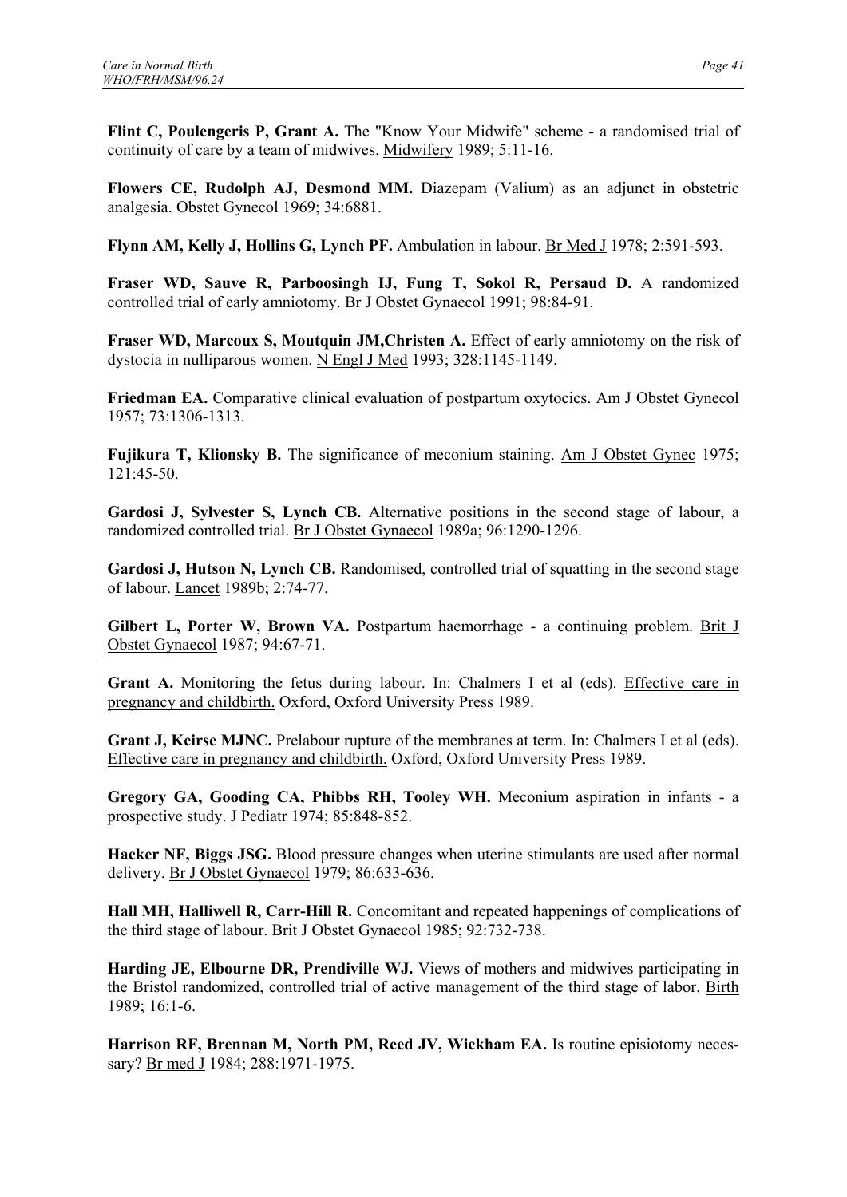**Flint C, Poulengeris P, Grant A.** The "Know Your Midwife" scheme - a randomised trial of continuity of care by a team of midwives. Midwifery 1989; 5:11-16.

**Flowers CE, Rudolph AJ, Desmond MM.** Diazepam (Valium) as an adjunct in obstetric analgesia. Obstet Gynecol 1969; 34:6881.

**Flynn AM, Kelly J, Hollins G, Lynch PF.** Ambulation in labour. Br Med J 1978; 2:591-593.

**Fraser WD, Sauve R, Parboosingh IJ, Fung T, Sokol R, Persaud D.** A randomized controlled trial of early amniotomy. Br J Obstet Gynaecol 1991; 98:84-91.

**Fraser WD, Marcoux S, Moutquin JM,Christen A.** Effect of early amniotomy on the risk of dystocia in nulliparous women. N Engl J Med 1993; 328:1145-1149.

**Friedman EA.** Comparative clinical evaluation of postpartum oxytocics. Am J Obstet Gynecol 1957; 73:1306-1313.

**Fujikura T, Klionsky B.** The significance of meconium staining. Am J Obstet Gynec 1975; 121:45-50.

**Gardosi J, Sylvester S, Lynch CB.** Alternative positions in the second stage of labour, a randomized controlled trial. Br J Obstet Gynaecol 1989a; 96:1290-1296.

**Gardosi J, Hutson N, Lynch CB.** Randomised, controlled trial of squatting in the second stage of labour. Lancet 1989b; 2:74-77.

**Gilbert L, Porter W, Brown VA.** Postpartum haemorrhage - a continuing problem. Brit J Obstet Gynaecol 1987; 94:67-71.

**Grant A.** Monitoring the fetus during labour. In: Chalmers I et al (eds). Effective care in pregnancy and childbirth. Oxford, Oxford University Press 1989.

**Grant J, Keirse MJNC.** Prelabour rupture of the membranes at term. In: Chalmers I et al (eds). Effective care in pregnancy and childbirth. Oxford, Oxford University Press 1989.

**Gregory GA, Gooding CA, Phibbs RH, Tooley WH.** Meconium aspiration in infants - a prospective study. J Pediatr 1974; 85:848-852.

**Hacker NF, Biggs JSG.** Blood pressure changes when uterine stimulants are used after normal delivery. Br J Obstet Gynaecol 1979; 86:633-636.

**Hall MH, Halliwell R, Carr-Hill R.** Concomitant and repeated happenings of complications of the third stage of labour. Brit J Obstet Gynaecol 1985; 92:732-738.

**Harding JE, Elbourne DR, Prendiville WJ.** Views of mothers and midwives participating in the Bristol randomized, controlled trial of active management of the third stage of labor. Birth 1989; 16:1-6.

**Harrison RF, Brennan M, North PM, Reed JV, Wickham EA.** Is routine episiotomy necessary? Br med J 1984; 288:1971-1975.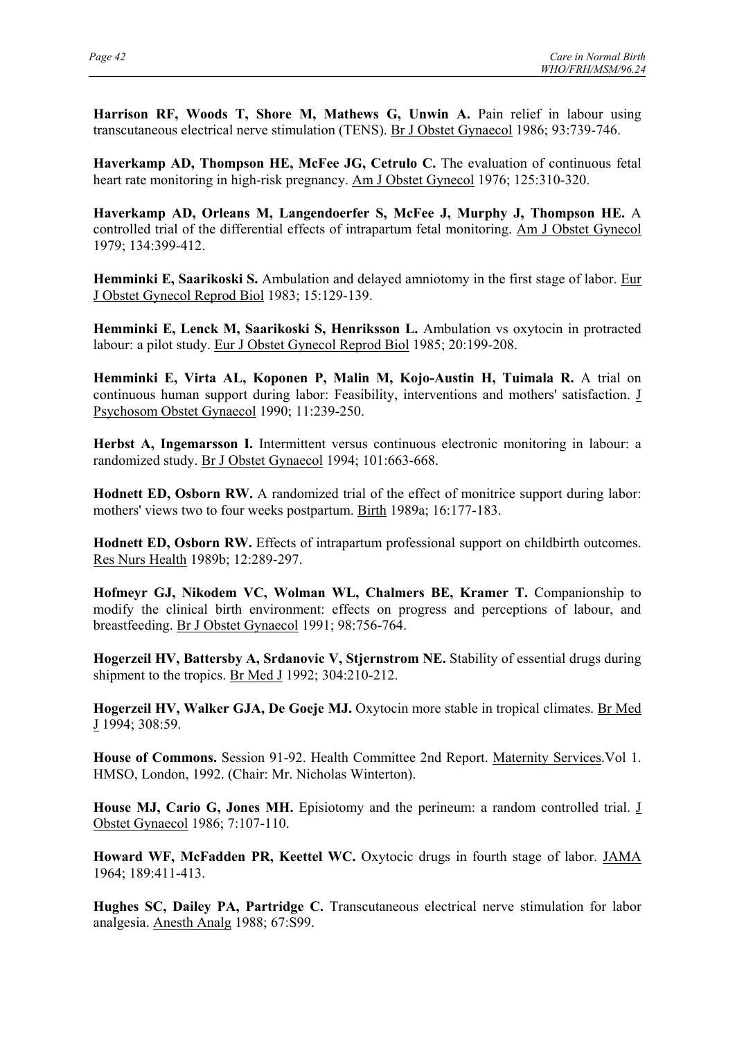**Harrison RF, Woods T, Shore M, Mathews G, Unwin A.** Pain relief in labour using transcutaneous electrical nerve stimulation (TENS). Br J Obstet Gynaecol 1986; 93:739-746.

**Haverkamp AD, Thompson HE, McFee JG, Cetrulo C.** The evaluation of continuous fetal heart rate monitoring in high-risk pregnancy. Am J Obstet Gynecol 1976; 125:310-320.

**Haverkamp AD, Orleans M, Langendoerfer S, McFee J, Murphy J, Thompson HE.** A controlled trial of the differential effects of intrapartum fetal monitoring. Am J Obstet Gynecol 1979; 134:399-412.

**Hemminki E, Saarikoski S.** Ambulation and delayed amniotomy in the first stage of labor. Eur J Obstet Gynecol Reprod Biol 1983; 15:129-139.

**Hemminki E, Lenck M, Saarikoski S, Henriksson L.** Ambulation vs oxytocin in protracted labour: a pilot study. Eur J Obstet Gynecol Reprod Biol 1985; 20:199-208.

**Hemminki E, Virta AL, Koponen P, Malin M, Kojo-Austin H, Tuimala R.** A trial on continuous human support during labor: Feasibility, interventions and mothers' satisfaction. J Psychosom Obstet Gynaecol 1990; 11:239-250.

**Herbst A, Ingemarsson I.** Intermittent versus continuous electronic monitoring in labour: a randomized study. Br J Obstet Gynaecol 1994; 101:663-668.

**Hodnett ED, Osborn RW.** A randomized trial of the effect of monitrice support during labor: mothers' views two to four weeks postpartum. Birth 1989a; 16:177-183.

**Hodnett ED, Osborn RW.** Effects of intrapartum professional support on childbirth outcomes. Res Nurs Health 1989b; 12:289-297.

**Hofmeyr GJ, Nikodem VC, Wolman WL, Chalmers BE, Kramer T.** Companionship to modify the clinical birth environment: effects on progress and perceptions of labour, and breastfeeding. Br J Obstet Gynaecol 1991; 98:756-764.

**Hogerzeil HV, Battersby A, Srdanovic V, Stjernstrom NE.** Stability of essential drugs during shipment to the tropics. Br Med J 1992; 304:210-212.

**Hogerzeil HV, Walker GJA, De Goeje MJ.** Oxytocin more stable in tropical climates. Br Med J 1994; 308:59.

**House of Commons.** Session 91-92. Health Committee 2nd Report. Maternity Services.Vol 1. HMSO, London, 1992. (Chair: Mr. Nicholas Winterton).

**House MJ, Cario G, Jones MH.** Episiotomy and the perineum: a random controlled trial. J Obstet Gynaecol 1986; 7:107-110.

**Howard WF, McFadden PR, Keettel WC.** Oxytocic drugs in fourth stage of labor. JAMA 1964; 189:411-413.

**Hughes SC, Dailey PA, Partridge C.** Transcutaneous electrical nerve stimulation for labor analgesia. Anesth Analg 1988; 67:S99.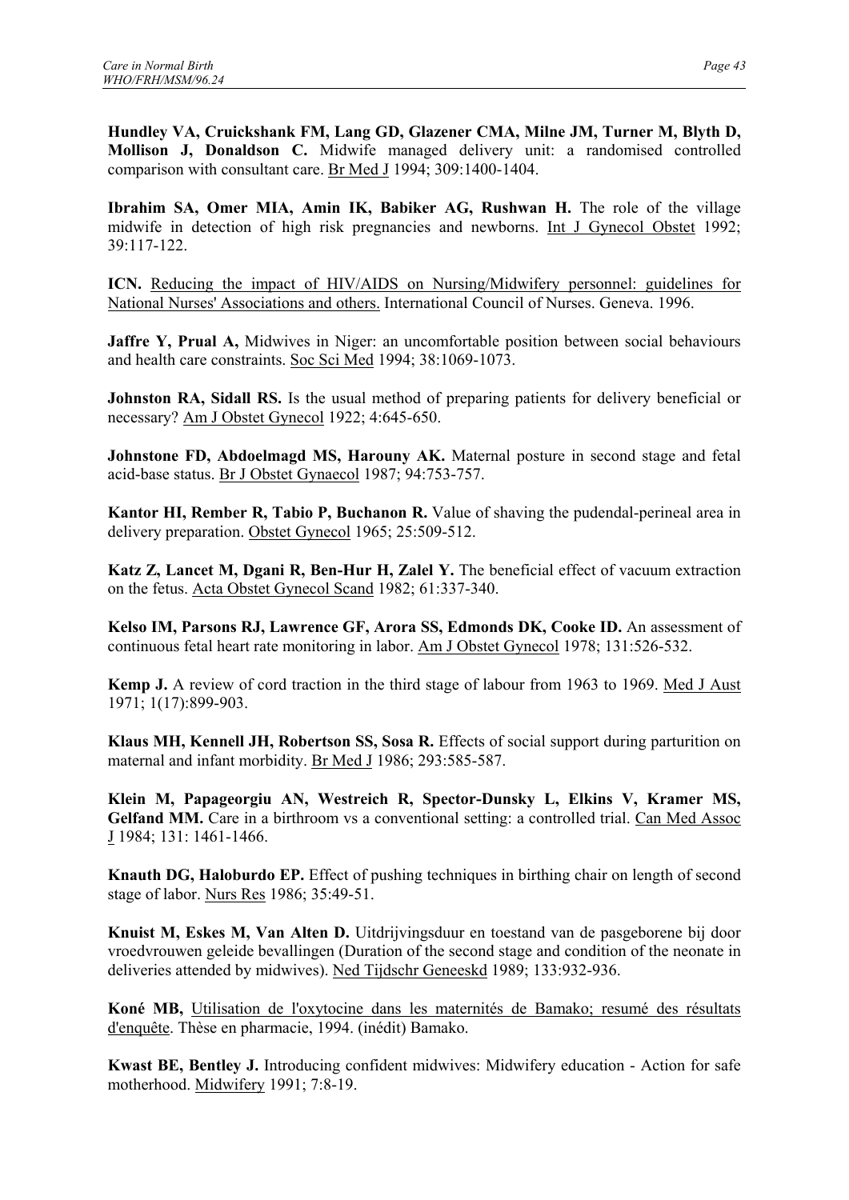**Hundley VA, Cruickshank FM, Lang GD, Glazener CMA, Milne JM, Turner M, Blyth D, Mollison J, Donaldson C.** Midwife managed delivery unit: a randomised controlled comparison with consultant care. Br Med J 1994; 309:1400-1404.

**Ibrahim SA, Omer MIA, Amin IK, Babiker AG, Rushwan H.** The role of the village midwife in detection of high risk pregnancies and newborns. Int J Gynecol Obstet 1992; 39:117-122.

**ICN.** Reducing the impact of HIV/AIDS on Nursing/Midwifery personnel: guidelines for National Nurses' Associations and others. International Council of Nurses. Geneva. 1996.

**Jaffre Y, Prual A,** Midwives in Niger: an uncomfortable position between social behaviours and health care constraints. Soc Sci Med 1994; 38:1069-1073.

**Johnston RA, Sidall RS.** Is the usual method of preparing patients for delivery beneficial or necessary? Am J Obstet Gynecol 1922; 4:645-650.

**Johnstone FD, Abdoelmagd MS, Harouny AK.** Maternal posture in second stage and fetal acid-base status. Br J Obstet Gynaecol 1987; 94:753-757.

**Kantor HI, Rember R, Tabio P, Buchanon R.** Value of shaving the pudendal-perineal area in delivery preparation. Obstet Gynecol 1965; 25:509-512.

**Katz Z, Lancet M, Dgani R, Ben-Hur H, Zalel Y.** The beneficial effect of vacuum extraction on the fetus. Acta Obstet Gynecol Scand 1982; 61:337-340.

**Kelso IM, Parsons RJ, Lawrence GF, Arora SS, Edmonds DK, Cooke ID.** An assessment of continuous fetal heart rate monitoring in labor. Am J Obstet Gynecol 1978; 131:526-532.

**Kemp J.** A review of cord traction in the third stage of labour from 1963 to 1969. Med J Aust 1971; 1(17):899-903.

**Klaus MH, Kennell JH, Robertson SS, Sosa R.** Effects of social support during parturition on maternal and infant morbidity. Br Med J 1986; 293:585-587.

**Klein M, Papageorgiu AN, Westreich R, Spector-Dunsky L, Elkins V, Kramer MS, Gelfand MM.** Care in a birthroom vs a conventional setting: a controlled trial. Can Med Assoc J 1984; 131: 1461-1466.

**Knauth DG, Haloburdo EP.** Effect of pushing techniques in birthing chair on length of second stage of labor. Nurs Res 1986; 35:49-51.

**Knuist M, Eskes M, Van Alten D.** Uitdrijvingsduur en toestand van de pasgeborene bij door vroedvrouwen geleide bevallingen (Duration of the second stage and condition of the neonate in deliveries attended by midwives). Ned Tijdschr Geneeskd 1989; 133:932-936.

**Koné MB,** Utilisation de l'oxytocine dans les maternités de Bamako; resumé des résultats d'enquête. Thèse en pharmacie, 1994. (inédit) Bamako.

**Kwast BE, Bentley J.** Introducing confident midwives: Midwifery education - Action for safe motherhood. Midwifery 1991; 7:8-19.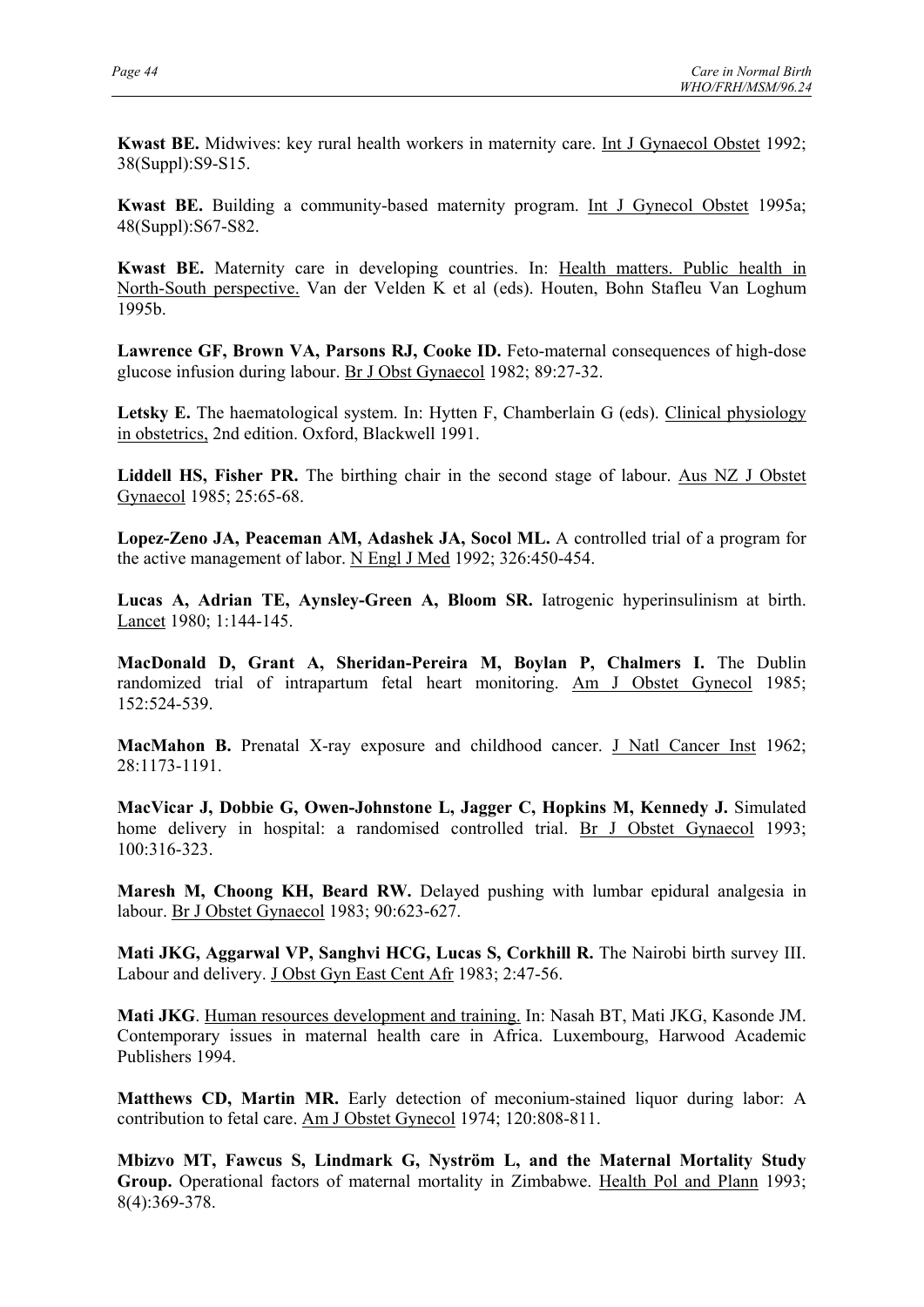**Kwast BE.** Midwives: key rural health workers in maternity care. Int J Gynaecol Obstet 1992; 38(Suppl):S9-S15.

**Kwast BE.** Building a community-based maternity program. Int J Gynecol Obstet 1995a; 48(Suppl):S67-S82.

**Kwast BE.** Maternity care in developing countries. In: Health matters. Public health in North-South perspective. Van der Velden K et al (eds). Houten, Bohn Stafleu Van Loghum 1995b.

**Lawrence GF, Brown VA, Parsons RJ, Cooke ID.** Feto-maternal consequences of high-dose glucose infusion during labour. Br J Obst Gynaecol 1982; 89:27-32.

**Letsky E.** The haematological system. In: Hytten F, Chamberlain G (eds). Clinical physiology in obstetrics, 2nd edition. Oxford, Blackwell 1991.

**Liddell HS, Fisher PR.** The birthing chair in the second stage of labour. Aus NZ J Obstet Gynaecol 1985; 25:65-68.

**Lopez-Zeno JA, Peaceman AM, Adashek JA, Socol ML.** A controlled trial of a program for the active management of labor. N Engl J Med 1992; 326:450-454.

**Lucas A, Adrian TE, Aynsley-Green A, Bloom SR.** Iatrogenic hyperinsulinism at birth. Lancet 1980; 1:144-145.

**MacDonald D, Grant A, Sheridan-Pereira M, Boylan P, Chalmers I.** The Dublin randomized trial of intrapartum fetal heart monitoring. Am J Obstet Gynecol 1985; 152:524-539.

**MacMahon B.** Prenatal X-ray exposure and childhood cancer. J Natl Cancer Inst 1962; 28:1173-1191.

**MacVicar J, Dobbie G, Owen-Johnstone L, Jagger C, Hopkins M, Kennedy J.** Simulated home delivery in hospital: a randomised controlled trial. Br J Obstet Gynaecol 1993; 100:316-323.

**Maresh M, Choong KH, Beard RW.** Delayed pushing with lumbar epidural analgesia in labour. Br J Obstet Gynaecol 1983; 90:623-627.

**Mati JKG, Aggarwal VP, Sanghvi HCG, Lucas S, Corkhill R.** The Nairobi birth survey III. Labour and delivery. J Obst Gyn East Cent Afr 1983; 2:47-56.

**Mati JKG**. Human resources development and training. In: Nasah BT, Mati JKG, Kasonde JM. Contemporary issues in maternal health care in Africa. Luxembourg, Harwood Academic Publishers 1994.

**Matthews CD, Martin MR.** Early detection of meconium-stained liquor during labor: A contribution to fetal care. Am J Obstet Gynecol 1974; 120:808-811.

**Mbizvo MT, Fawcus S, Lindmark G, Nyström L, and the Maternal Mortality Study Group.** Operational factors of maternal mortality in Zimbabwe. Health Pol and Plann 1993; 8(4):369-378.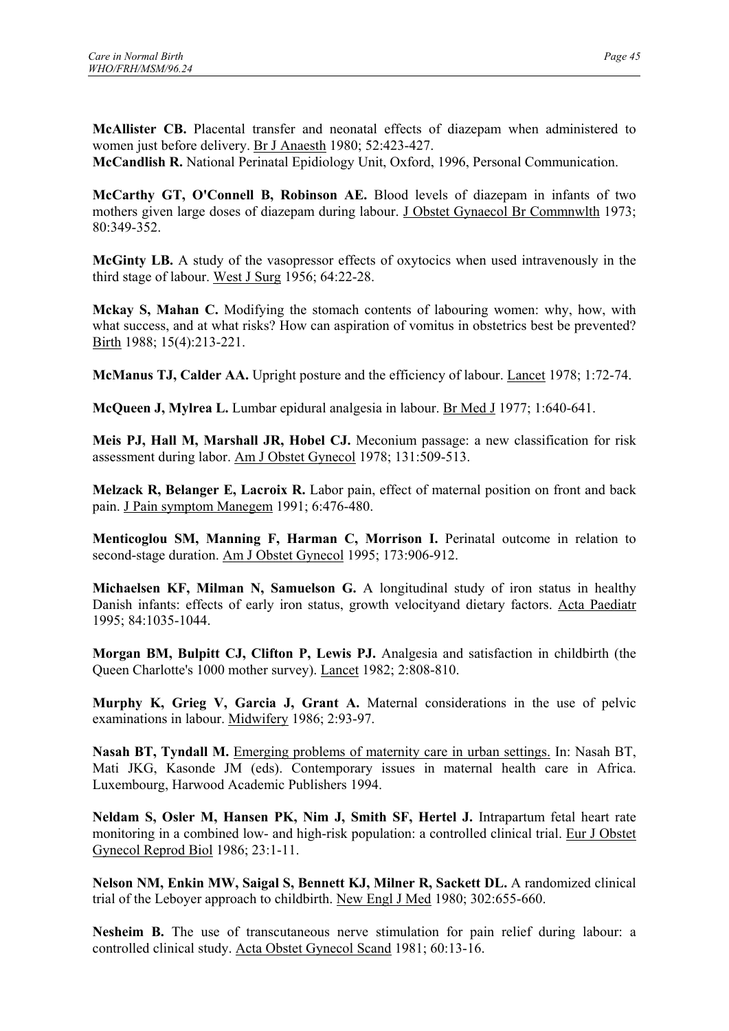**McAllister CB.** Placental transfer and neonatal effects of diazepam when administered to women just before delivery. Br J Anaesth 1980; 52:423-427.
**McCandlish R.** National Perinatal Epidiology Unit, Oxford, 1996, Personal Communication.

**McCarthy GT, O'Connell B, Robinson AE.** Blood levels of diazepam in infants of two mothers given large doses of diazepam during labour. J Obstet Gynaecol Br Commnwlth 1973; 80:349-352.

**McGinty LB.** A study of the vasopressor effects of oxytocics when used intravenously in the third stage of labour. West J Surg 1956; 64:22-28.

**Mckay S, Mahan C.** Modifying the stomach contents of labouring women: why, how, with what success, and at what risks? How can aspiration of vomitus in obstetrics best be prevented? Birth 1988; 15(4):213-221.

**McManus TJ, Calder AA.** Upright posture and the efficiency of labour. Lancet 1978; 1:72-74.

**McQueen J, Mylrea L.** Lumbar epidural analgesia in labour. Br Med J 1977; 1:640-641.

**Meis PJ, Hall M, Marshall JR, Hobel CJ.** Meconium passage: a new classification for risk assessment during labor. Am J Obstet Gynecol 1978; 131:509-513.

**Melzack R, Belanger E, Lacroix R.** Labor pain, effect of maternal position on front and back pain. J Pain symptom Manegem 1991; 6:476-480.

**Menticoglou SM, Manning F, Harman C, Morrison I.** Perinatal outcome in relation to second-stage duration. Am J Obstet Gynecol 1995; 173:906-912.

**Michaelsen KF, Milman N, Samuelson G.** A longitudinal study of iron status in healthy Danish infants: effects of early iron status, growth velocityand dietary factors. Acta Paediatr 1995; 84:1035-1044.

**Morgan BM, Bulpitt CJ, Clifton P, Lewis PJ.** Analgesia and satisfaction in childbirth (the Queen Charlotte's 1000 mother survey). Lancet 1982; 2:808-810.

**Murphy K, Grieg V, Garcia J, Grant A.** Maternal considerations in the use of pelvic examinations in labour. Midwifery 1986; 2:93-97.

**Nasah BT, Tyndall M.** Emerging problems of maternity care in urban settings. In: Nasah BT, Mati JKG, Kasonde JM (eds). Contemporary issues in maternal health care in Africa. Luxembourg, Harwood Academic Publishers 1994.

**Neldam S, Osler M, Hansen PK, Nim J, Smith SF, Hertel J.** Intrapartum fetal heart rate monitoring in a combined low- and high-risk population: a controlled clinical trial. Eur J Obstet Gynecol Reprod Biol 1986; 23:1-11.

**Nelson NM, Enkin MW, Saigal S, Bennett KJ, Milner R, Sackett DL.** A randomized clinical trial of the Leboyer approach to childbirth. New Engl J Med 1980; 302:655-660.

**Nesheim B.** The use of transcutaneous nerve stimulation for pain relief during labour: a controlled clinical study. Acta Obstet Gynecol Scand 1981; 60:13-16.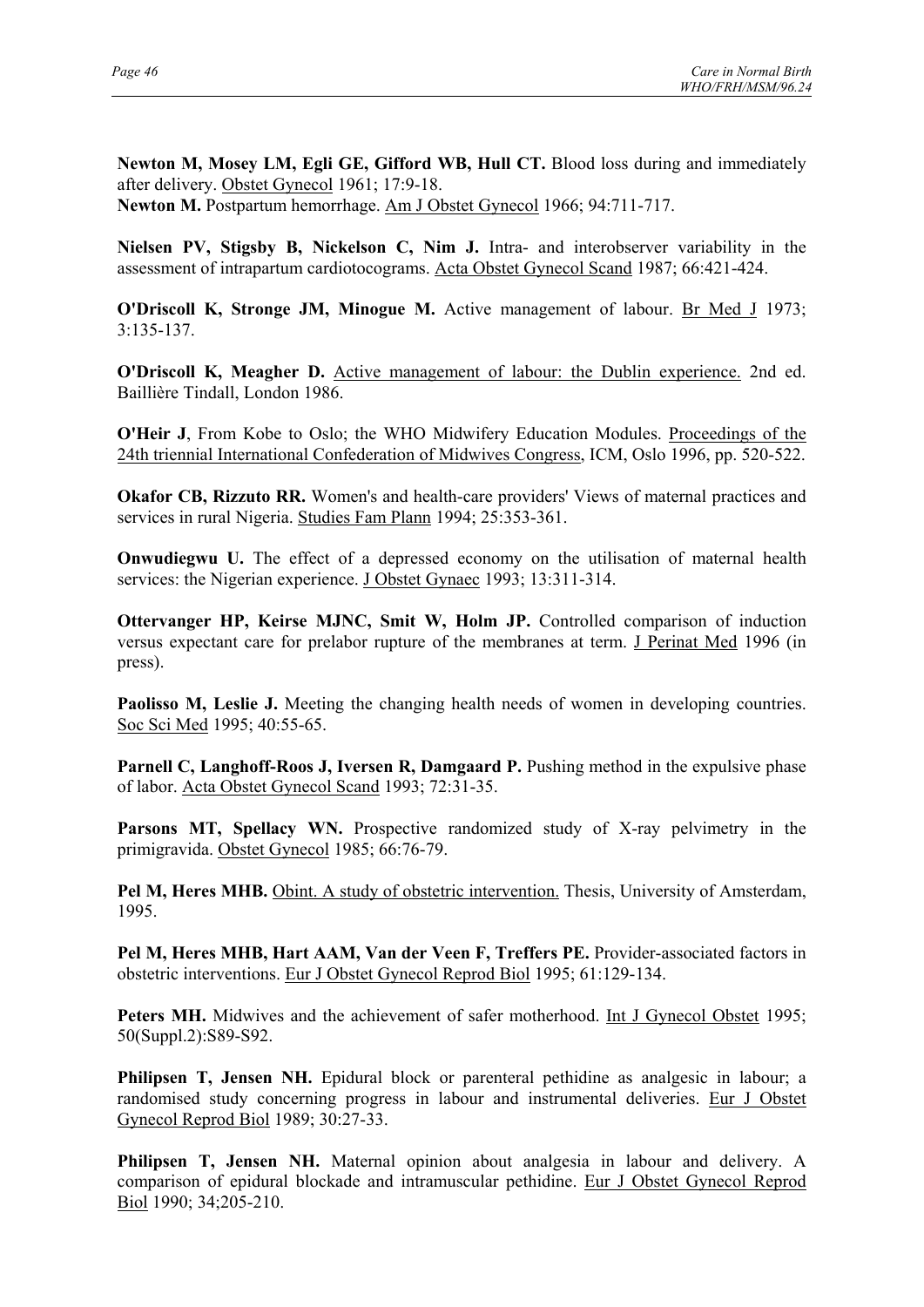**Newton M, Mosey LM, Egli GE, Gifford WB, Hull CT.** Blood loss during and immediately after delivery. Obstet Gynecol 1961; 17:9-18.
**Newton M.** Postpartum hemorrhage. Am J Obstet Gynecol 1966; 94:711-717.

**Nielsen PV, Stigsby B, Nickelson C, Nim J.** Intra- and interobserver variability in the assessment of intrapartum cardiotocograms. Acta Obstet Gynecol Scand 1987; 66:421-424.

**O'Driscoll K, Stronge JM, Minogue M.** Active management of labour. Br Med J 1973; 3:135-137.

**O'Driscoll K, Meagher D.** Active management of labour: the Dublin experience. 2nd ed. Baillière Tindall, London 1986.

**O'Heir J**, From Kobe to Oslo; the WHO Midwifery Education Modules. Proceedings of the 24th triennial International Confederation of Midwives Congress, ICM, Oslo 1996, pp. 520-522.

**Okafor CB, Rizzuto RR.** Women's and health-care providers' Views of maternal practices and services in rural Nigeria. Studies Fam Plann 1994; 25:353-361.

**Onwudiegwu U.** The effect of a depressed economy on the utilisation of maternal health services: the Nigerian experience. J Obstet Gynaec 1993; 13:311-314.

**Ottervanger HP, Keirse MJNC, Smit W, Holm JP.** Controlled comparison of induction versus expectant care for prelabor rupture of the membranes at term. J Perinat Med 1996 (in press).

**Paolisso M, Leslie J.** Meeting the changing health needs of women in developing countries. Soc Sci Med 1995; 40:55-65.

**Parnell C, Langhoff-Roos J, Iversen R, Damgaard P.** Pushing method in the expulsive phase of labor. Acta Obstet Gynecol Scand 1993; 72:31-35.

**Parsons MT, Spellacy WN.** Prospective randomized study of X-ray pelvimetry in the primigravida. Obstet Gynecol 1985; 66:76-79.

**Pel M, Heres MHB.** Obint. A study of obstetric intervention. Thesis, University of Amsterdam, 1995.

**Pel M, Heres MHB, Hart AAM, Van der Veen F, Treffers PE.** Provider-associated factors in obstetric interventions. Eur J Obstet Gynecol Reprod Biol 1995; 61:129-134.

**Peters MH.** Midwives and the achievement of safer motherhood. Int J Gynecol Obstet 1995; 50(Suppl.2):S89-S92.

**Philipsen T, Jensen NH.** Epidural block or parenteral pethidine as analgesic in labour; a randomised study concerning progress in labour and instrumental deliveries. Eur J Obstet Gynecol Reprod Biol 1989; 30:27-33.

**Philipsen T, Jensen NH.** Maternal opinion about analgesia in labour and delivery. A comparison of epidural blockade and intramuscular pethidine. Eur J Obstet Gynecol Reprod Biol 1990; 34;205-210.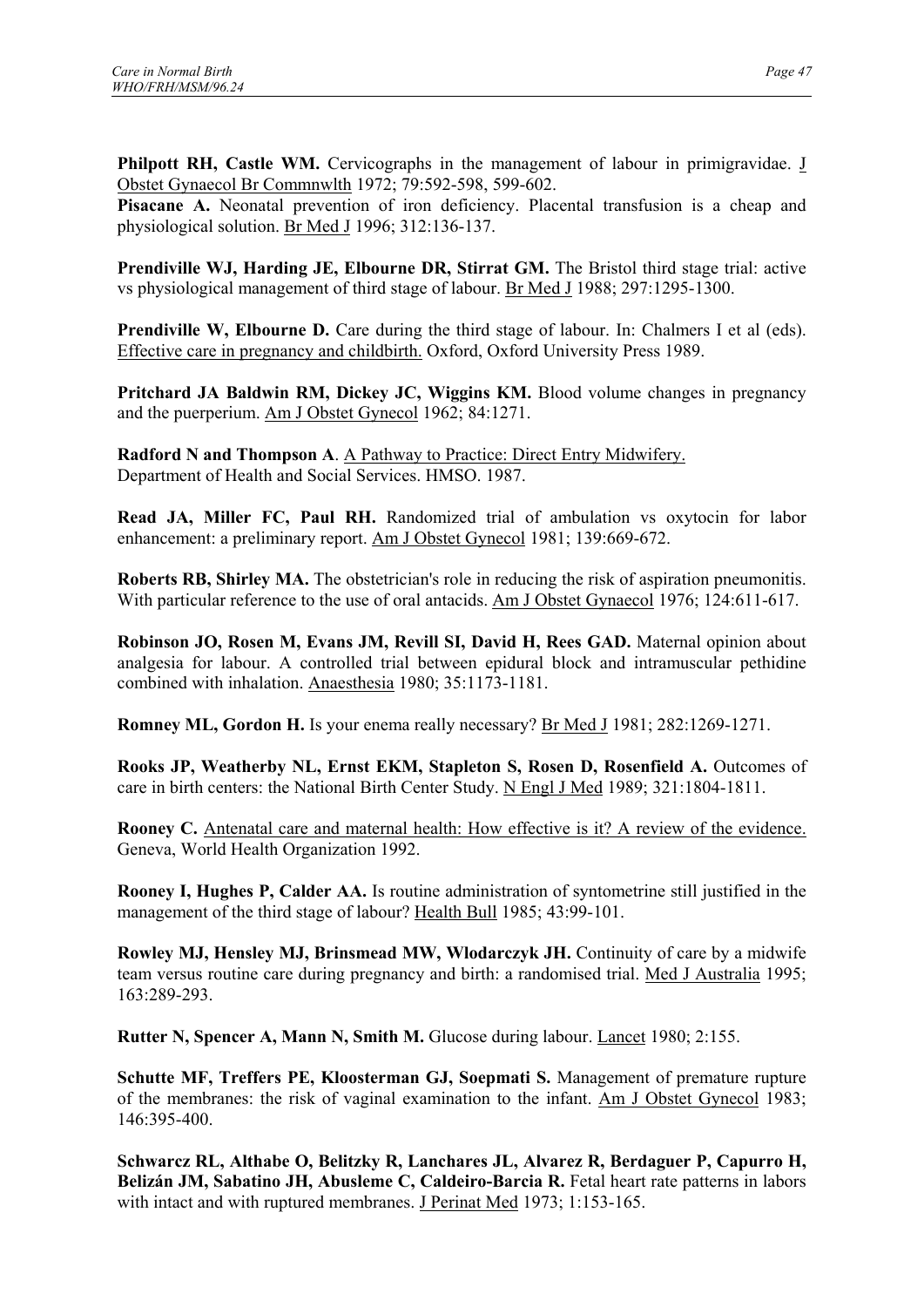**Philpott RH, Castle WM.** Cervicographs in the management of labour in primigravidae. J Obstet Gynaecol Br Commnwlth 1972; 79:592-598, 599-602.

**Pisacane A.** Neonatal prevention of iron deficiency. Placental transfusion is a cheap and physiological solution. Br Med J 1996; 312:136-137.

**Prendiville WJ, Harding JE, Elbourne DR, Stirrat GM.** The Bristol third stage trial: active vs physiological management of third stage of labour. Br Med J 1988; 297:1295-1300.

**Prendiville W, Elbourne D.** Care during the third stage of labour. In: Chalmers I et al (eds). Effective care in pregnancy and childbirth. Oxford, Oxford University Press 1989.

**Pritchard JA Baldwin RM, Dickey JC, Wiggins KM.** Blood volume changes in pregnancy and the puerperium. Am J Obstet Gynecol 1962; 84:1271.

**Radford N and Thompson A**. A Pathway to Practice: Direct Entry Midwifery. Department of Health and Social Services. HMSO. 1987.

**Read JA, Miller FC, Paul RH.** Randomized trial of ambulation vs oxytocin for labor enhancement: a preliminary report. Am J Obstet Gynecol 1981; 139:669-672.

**Roberts RB, Shirley MA.** The obstetrician's role in reducing the risk of aspiration pneumonitis. With particular reference to the use of oral antacids. Am J Obstet Gynaecol 1976; 124:611-617.

**Robinson JO, Rosen M, Evans JM, Revill SI, David H, Rees GAD.** Maternal opinion about analgesia for labour. A controlled trial between epidural block and intramuscular pethidine combined with inhalation. Anaesthesia 1980; 35:1173-1181.

**Romney ML, Gordon H.** Is your enema really necessary? Br Med J 1981; 282:1269-1271.

**Rooks JP, Weatherby NL, Ernst EKM, Stapleton S, Rosen D, Rosenfield A.** Outcomes of care in birth centers: the National Birth Center Study. N Engl J Med 1989; 321:1804-1811.

**Rooney C.** Antenatal care and maternal health: How effective is it? A review of the evidence. Geneva, World Health Organization 1992.

**Rooney I, Hughes P, Calder AA.** Is routine administration of syntometrine still justified in the management of the third stage of labour? Health Bull 1985; 43:99-101.

**Rowley MJ, Hensley MJ, Brinsmead MW, Wlodarczyk JH.** Continuity of care by a midwife team versus routine care during pregnancy and birth: a randomised trial. Med J Australia 1995; 163:289-293.

**Rutter N, Spencer A, Mann N, Smith M.** Glucose during labour. Lancet 1980; 2:155.

**Schutte MF, Treffers PE, Kloosterman GJ, Soepmati S.** Management of premature rupture of the membranes: the risk of vaginal examination to the infant. Am J Obstet Gynecol 1983; 146:395-400.

**Schwarcz RL, Althabe O, Belitzky R, Lanchares JL, Alvarez R, Berdaguer P, Capurro H, Belizán JM, Sabatino JH, Abusleme C, Caldeiro-Barcia R.** Fetal heart rate patterns in labors with intact and with ruptured membranes. J Perinat Med 1973; 1:153-165.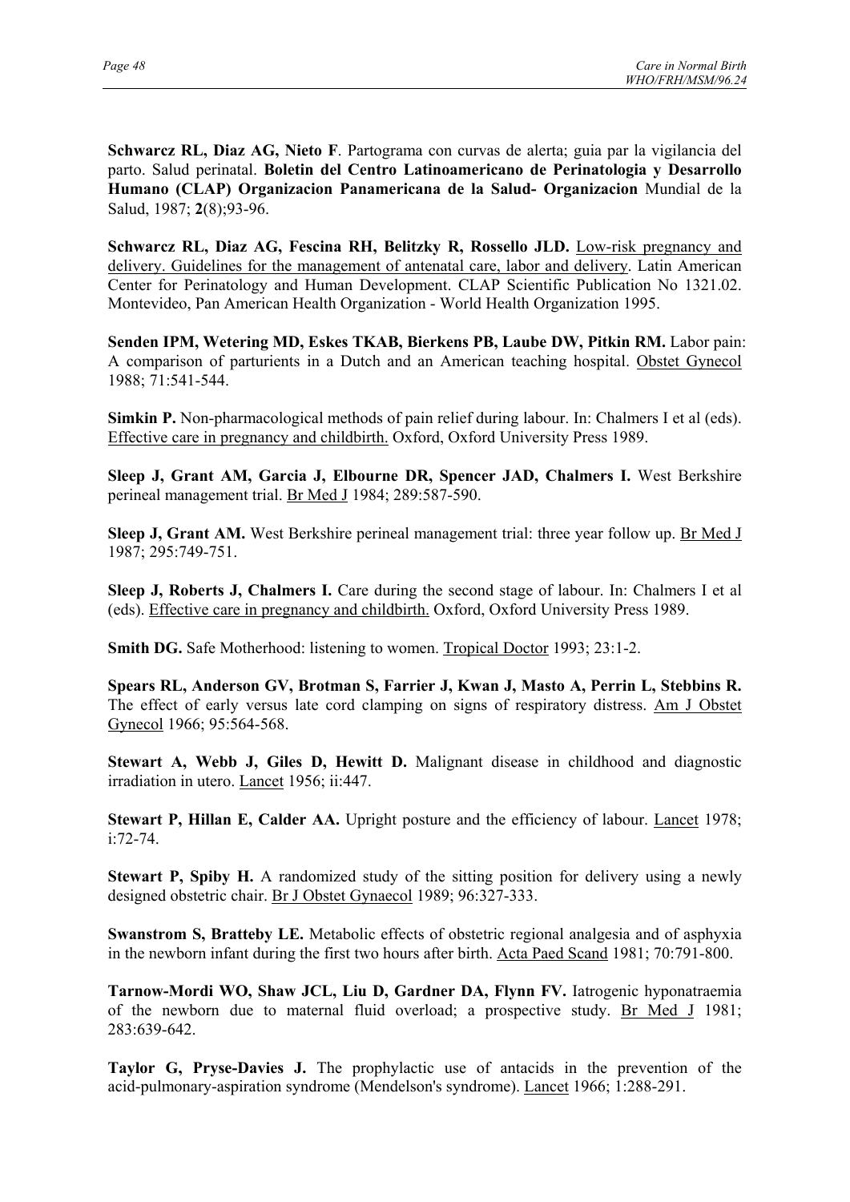**Schwarcz RL, Diaz AG, Nieto F**. Partograma con curvas de alerta; guia par la vigilancia del parto. Salud perinatal. **Boletin del Centro Latinoamericano de Perinatologia y Desarrollo Humano (CLAP) Organizacion Panamericana de la Salud- Organizacion** Mundial de la Salud, 1987; **2**(8);93-96.

**Schwarcz RL, Diaz AG, Fescina RH, Belitzky R, Rossello JLD.** Low-risk pregnancy and delivery. Guidelines for the management of antenatal care, labor and delivery. Latin American Center for Perinatology and Human Development. CLAP Scientific Publication No 1321.02. Montevideo, Pan American Health Organization - World Health Organization 1995.

**Senden IPM, Wetering MD, Eskes TKAB, Bierkens PB, Laube DW, Pitkin RM.** Labor pain: A comparison of parturients in a Dutch and an American teaching hospital. Obstet Gynecol 1988; 71:541-544.

**Simkin P.** Non-pharmacological methods of pain relief during labour. In: Chalmers I et al (eds). Effective care in pregnancy and childbirth. Oxford, Oxford University Press 1989.

**Sleep J, Grant AM, Garcia J, Elbourne DR, Spencer JAD, Chalmers I.** West Berkshire perineal management trial. Br Med J 1984; 289:587-590.

**Sleep J, Grant AM.** West Berkshire perineal management trial: three year follow up. Br Med J 1987; 295:749-751.

**Sleep J, Roberts J, Chalmers I.** Care during the second stage of labour. In: Chalmers I et al (eds). Effective care in pregnancy and childbirth. Oxford, Oxford University Press 1989.

**Smith DG.** Safe Motherhood: listening to women. Tropical Doctor 1993; 23:1-2.

**Spears RL, Anderson GV, Brotman S, Farrier J, Kwan J, Masto A, Perrin L, Stebbins R.** The effect of early versus late cord clamping on signs of respiratory distress. Am J Obstet Gynecol 1966; 95:564-568.

**Stewart A, Webb J, Giles D, Hewitt D.** Malignant disease in childhood and diagnostic irradiation in utero. Lancet 1956; ii:447.

**Stewart P, Hillan E, Calder AA.** Upright posture and the efficiency of labour. Lancet 1978; i:72-74.

**Stewart P, Spiby H.** A randomized study of the sitting position for delivery using a newly designed obstetric chair. Br J Obstet Gynaecol 1989; 96:327-333.

**Swanstrom S, Bratteby LE.** Metabolic effects of obstetric regional analgesia and of asphyxia in the newborn infant during the first two hours after birth. Acta Paed Scand 1981; 70:791-800.

**Tarnow-Mordi WO, Shaw JCL, Liu D, Gardner DA, Flynn FV.** Iatrogenic hyponatraemia of the newborn due to maternal fluid overload; a prospective study. Br Med J 1981; 283:639-642.

**Taylor G, Pryse-Davies J.** The prophylactic use of antacids in the prevention of the acid-pulmonary-aspiration syndrome (Mendelson's syndrome). Lancet 1966; 1:288-291.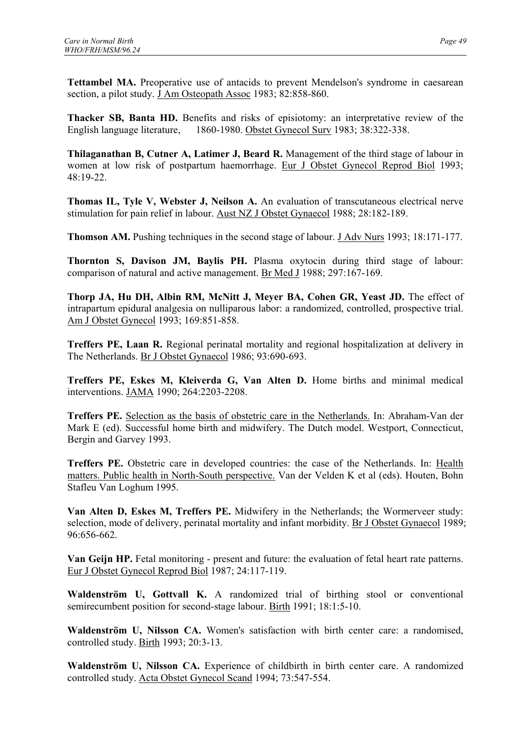**Tettambel MA.** Preoperative use of antacids to prevent Mendelson's syndrome in caesarean section, a pilot study. J Am Osteopath Assoc 1983; 82:858-860.

**Thacker SB, Banta HD.** Benefits and risks of episiotomy: an interpretative review of the English language literature, 1860-1980. Obstet Gynecol Surv 1983; 38:322-338.

**Thilaganathan B, Cutner A, Latimer J, Beard R.** Management of the third stage of labour in women at low risk of postpartum haemorrhage. Eur J Obstet Gynecol Reprod Biol 1993; 48:19-22.

**Thomas IL, Tyle V, Webster J, Neilson A.** An evaluation of transcutaneous electrical nerve stimulation for pain relief in labour. Aust NZ J Obstet Gynaecol 1988; 28:182-189.

**Thomson AM.** Pushing techniques in the second stage of labour. J Adv Nurs 1993; 18:171-177.

**Thornton S, Davison JM, Baylis PH.** Plasma oxytocin during third stage of labour: comparison of natural and active management. Br Med J 1988; 297:167-169.

**Thorp JA, Hu DH, Albin RM, McNitt J, Meyer BA, Cohen GR, Yeast JD.** The effect of intrapartum epidural analgesia on nulliparous labor: a randomized, controlled, prospective trial. Am J Obstet Gynecol 1993; 169:851-858.

**Treffers PE, Laan R.** Regional perinatal mortality and regional hospitalization at delivery in The Netherlands. Br J Obstet Gynaecol 1986; 93:690-693.

**Treffers PE, Eskes M, Kleiverda G, Van Alten D.** Home births and minimal medical interventions. JAMA 1990; 264:2203-2208.

**Treffers PE.** Selection as the basis of obstetric care in the Netherlands. In: Abraham-Van der Mark E (ed). Successful home birth and midwifery. The Dutch model. Westport, Connecticut, Bergin and Garvey 1993.

**Treffers PE.** Obstetric care in developed countries: the case of the Netherlands. In: Health matters. Public health in North-South perspective. Van der Velden K et al (eds). Houten, Bohn Stafleu Van Loghum 1995.

**Van Alten D, Eskes M, Treffers PE.** Midwifery in the Netherlands; the Wormerveer study: selection, mode of delivery, perinatal mortality and infant morbidity. Br J Obstet Gynaecol 1989; 96:656-662.

**Van Geijn HP.** Fetal monitoring - present and future: the evaluation of fetal heart rate patterns. Eur J Obstet Gynecol Reprod Biol 1987; 24:117-119.

**Waldenström U, Gottvall K.** A randomized trial of birthing stool or conventional semirecumbent position for second-stage labour. Birth 1991; 18:1:5-10.

**Waldenström U, Nilsson CA.** Women's satisfaction with birth center care: a randomised, controlled study. Birth 1993; 20:3-13.

**Waldenström U, Nilsson CA.** Experience of childbirth in birth center care. A randomized controlled study. Acta Obstet Gynecol Scand 1994; 73:547-554.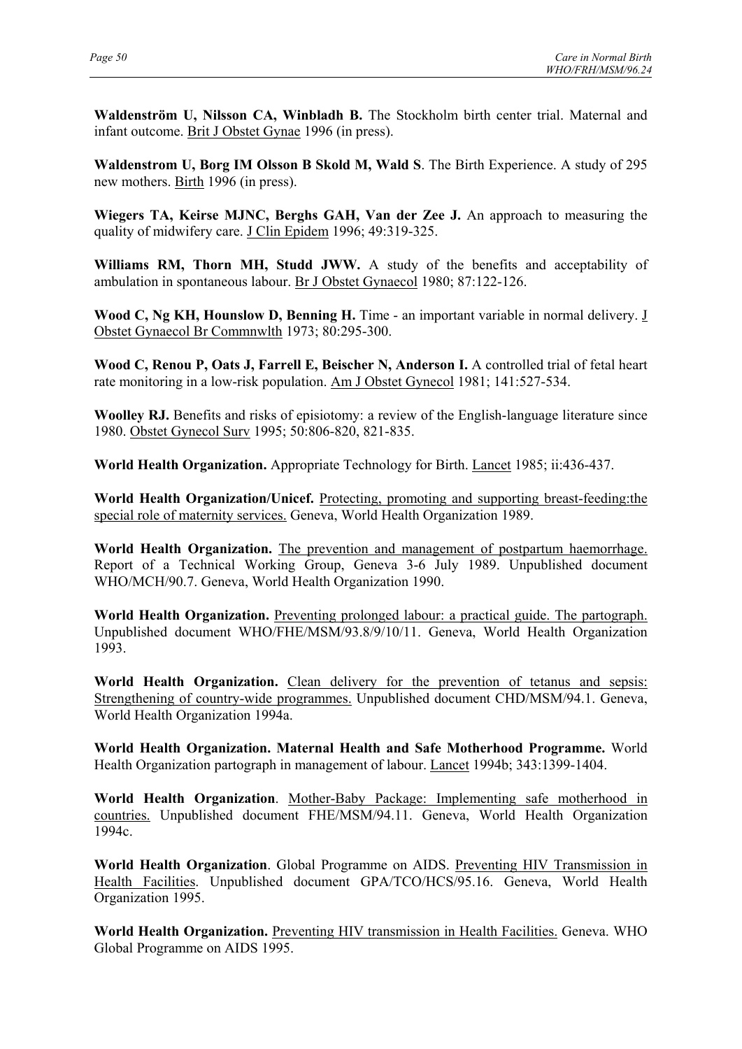**Waldenström U, Nilsson CA, Winbladh B.** The Stockholm birth center trial. Maternal and infant outcome. Brit J Obstet Gynae 1996 (in press).

**Waldenstrom U, Borg IM Olsson B Skold M, Wald S**. The Birth Experience. A study of 295 new mothers. Birth 1996 (in press).

**Wiegers TA, Keirse MJNC, Berghs GAH, Van der Zee J.** An approach to measuring the quality of midwifery care. J Clin Epidem 1996; 49:319-325.

**Williams RM, Thorn MH, Studd JWW.** A study of the benefits and acceptability of ambulation in spontaneous labour. Br J Obstet Gynaecol 1980; 87:122-126.

**Wood C, Ng KH, Hounslow D, Benning H.** Time - an important variable in normal delivery. J Obstet Gynaecol Br Commnwlth 1973; 80:295-300.

**Wood C, Renou P, Oats J, Farrell E, Beischer N, Anderson I.** A controlled trial of fetal heart rate monitoring in a low-risk population. Am J Obstet Gynecol 1981; 141:527-534.

**Woolley RJ.** Benefits and risks of episiotomy: a review of the English-language literature since 1980. Obstet Gynecol Surv 1995; 50:806-820, 821-835.

**World Health Organization.** Appropriate Technology for Birth. Lancet 1985; ii:436-437.

**World Health Organization/Unicef.** Protecting, promoting and supporting breast-feeding:the special role of maternity services. Geneva, World Health Organization 1989.

**World Health Organization.** The prevention and management of postpartum haemorrhage. Report of a Technical Working Group, Geneva 3-6 July 1989. Unpublished document WHO/MCH/90.7. Geneva, World Health Organization 1990.

**World Health Organization.** Preventing prolonged labour: a practical guide. The partograph. Unpublished document WHO/FHE/MSM/93.8/9/10/11. Geneva, World Health Organization 1993.

**World Health Organization.** Clean delivery for the prevention of tetanus and sepsis: Strengthening of country-wide programmes. Unpublished document CHD/MSM/94.1. Geneva, World Health Organization 1994a.

**World Health Organization. Maternal Health and Safe Motherhood Programme.** World Health Organization partograph in management of labour. Lancet 1994b; 343:1399-1404.

**World Health Organization**. Mother-Baby Package: Implementing safe motherhood in countries. Unpublished document FHE/MSM/94.11. Geneva, World Health Organization 1994c.

**World Health Organization**. Global Programme on AIDS. Preventing HIV Transmission in Health Facilities. Unpublished document GPA/TCO/HCS/95.16. Geneva, World Health Organization 1995.

**World Health Organization.** Preventing HIV transmission in Health Facilities. Geneva. WHO Global Programme on AIDS 1995.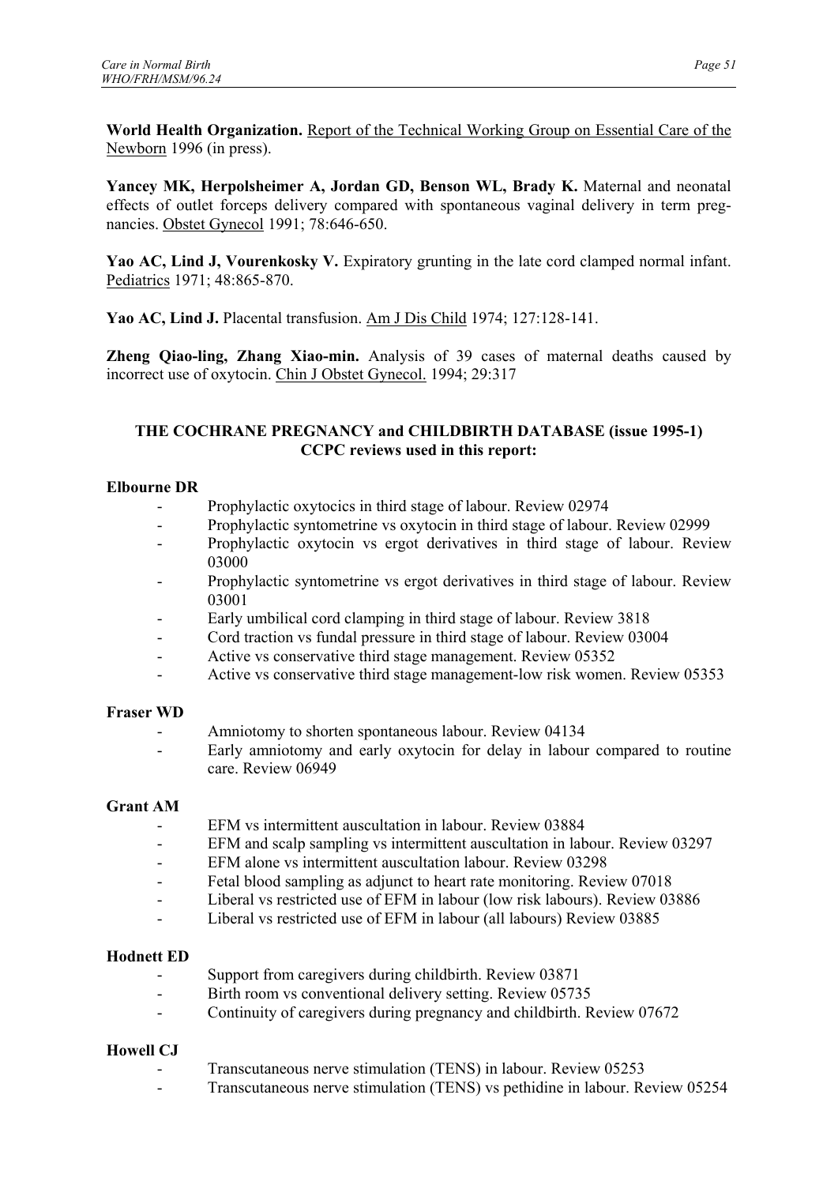**World Health Organization.** Report of the Technical Working Group on Essential Care of the Newborn 1996 (in press).

**Yancey MK, Herpolsheimer A, Jordan GD, Benson WL, Brady K.** Maternal and neonatal effects of outlet forceps delivery compared with spontaneous vaginal delivery in term pregnancies. Obstet Gynecol 1991; 78:646-650.

**Yao AC, Lind J, Vourenkosky V.** Expiratory grunting in the late cord clamped normal infant. Pediatrics 1971; 48:865-870.

**Yao AC, Lind J.** Placental transfusion. Am J Dis Child 1974; 127:128-141.

**Zheng Qiao-ling, Zhang Xiao-min.** Analysis of 39 cases of maternal deaths caused by incorrect use of oxytocin. Chin J Obstet Gynecol. 1994; 29:317

## THE COCHRANE PREGNANCY and CHILDBIRTH DATABASE (issue 1995-1) CCPC reviews used in this report:

**Elbourne DR**

- Prophylactic oxytocics in third stage of labour. Review 02974
- Prophylactic syntometrine vs oxytocin in third stage of labour. Review 02999
- Prophylactic oxytocin vs ergot derivatives in third stage of labour. Review 03000
- Prophylactic syntometrine vs ergot derivatives in third stage of labour. Review 03001
- Early umbilical cord clamping in third stage of labour. Review 3818
- Cord traction vs fundal pressure in third stage of labour. Review 03004
- Active vs conservative third stage management. Review 05352
- Active vs conservative third stage management-low risk women. Review 05353

**Fraser WD**

- Amniotomy to shorten spontaneous labour. Review 04134
- Early amniotomy and early oxytocin for delay in labour compared to routine care. Review 06949

**Grant AM**

- EFM vs intermittent auscultation in labour. Review 03884
- EFM and scalp sampling vs intermittent auscultation in labour. Review 03297
- EFM alone vs intermittent auscultation labour. Review 03298
- Fetal blood sampling as adjunct to heart rate monitoring. Review 07018
- Liberal vs restricted use of EFM in labour (low risk labours). Review 03886
- Liberal vs restricted use of EFM in labour (all labours) Review 03885

**Hodnett ED**

- Support from caregivers during childbirth. Review 03871
- Birth room vs conventional delivery setting. Review 05735
- Continuity of caregivers during pregnancy and childbirth. Review 07672

**Howell CJ**

- Transcutaneous nerve stimulation (TENS) in labour. Review 05253
- Transcutaneous nerve stimulation (TENS) vs pethidine in labour. Review 05254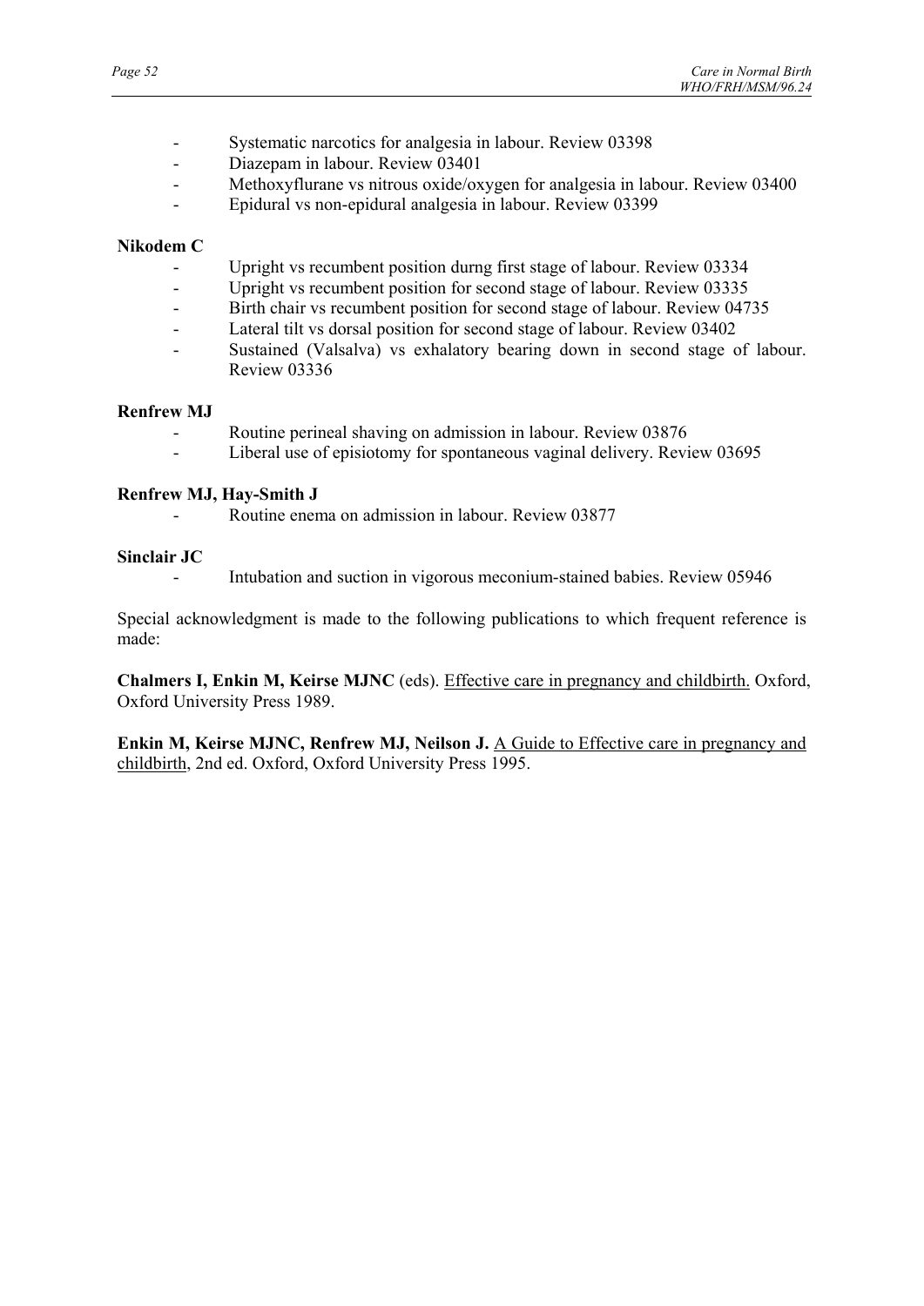- Systematic narcotics for analgesia in labour. Review 03398
- Diazepam in labour. Review 03401
- Methoxyflurane vs nitrous oxide/oxygen for analgesia in labour. Review 03400
- Epidural vs non-epidural analgesia in labour. Review 03399

**Nikodem C**

- Upright vs recumbent position durng first stage of labour. Review 03334
- Upright vs recumbent position for second stage of labour. Review 03335
- Birth chair vs recumbent position for second stage of labour. Review 04735
- Lateral tilt vs dorsal position for second stage of labour. Review 03402
- Sustained (Valsalva) vs exhalatory bearing down in second stage of labour. Review 03336

**Renfrew MJ**

- Routine perineal shaving on admission in labour. Review 03876
- Liberal use of episiotomy for spontaneous vaginal delivery. Review 03695

**Renfrew MJ, Hay-Smith J**

- Routine enema on admission in labour. Review 03877

**Sinclair JC**

- Intubation and suction in vigorous meconium-stained babies. Review 05946

Special acknowledgment is made to the following publications to which frequent reference is made:

**Chalmers I, Enkin M, Keirse MJNC** (eds). Effective care in pregnancy and childbirth. Oxford, Oxford University Press 1989.

**Enkin M, Keirse MJNC, Renfrew MJ, Neilson J.** A Guide to Effective care in pregnancy and childbirth, 2nd ed. Oxford, Oxford University Press 1995.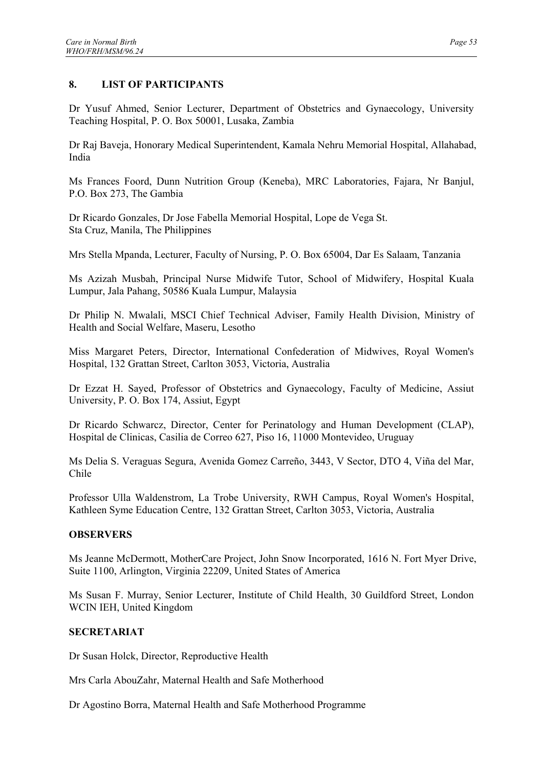## 8. LIST OF PARTICIPANTS

Dr Yusuf Ahmed, Senior Lecturer, Department of Obstetrics and Gynaecology, University Teaching Hospital, P. O. Box 50001, Lusaka, Zambia

Dr Raj Baveja, Honorary Medical Superintendent, Kamala Nehru Memorial Hospital, Allahabad, India

Ms Frances Foord, Dunn Nutrition Group (Keneba), MRC Laboratories, Fajara, Nr Banjul, P.O. Box 273, The Gambia

Dr Ricardo Gonzales, Dr Jose Fabella Memorial Hospital, Lope de Vega St.
Sta Cruz, Manila, The Philippines

Mrs Stella Mpanda, Lecturer, Faculty of Nursing, P. O. Box 65004, Dar Es Salaam, Tanzania

Ms Azizah Musbah, Principal Nurse Midwife Tutor, School of Midwifery, Hospital Kuala Lumpur, Jala Pahang, 50586 Kuala Lumpur, Malaysia

Dr Philip N. Mwalali, MSCI Chief Technical Adviser, Family Health Division, Ministry of Health and Social Welfare, Maseru, Lesotho

Miss Margaret Peters, Director, International Confederation of Midwives, Royal Women's Hospital, 132 Grattan Street, Carlton 3053, Victoria, Australia

Dr Ezzat H. Sayed, Professor of Obstetrics and Gynaecology, Faculty of Medicine, Assiut University, P. O. Box 174, Assiut, Egypt

Dr Ricardo Schwarcz, Director, Center for Perinatology and Human Development (CLAP), Hospital de Clinicas, Casilia de Correo 627, Piso 16, 11000 Montevideo, Uruguay

Ms Delia S. Veraguas Segura, Avenida Gomez Carreño, 3443, V Sector, DTO 4, Viña del Mar, Chile

Professor Ulla Waldenstrom, La Trobe University, RWH Campus, Royal Women's Hospital, Kathleen Syme Education Centre, 132 Grattan Street, Carlton 3053, Victoria, Australia

### OBSERVERS

Ms Jeanne McDermott, MotherCare Project, John Snow Incorporated, 1616 N. Fort Myer Drive, Suite 1100, Arlington, Virginia 22209, United States of America

Ms Susan F. Murray, Senior Lecturer, Institute of Child Health, 30 Guildford Street, London WCIN IEH, United Kingdom

### SECRETARIAT

Dr Susan Holck, Director, Reproductive Health

Mrs Carla AbouZahr, Maternal Health and Safe Motherhood

Dr Agostino Borra, Maternal Health and Safe Motherhood Programme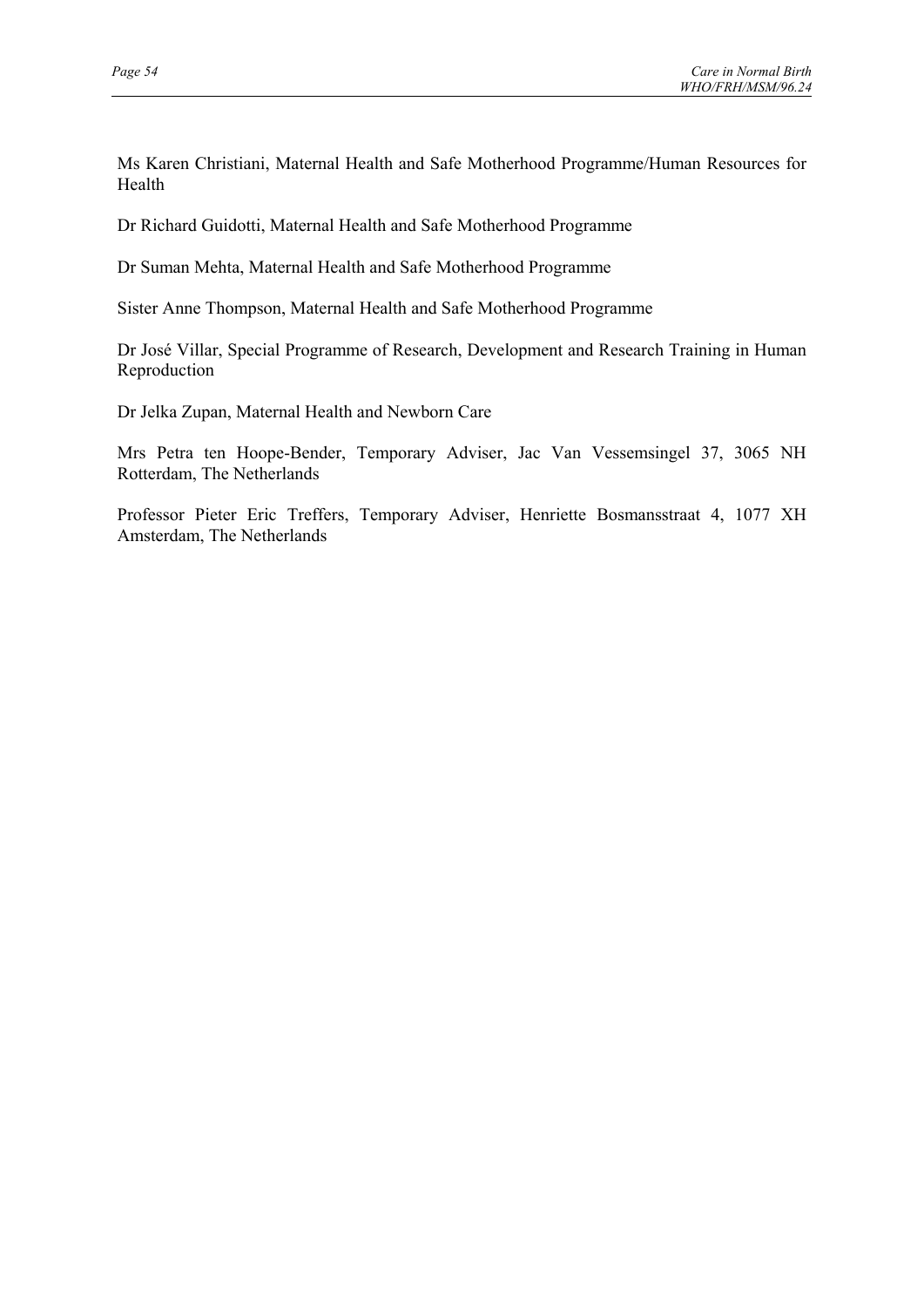Ms Karen Christiani, Maternal Health and Safe Motherhood Programme/Human Resources for Health

Dr Richard Guidotti, Maternal Health and Safe Motherhood Programme

Dr Suman Mehta, Maternal Health and Safe Motherhood Programme

Sister Anne Thompson, Maternal Health and Safe Motherhood Programme

Dr José Villar, Special Programme of Research, Development and Research Training in Human Reproduction

Dr Jelka Zupan, Maternal Health and Newborn Care

Mrs Petra ten Hoope-Bender, Temporary Adviser, Jac Van Vessemsingel 37, 3065 NH Rotterdam, The Netherlands

Professor Pieter Eric Treffers, Temporary Adviser, Henriette Bosmansstraat 4, 1077 XH Amsterdam, The Netherlands